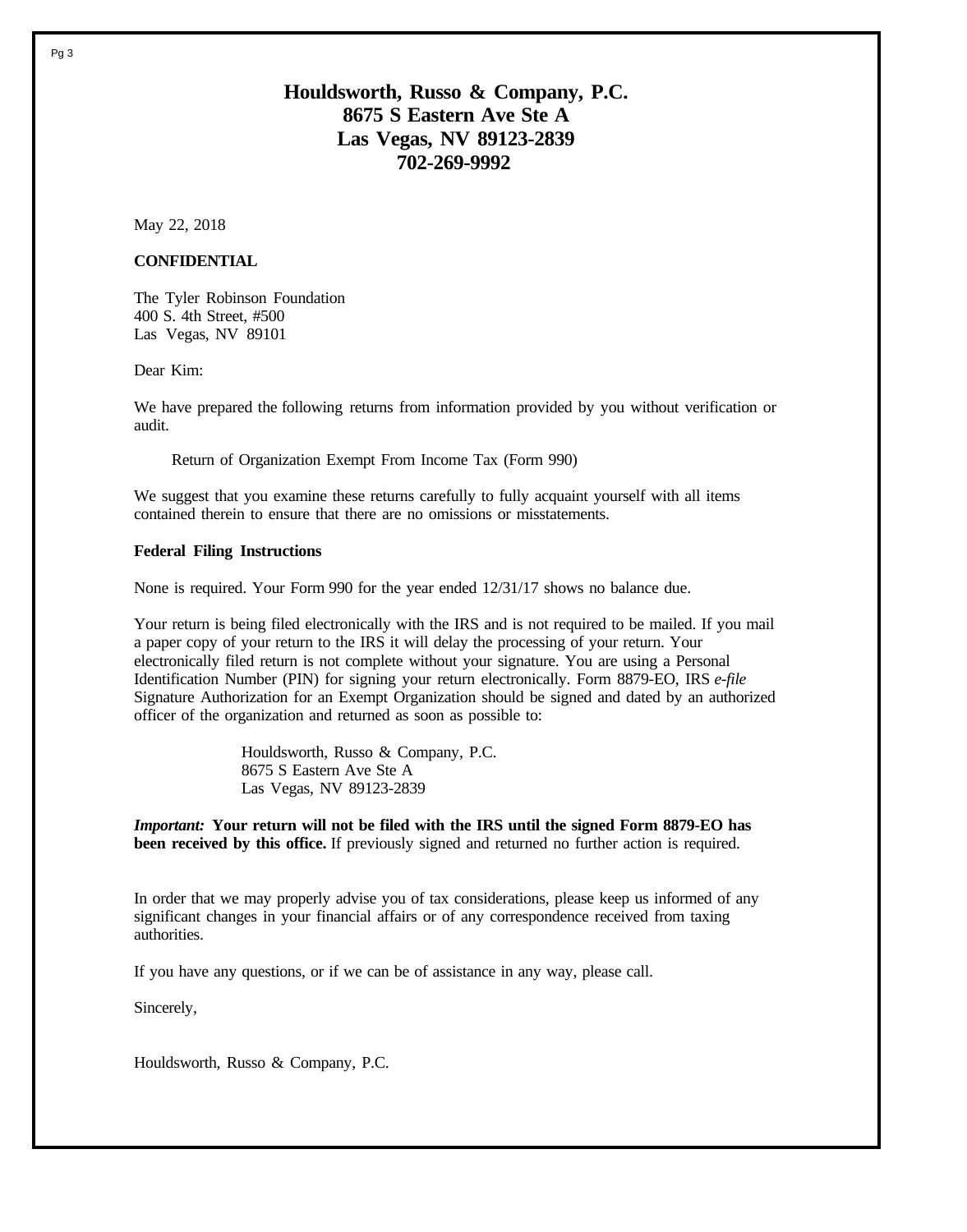# Houldsworth, Russo & Company, P.C.
**8675 S Eastern Ave Ste A**
**Las Vegas, NV 89123-2839**
**702-269-9992**

May 22, 2018

**CONFIDENTIAL**

The Tyler Robinson Foundation
400 S. 4th Street, #500
Las Vegas, NV 89101

Dear Kim:

We have prepared the following returns from information provided by you without verification or audit.

Return of Organization Exempt From Income Tax (Form 990)

We suggest that you examine these returns carefully to fully acquaint yourself with all items contained therein to ensure that there are no omissions or misstatements.

**Federal Filing Instructions**

None is required. Your Form 990 for the year ended 12/31/17 shows no balance due.

Your return is being filed electronically with the IRS and is not required to be mailed. If you mail a paper copy of your return to the IRS it will delay the processing of your return. Your electronically filed return is not complete without your signature. You are using a Personal Identification Number (PIN) for signing your return electronically. Form 8879-EO, IRS *e-file* Signature Authorization for an Exempt Organization should be signed and dated by an authorized officer of the organization and returned as soon as possible to:

Houldsworth, Russo & Company, P.C.
8675 S Eastern Ave Ste A
Las Vegas, NV 89123-2839

***Important:*** **Your return will not be filed with the IRS until the signed Form 8879-EO has been received by this office.** If previously signed and returned no further action is required.

In order that we may properly advise you of tax considerations, please keep us informed of any significant changes in your financial affairs or of any correspondence received from taxing authorities.

If you have any questions, or if we can be of assistance in any way, please call.

Sincerely,

Houldsworth, Russo & Company, P.C.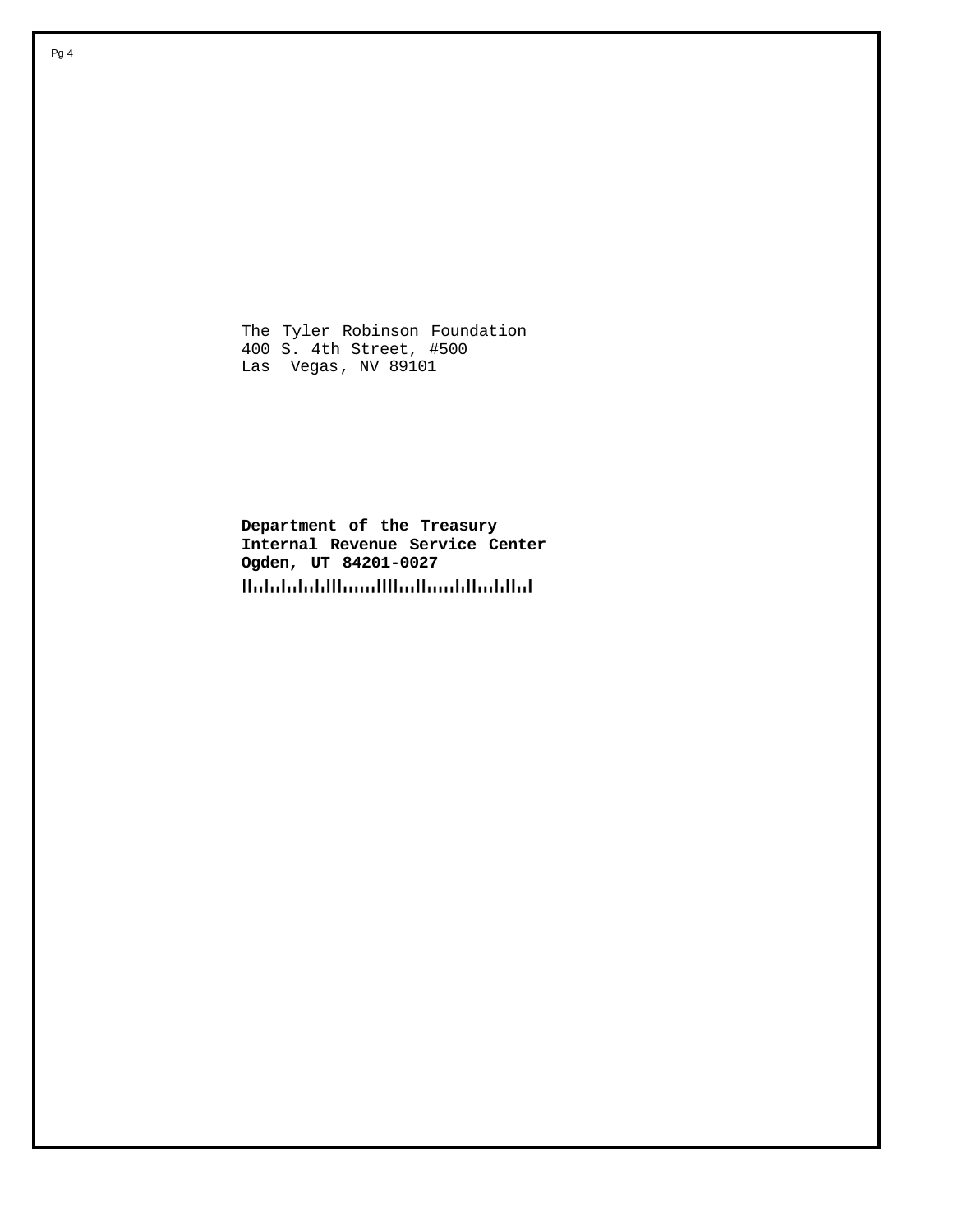The Tyler Robinson Foundation
400 S. 4th Street, #500
Las Vegas, NV 89101

**Department of the Treasury**
**Internal Revenue Service Center**
**Ogden, UT 84201-0027**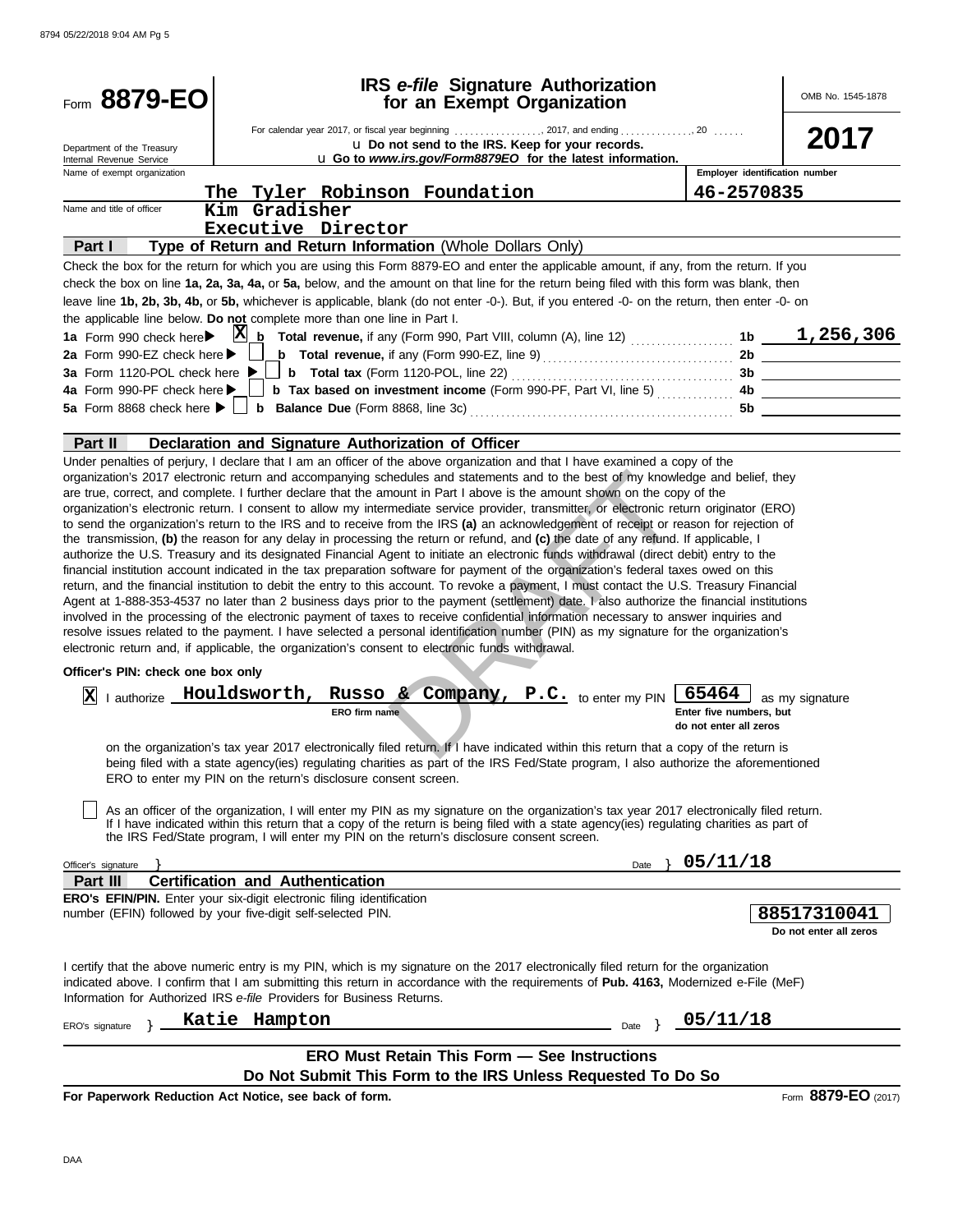Form **8879-EO**

Department of the Treasury
Internal Revenue Service

# IRS *e-file* Signature Authorization for an Exempt Organization

For calendar year 2017, or fiscal year beginning ................., 2017, and ending .............., 20 ......

u **Do not send to the IRS. Keep for your records.**

u **Go to *www.irs.gov/Form8879EO* for the latest information.**

OMB No. 1545-1878

**2017**

| Name of exempt organization | Employer identification number |
|---|---|
| The Tyler Robinson Foundation | 46-2570835 |

Name and title of officer: Kim Gradisher
Executive Director

## Part I — Type of Return and Return Information (Whole Dollars Only)

Check the box for the return for which you are using this Form 8879-EO and enter the applicable amount, if any, from the return. If you check the box on line **1a, 2a, 3a, 4a,** or **5a,** below, and the amount on that line for the return being filed with this form was blank, then leave line **1b, 2b, 3b, 4b,** or **5b,** whichever is applicable, blank (do not enter -0-). But, if you entered -0- on the return, then enter -0- on the applicable line below. **Do not** complete more than one line in Part I.

| | | | |
|---|---|---|---|
| **1a** Form 990 check here ▶ [X] | **b** **Total revenue,** if any (Form 990, Part VIII, column (A), line 12) | **1b** | 1,256,306 |
| **2a** Form 990-EZ check here ▶ [ ] | **b** **Total revenue,** if any (Form 990-EZ, line 9) | **2b** | |
| **3a** Form 1120-POL check here ▶ [ ] | **b** **Total tax** (Form 1120-POL, line 22) | **3b** | |
| **4a** Form 990-PF check here ▶ [ ] | **b** **Tax based on investment income** (Form 990-PF, Part VI, line 5) | **4b** | |
| **5a** Form 8868 check here ▶ [ ] | **b** **Balance Due** (Form 8868, line 3c) | **5b** | |

## Part II — Declaration and Signature Authorization of Officer

Under penalties of perjury, I declare that I am an officer of the above organization and that I have examined a copy of the organization's 2017 electronic return and accompanying schedules and statements and to the best of my knowledge and belief, they are true, correct, and complete. I further declare that the amount in Part I above is the amount shown on the copy of the organization's electronic return. I consent to allow my intermediate service provider, transmitter, or electronic return originator (ERO) to send the organization's return to the IRS and to receive from the IRS **(a)** an acknowledgement of receipt or reason for rejection of the transmission, **(b)** the reason for any delay in processing the return or refund, and **(c)** the date of any refund. If applicable, I authorize the U.S. Treasury and its designated Financial Agent to initiate an electronic funds withdrawal (direct debit) entry to the financial institution account indicated in the tax preparation software for payment of the organization's federal taxes owed on this return, and the financial institution to debit the entry to this account. To revoke a payment, I must contact the U.S. Treasury Financial Agent at 1-888-353-4537 no later than 2 business days prior to the payment (settlement) date. I also authorize the financial institutions involved in the processing of the electronic payment of taxes to receive confidential information necessary to answer inquiries and resolve issues related to the payment. I have selected a personal identification number (PIN) as my signature for the organization's electronic return and, if applicable, the organization's consent to electronic funds withdrawal.

**Officer's PIN: check one box only**

[X] I authorize **Houldsworth, Russo & Company, P.C.** (ERO firm name) to enter my PIN **65464** (Enter five numbers, but do not enter all zeros) as my signature on the organization's tax year 2017 electronically filed return. If I have indicated within this return that a copy of the return is being filed with a state agency(ies) regulating charities as part of the IRS Fed/State program, I also authorize the aforementioned ERO to enter my PIN on the return's disclosure consent screen.

[ ] As an officer of the organization, I will enter my PIN as my signature on the organization's tax year 2017 electronically filed return. If I have indicated within this return that a copy of the return is being filed with a state agency(ies) regulating charities as part of the IRS Fed/State program, I will enter my PIN on the return's disclosure consent screen.

Officer's signature } Date } 05/11/18

## Part III — Certification and Authentication

**ERO's EFIN/PIN.** Enter your six-digit electronic filing identification number (EFIN) followed by your five-digit self-selected PIN.

**88517310041**
Do not enter all zeros

I certify that the above numeric entry is my PIN, which is my signature on the 2017 electronically filed return for the organization indicated above. I confirm that I am submitting this return in accordance with the requirements of **Pub. 4163,** Modernized e-File (MeF) Information for Authorized IRS *e-file* Providers for Business Returns.

ERO's signature } Katie Hampton Date } 05/11/18

**ERO Must Retain This Form — See Instructions**

**Do Not Submit This Form to the IRS Unless Requested To Do So**

**For Paperwork Reduction Act Notice, see back of form.** Form **8879-EO** (2017)

DRAFT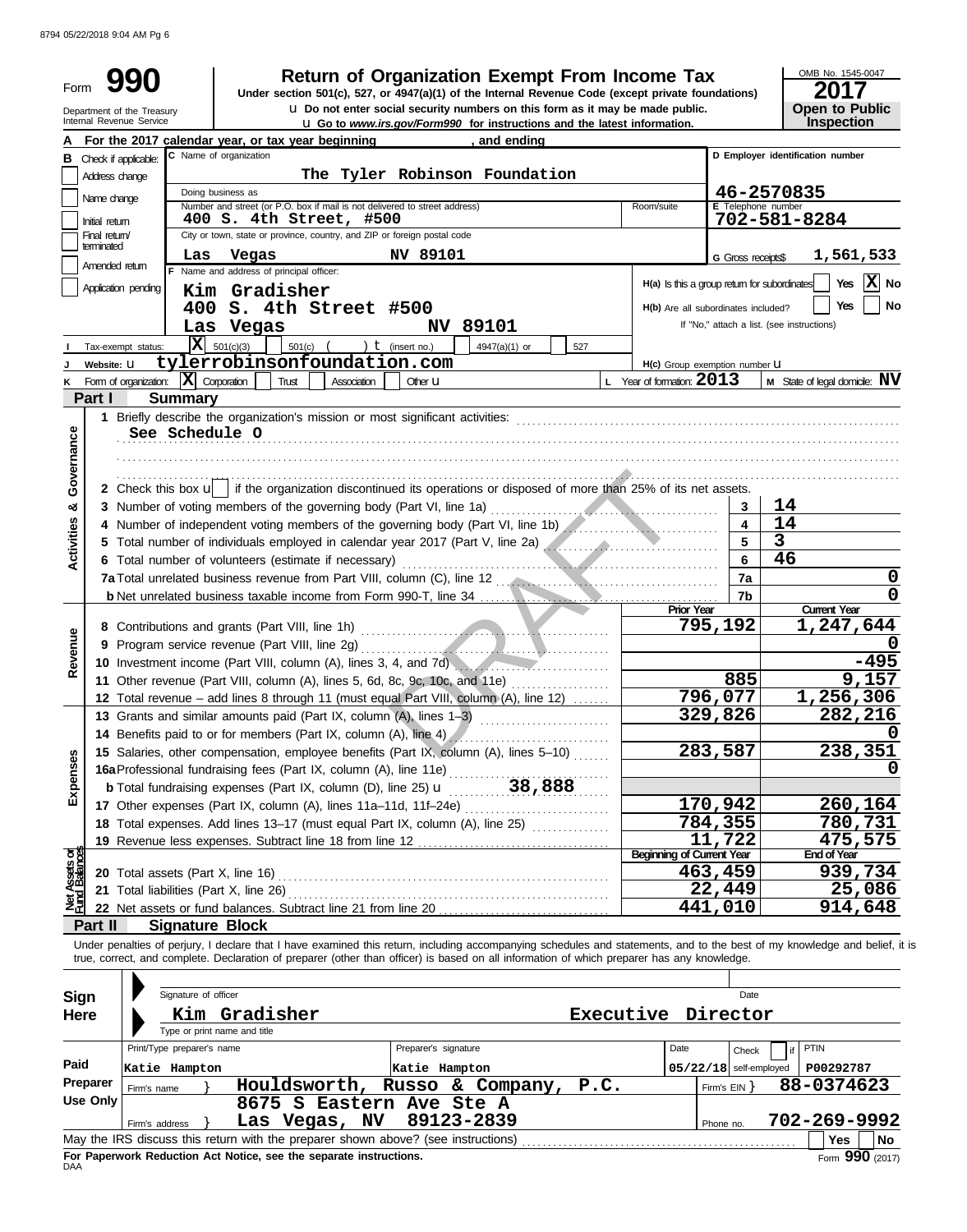# Form 990 — Return of Organization Exempt From Income Tax (2017)

Under section 501(c), 527, or 4947(a)(1) of the Internal Revenue Code (except private foundations)

u Do not enter social security numbers on this form as it may be made public.

u Go to *www.irs.gov/Form990* for instructions and the latest information.

Department of the Treasury, Internal Revenue Service

OMB No. 1545-0047 — **2017** — **Open to Public Inspection**

**A** For the 2017 calendar year, or tax year beginning , and ending

**B** Check if applicable: Address change / Name change / Initial return / Final return/terminated / Amended return / Application pending

**C** Name of organization: **The Tyler Robinson Foundation**

Doing business as

Number and street (or P.O. box if mail is not delivered to street address): **400 S. 4th Street, #500**

City or town, state or province, country, and ZIP or foreign postal code: **Las Vegas NV 89101**

**D** Employer identification number: **46-2570835**

**E** Telephone number: **702-581-8284**

**G** Gross receipts$ **1,561,533**

**F** Name and address of principal officer: **Kim Gradisher, 400 S. 4th Street #500, Las Vegas NV 89101**

**H(a)** Is this a group return for subordinates? Yes [ ] No [X]

**H(b)** Are all subordinates included? Yes [ ] No [ ] If "No," attach a list. (see instructions)

**I** Tax-exempt status: [X] 501(c)(3) [ ] 501(c) ( ) t (insert no.) [ ] 4947(a)(1) or [ ] 527

**J** Website: u **tylerrobinsonfoundation.com**

**H(c)** Group exemption number u

**K** Form of organization: [X] Corporation [ ] Trust [ ] Association [ ] Other u

**L** Year of formation: **2013**

**M** State of legal domicile: **NV**

## Part I Summary

**Activities & Governance**

1 Briefly describe the organization's mission or most significant activities:
**See Schedule O**

2 Check this box u [ ] if the organization discontinued its operations or disposed of more than 25% of its net assets.

| Line | Description | | Value |
|---|---|---|---|
| 3 | Number of voting members of the governing body (Part VI, line 1a) | 3 | 14 |
| 4 | Number of independent voting members of the governing body (Part VI, line 1b) | 4 | 14 |
| 5 | Total number of individuals employed in calendar year 2017 (Part V, line 2a) | 5 | 3 |
| 6 | Total number of volunteers (estimate if necessary) | 6 | 46 |
| 7a | Total unrelated business revenue from Part VIII, column (C), line 12 | 7a | 0 |
| 7b | Net unrelated business taxable income from Form 990-T, line 34 | 7b | 0 |

| Line | Description | Prior Year | Current Year |
|---|---|---|---|
| **Revenue** | | | |
| 8 | Contributions and grants (Part VIII, line 1h) | 795,192 | 1,247,644 |
| 9 | Program service revenue (Part VIII, line 2g) | | 0 |
| 10 | Investment income (Part VIII, column (A), lines 3, 4, and 7d) | | -495 |
| 11 | Other revenue (Part VIII, column (A), lines 5, 6d, 8c, 9c, 10c, and 11e) | 885 | 9,157 |
| 12 | Total revenue – add lines 8 through 11 (must equal Part VIII, column (A), line 12) | 796,077 | 1,256,306 |
| **Expenses** | | | |
| 13 | Grants and similar amounts paid (Part IX, column (A), lines 1–3) | 329,826 | 282,216 |
| 14 | Benefits paid to or for members (Part IX, column (A), line 4) | | 0 |
| 15 | Salaries, other compensation, employee benefits (Part IX, column (A), lines 5–10) | 283,587 | 238,351 |
| 16a | Professional fundraising fees (Part IX, column (A), line 11e) | | 0 |
| b | Total fundraising expenses (Part IX, column (D), line 25) u 38,888 | | |
| 17 | Other expenses (Part IX, column (A), lines 11a–11d, 11f–24e) | 170,942 | 260,164 |
| 18 | Total expenses. Add lines 13–17 (must equal Part IX, column (A), line 25) | 784,355 | 780,731 |
| 19 | Revenue less expenses. Subtract line 18 from line 12 | 11,722 | 475,575 |

| Line | Description | Beginning of Current Year | End of Year |
|---|---|---|---|
| **Net Assets or Fund Balances** | | | |
| 20 | Total assets (Part X, line 16) | 463,459 | 939,734 |
| 21 | Total liabilities (Part X, line 26) | 22,449 | 25,086 |
| 22 | Net assets or fund balances. Subtract line 21 from line 20 | 441,010 | 914,648 |

## Part II Signature Block

Under penalties of perjury, I declare that I have examined this return, including accompanying schedules and statements, and to the best of my knowledge and belief, it is true, correct, and complete. Declaration of preparer (other than officer) is based on all information of which preparer has any knowledge.

**Sign Here**

Signature of officer — Date

**Kim Gradisher — Executive Director**

Type or print name and title

**Paid Preparer Use Only**

| Print/Type preparer's name | Preparer's signature | Date | Check if self-employed | PTIN |
|---|---|---|---|---|
| Katie Hampton | Katie Hampton | 05/22/18 | [ ] | P00292787 |

Firm's name: **Houldsworth, Russo & Company, P.C.** — Firm's EIN: **88-0374623**

Firm's address: **8675 S Eastern Ave Ste A, Las Vegas, NV 89123-2839** — Phone no. **702-269-9992**

May the IRS discuss this return with the preparer shown above? (see instructions) [ ] Yes [ ] No

**For Paperwork Reduction Act Notice, see the separate instructions.**

DAA — Form **990** (2017)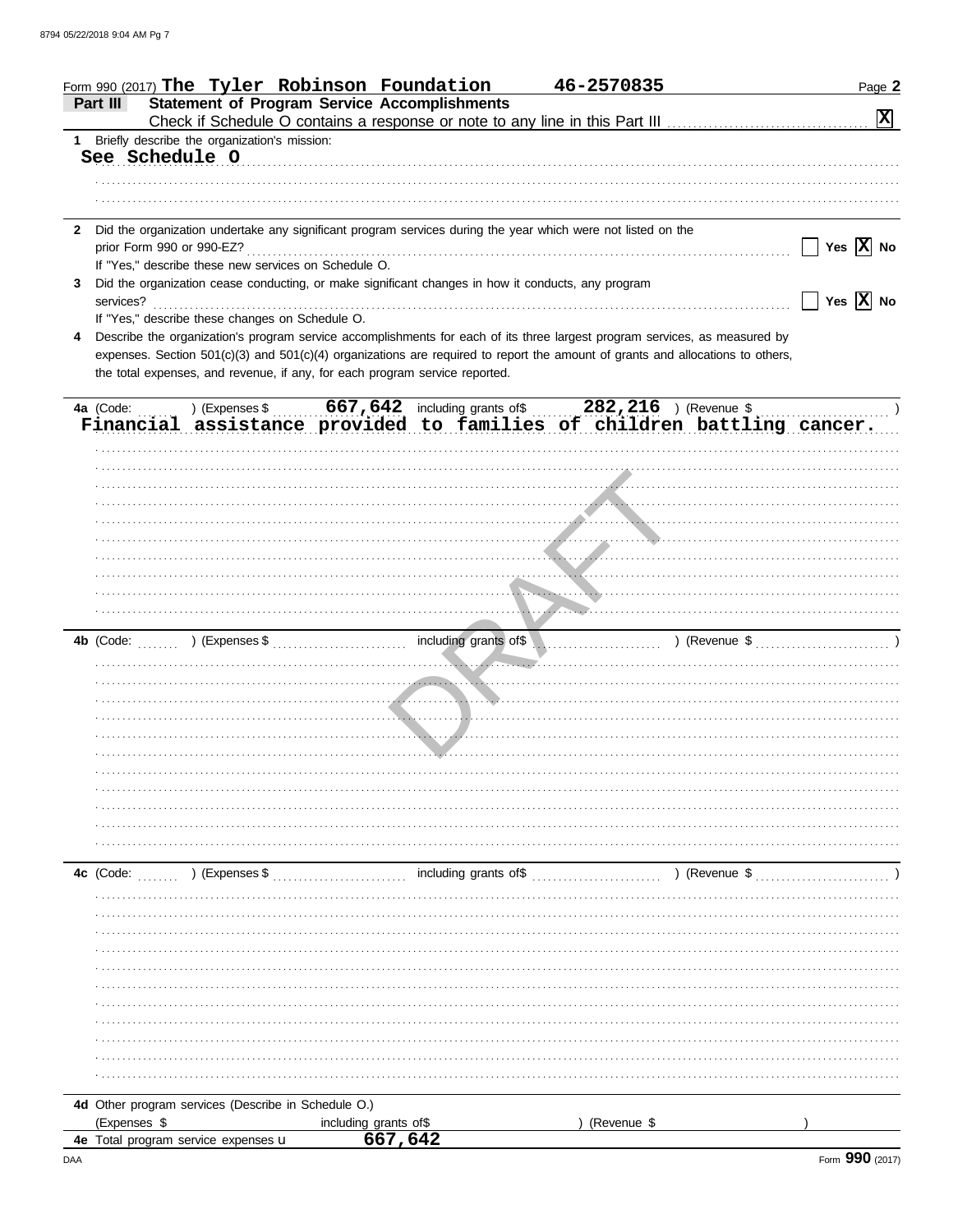Form 990 (2017) **The Tyler Robinson Foundation** **46-2570835** Page **2**

## Part III Statement of Program Service Accomplishments

Check if Schedule O contains a response or note to any line in this Part III . . . . . . [X]

**1** Briefly describe the organization's mission:

**See Schedule O**

**2** Did the organization undertake any significant program services during the year which were not listed on the prior Form 990 or 990-EZ? . . . . . . [ ] Yes [X] No

If "Yes," describe these new services on Schedule O.

**3** Did the organization cease conducting, or make significant changes in how it conducts, any program services? . . . . . . [ ] Yes [X] No

If "Yes," describe these changes on Schedule O.

**4** Describe the organization's program service accomplishments for each of its three largest program services, as measured by expenses. Section 501(c)(3) and 501(c)(4) organizations are required to report the amount of grants and allocations to others, the total expenses, and revenue, if any, for each program service reported.

**4a** (Code: ) (Expenses $ **667,642** including grants of$ **282,216** ) (Revenue $ )

**Financial assistance provided to families of children battling cancer.**

**4b** (Code: ) (Expenses $ including grants of$ ) (Revenue $ )

**4c** (Code: ) (Expenses $ including grants of$ ) (Revenue $ )

**4d** Other program services (Describe in Schedule O.)

(Expenses $ including grants of$ ) (Revenue $ )

**4e** Total program service expenses **667,642**

DAA Form **990** (2017)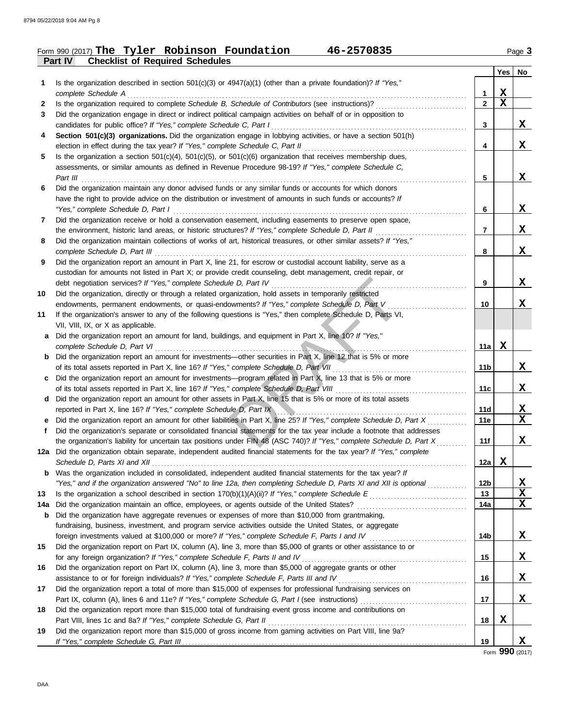Form 990 (2017) **The Tyler Robinson Foundation** 46-2570835 Page **3**

## Part IV Checklist of Required Schedules

| | | | Yes | No |
|---|---|---|---|---|
| **1** | Is the organization described in section 501(c)(3) or 4947(a)(1) (other than a private foundation)? *If "Yes," complete Schedule A* | **1** | X | |
| **2** | Is the organization required to complete *Schedule B, Schedule of Contributors* (see instructions)? | **2** | X | |
| **3** | Did the organization engage in direct or indirect political campaign activities on behalf of or in opposition to candidates for public office? *If "Yes," complete Schedule C, Part I* | **3** | | X |
| **4** | **Section 501(c)(3) organizations.** Did the organization engage in lobbying activities, or have a section 501(h) election in effect during the tax year? *If "Yes," complete Schedule C, Part II* | **4** | | X |
| **5** | Is the organization a section 501(c)(4), 501(c)(5), or 501(c)(6) organization that receives membership dues, assessments, or similar amounts as defined in Revenue Procedure 98-19? *If "Yes," complete Schedule C, Part III* | **5** | | X |
| **6** | Did the organization maintain any donor advised funds or any similar funds or accounts for which donors have the right to provide advice on the distribution or investment of amounts in such funds or accounts? *If "Yes," complete Schedule D, Part I* | **6** | | X |
| **7** | Did the organization receive or hold a conservation easement, including easements to preserve open space, the environment, historic land areas, or historic structures? *If "Yes," complete Schedule D, Part II* | **7** | | X |
| **8** | Did the organization maintain collections of works of art, historical treasures, or other similar assets? *If "Yes," complete Schedule D, Part III* | **8** | | X |
| **9** | Did the organization report an amount in Part X, line 21, for escrow or custodial account liability, serve as a custodian for amounts not listed in Part X; or provide credit counseling, debt management, credit repair, or debt negotiation services? *If "Yes," complete Schedule D, Part IV* | **9** | | X |
| **10** | Did the organization, directly or through a related organization, hold assets in temporarily restricted endowments, permanent endowments, or quasi-endowments? *If "Yes," complete Schedule D, Part V* | **10** | | X |
| **11** | If the organization's answer to any of the following questions is "Yes," then complete Schedule D, Parts VI, VII, VIII, IX, or X as applicable. | | | |
| **a** | Did the organization report an amount for land, buildings, and equipment in Part X, line 10? *If "Yes," complete Schedule D, Part VI* | **11a** | X | |
| **b** | Did the organization report an amount for investments—other securities in Part X, line 12 that is 5% or more of its total assets reported in Part X, line 16? *If "Yes," complete Schedule D, Part VII* | **11b** | | X |
| **c** | Did the organization report an amount for investments—program related in Part X, line 13 that is 5% or more of its total assets reported in Part X, line 16? *If "Yes," complete Schedule D, Part VIII* | **11c** | | X |
| **d** | Did the organization report an amount for other assets in Part X, line 15 that is 5% or more of its total assets reported in Part X, line 16? *If "Yes," complete Schedule D, Part IX* | **11d** | | X |
| **e** | Did the organization report an amount for other liabilities in Part X, line 25? *If "Yes," complete Schedule D, Part X* | **11e** | | X |
| **f** | Did the organization's separate or consolidated financial statements for the tax year include a footnote that addresses the organization's liability for uncertain tax positions under FIN 48 (ASC 740)? *If "Yes," complete Schedule D, Part X* | **11f** | | X |
| **12a** | Did the organization obtain separate, independent audited financial statements for the tax year? *If "Yes," complete Schedule D, Parts XI and XII* | **12a** | X | |
| **b** | Was the organization included in consolidated, independent audited financial statements for the tax year? *If "Yes," and if the organization answered "No" to line 12a, then completing Schedule D, Parts XI and XII is optional* | **12b** | | X |
| **13** | Is the organization a school described in section 170(b)(1)(A)(ii)? *If "Yes," complete Schedule E* | **13** | | X |
| **14a** | Did the organization maintain an office, employees, or agents outside of the United States? | **14a** | | X |
| **b** | Did the organization have aggregate revenues or expenses of more than $10,000 from grantmaking, fundraising, business, investment, and program service activities outside the United States, or aggregate foreign investments valued at $100,000 or more? *If "Yes," complete Schedule F, Parts I and IV* | **14b** | | X |
| **15** | Did the organization report on Part IX, column (A), line 3, more than $5,000 of grants or other assistance to or for any foreign organization? *If "Yes," complete Schedule F, Parts II and IV* | **15** | | X |
| **16** | Did the organization report on Part IX, column (A), line 3, more than $5,000 of aggregate grants or other assistance to or for foreign individuals? *If "Yes," complete Schedule F, Parts III and IV* | **16** | | X |
| **17** | Did the organization report a total of more than $15,000 of expenses for professional fundraising services on Part IX, column (A), lines 6 and 11e? *If "Yes," complete Schedule G, Part I* (see instructions) | **17** | | X |
| **18** | Did the organization report more than $15,000 total of fundraising event gross income and contributions on Part VIII, lines 1c and 8a? *If "Yes," complete Schedule G, Part II* | **18** | X | |
| **19** | Did the organization report more than $15,000 of gross income from gaming activities on Part VIII, line 9a? *If "Yes," complete Schedule G, Part III* | **19** | | X |

Form **990** (2017)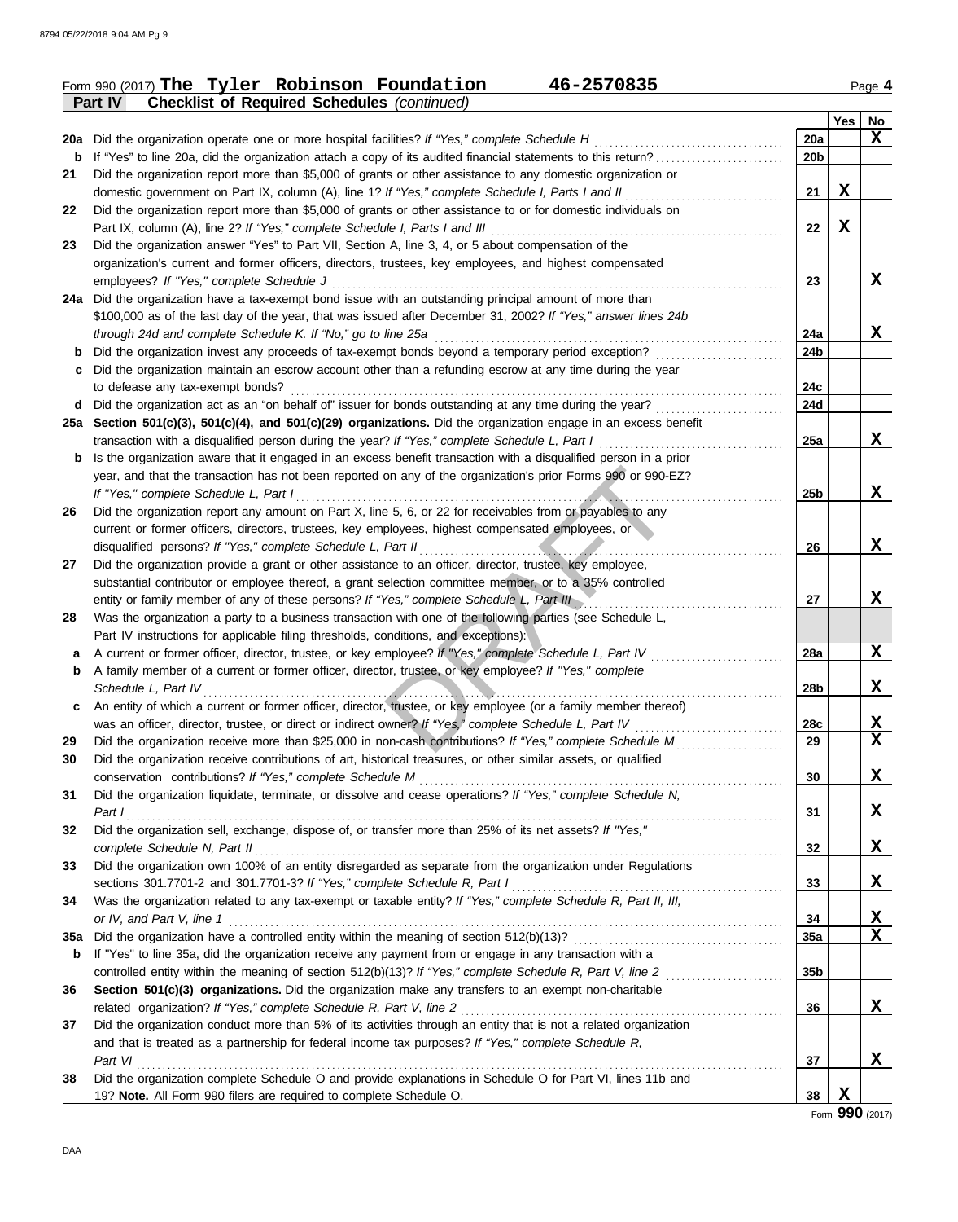Form 990 (2017) **The Tyler Robinson Foundation** **46-2570835** Page **4**

**Part IV** **Checklist of Required Schedules** *(continued)*

| | | | Yes | No |
|---|---|---|---|---|
| **20a** | Did the organization operate one or more hospital facilities? *If "Yes," complete Schedule H* | **20a** | | X |
| **b** | If "Yes" to line 20a, did the organization attach a copy of its audited financial statements to this return? | **20b** | | |
| **21** | Did the organization report more than $5,000 of grants or other assistance to any domestic organization or domestic government on Part IX, column (A), line 1? *If "Yes," complete Schedule I, Parts I and II* | **21** | X | |
| **22** | Did the organization report more than $5,000 of grants or other assistance to or for domestic individuals on Part IX, column (A), line 2? *If "Yes," complete Schedule I, Parts I and III* | **22** | X | |
| **23** | Did the organization answer "Yes" to Part VII, Section A, line 3, 4, or 5 about compensation of the organization's current and former officers, directors, trustees, key employees, and highest compensated employees? *If "Yes," complete Schedule J* | **23** | | X |
| **24a** | Did the organization have a tax-exempt bond issue with an outstanding principal amount of more than $100,000 as of the last day of the year, that was issued after December 31, 2002? *If "Yes," answer lines 24b through 24d and complete Schedule K. If "No," go to line 25a* | **24a** | | X |
| **b** | Did the organization invest any proceeds of tax-exempt bonds beyond a temporary period exception? | **24b** | | |
| **c** | Did the organization maintain an escrow account other than a refunding escrow at any time during the year to defease any tax-exempt bonds? | **24c** | | |
| **d** | Did the organization act as an "on behalf of" issuer for bonds outstanding at any time during the year? | **24d** | | |
| **25a** | **Section 501(c)(3), 501(c)(4), and 501(c)(29) organizations.** Did the organization engage in an excess benefit transaction with a disqualified person during the year? *If "Yes," complete Schedule L, Part I* | **25a** | | X |
| **b** | Is the organization aware that it engaged in an excess benefit transaction with a disqualified person in a prior year, and that the transaction has not been reported on any of the organization's prior Forms 990 or 990-EZ? *If "Yes," complete Schedule L, Part I* | **25b** | | X |
| **26** | Did the organization report any amount on Part X, line 5, 6, or 22 for receivables from or payables to any current or former officers, directors, trustees, key employees, highest compensated employees, or disqualified persons? *If "Yes," complete Schedule L, Part II* | **26** | | X |
| **27** | Did the organization provide a grant or other assistance to an officer, director, trustee, key employee, substantial contributor or employee thereof, a grant selection committee member, or to a 35% controlled entity or family member of any of these persons? *If "Yes," complete Schedule L, Part III* | **27** | | X |
| **28** | Was the organization a party to a business transaction with one of the following parties (see Schedule L, Part IV instructions for applicable filing thresholds, conditions, and exceptions): | | | |
| **a** | A current or former officer, director, trustee, or key employee? *If "Yes," complete Schedule L, Part IV* | **28a** | | X |
| **b** | A family member of a current or former officer, director, trustee, or key employee? *If "Yes," complete Schedule L, Part IV* | **28b** | | X |
| **c** | An entity of which a current or former officer, director, trustee, or key employee (or a family member thereof) was an officer, director, trustee, or direct or indirect owner? *If "Yes," complete Schedule L, Part IV* | **28c** | | X |
| **29** | Did the organization receive more than $25,000 in non-cash contributions? *If "Yes," complete Schedule M* | **29** | | X |
| **30** | Did the organization receive contributions of art, historical treasures, or other similar assets, or qualified conservation contributions? *If "Yes," complete Schedule M* | **30** | | X |
| **31** | Did the organization liquidate, terminate, or dissolve and cease operations? *If "Yes," complete Schedule N, Part I* | **31** | | X |
| **32** | Did the organization sell, exchange, dispose of, or transfer more than 25% of its net assets? *If "Yes," complete Schedule N, Part II* | **32** | | X |
| **33** | Did the organization own 100% of an entity disregarded as separate from the organization under Regulations sections 301.7701-2 and 301.7701-3? *If "Yes," complete Schedule R, Part I* | **33** | | X |
| **34** | Was the organization related to any tax-exempt or taxable entity? *If "Yes," complete Schedule R, Part II, III, or IV, and Part V, line 1* | **34** | | X |
| **35a** | Did the organization have a controlled entity within the meaning of section 512(b)(13)? | **35a** | | X |
| **b** | If "Yes" to line 35a, did the organization receive any payment from or engage in any transaction with a controlled entity within the meaning of section 512(b)(13)? *If "Yes," complete Schedule R, Part V, line 2* | **35b** | | |
| **36** | **Section 501(c)(3) organizations.** Did the organization make any transfers to an exempt non-charitable related organization? *If "Yes," complete Schedule R, Part V, line 2* | **36** | | X |
| **37** | Did the organization conduct more than 5% of its activities through an entity that is not a related organization and that is treated as a partnership for federal income tax purposes? *If "Yes," complete Schedule R, Part VI* | **37** | | X |
| **38** | Did the organization complete Schedule O and provide explanations in Schedule O for Part VI, lines 11b and 19? **Note.** All Form 990 filers are required to complete Schedule O. | **38** | X | |

Form **990** (2017)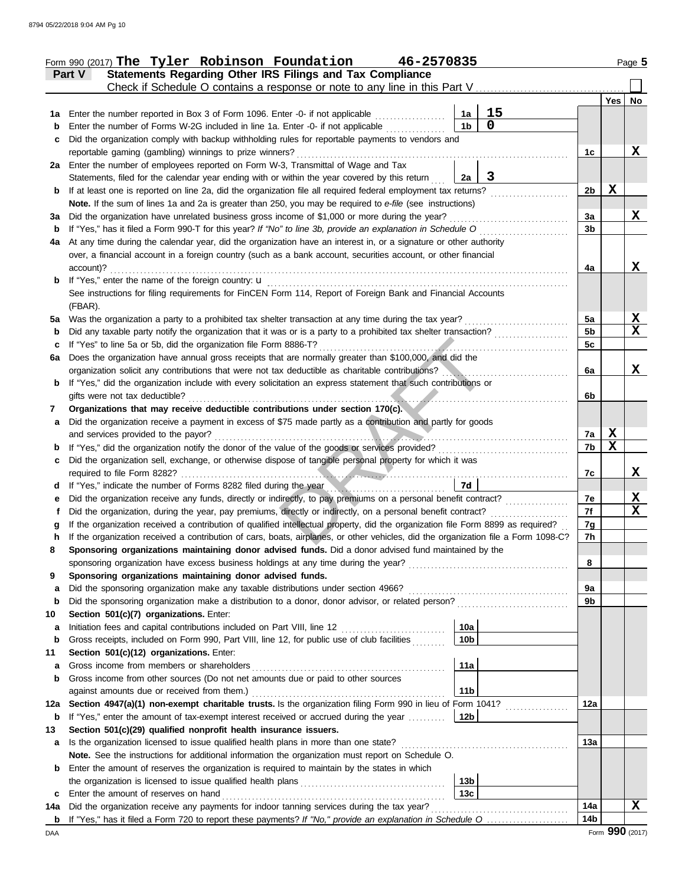Form 990 (2017) **The Tyler Robinson Foundation 46-2570835** Page 5

## Part V Statements Regarding Other IRS Filings and Tax Compliance

Check if Schedule O contains a response or note to any line in this Part V

| | | | | Line | Yes | No |
|---|---|---|---|---|---|---|
| **1a** | Enter the number reported in Box 3 of Form 1096. Enter -0- if not applicable | 1a | 15 | | | |
| **b** | Enter the number of Forms W-2G included in line 1a. Enter -0- if not applicable | 1b | 0 | | | |
| **c** | Did the organization comply with backup withholding rules for reportable payments to vendors and reportable gaming (gambling) winnings to prize winners? | | | 1c | | X |
| **2a** | Enter the number of employees reported on Form W-3, Transmittal of Wage and Tax Statements, filed for the calendar year ending with or within the year covered by this return | 2a | 3 | | | |
| **b** | If at least one is reported on line 2a, did the organization file all required federal employment tax returns? | | | 2b | X | |
| | **Note.** If the sum of lines 1a and 2a is greater than 250, you may be required to *e-file* (see instructions) | | | | | |
| **3a** | Did the organization have unrelated business gross income of $1,000 or more during the year? | | | 3a | | X |
| **b** | If "Yes," has it filed a Form 990-T for this year? *If "No" to line 3b, provide an explanation in Schedule O* | | | 3b | | |
| **4a** | At any time during the calendar year, did the organization have an interest in, or a signature or other authority over, a financial account in a foreign country (such as a bank account, securities account, or other financial account)? | | | 4a | | X |
| **b** | If "Yes," enter the name of the foreign country: u | | | | | |
| | See instructions for filing requirements for FinCEN Form 114, Report of Foreign Bank and Financial Accounts (FBAR). | | | | | |
| **5a** | Was the organization a party to a prohibited tax shelter transaction at any time during the tax year? | | | 5a | | X |
| **b** | Did any taxable party notify the organization that it was or is a party to a prohibited tax shelter transaction? | | | 5b | | X |
| **c** | If "Yes" to line 5a or 5b, did the organization file Form 8886-T? | | | 5c | | |
| **6a** | Does the organization have annual gross receipts that are normally greater than $100,000, and did the organization solicit any contributions that were not tax deductible as charitable contributions? | | | 6a | | X |
| **b** | If "Yes," did the organization include with every solicitation an express statement that such contributions or gifts were not tax deductible? | | | 6b | | |
| **7** | **Organizations that may receive deductible contributions under section 170(c).** | | | | | |
| **a** | Did the organization receive a payment in excess of $75 made partly as a contribution and partly for goods and services provided to the payor? | | | 7a | X | |
| **b** | If "Yes," did the organization notify the donor of the value of the goods or services provided? | | | 7b | X | |
| **c** | Did the organization sell, exchange, or otherwise dispose of tangible personal property for which it was required to file Form 8282? | | | 7c | | X |
| **d** | If "Yes," indicate the number of Forms 8282 filed during the year | 7d | | | | |
| **e** | Did the organization receive any funds, directly or indirectly, to pay premiums on a personal benefit contract? | | | 7e | | X |
| **f** | Did the organization, during the year, pay premiums, directly or indirectly, on a personal benefit contract? | | | 7f | | X |
| **g** | If the organization received a contribution of qualified intellectual property, did the organization file Form 8899 as required? | | | 7g | | |
| **h** | If the organization received a contribution of cars, boats, airplanes, or other vehicles, did the organization file a Form 1098-C? | | | 7h | | |
| **8** | **Sponsoring organizations maintaining donor advised funds.** Did a donor advised fund maintained by the sponsoring organization have excess business holdings at any time during the year? | | | 8 | | |
| **9** | **Sponsoring organizations maintaining donor advised funds.** | | | | | |
| **a** | Did the sponsoring organization make any taxable distributions under section 4966? | | | 9a | | |
| **b** | Did the sponsoring organization make a distribution to a donor, donor advisor, or related person? | | | 9b | | |
| **10** | **Section 501(c)(7) organizations.** Enter: | | | | | |
| **a** | Initiation fees and capital contributions included on Part VIII, line 12 | 10a | | | | |
| **b** | Gross receipts, included on Form 990, Part VIII, line 12, for public use of club facilities | 10b | | | | |
| **11** | **Section 501(c)(12) organizations.** Enter: | | | | | |
| **a** | Gross income from members or shareholders | 11a | | | | |
| **b** | Gross income from other sources (Do not net amounts due or paid to other sources against amounts due or received from them.) | 11b | | | | |
| **12a** | **Section 4947(a)(1) non-exempt charitable trusts.** Is the organization filing Form 990 in lieu of Form 1041? | | | 12a | | |
| **b** | If "Yes," enter the amount of tax-exempt interest received or accrued during the year | 12b | | | | |
| **13** | **Section 501(c)(29) qualified nonprofit health insurance issuers.** | | | | | |
| **a** | Is the organization licensed to issue qualified health plans in more than one state? | | | 13a | | |
| | **Note.** See the instructions for additional information the organization must report on Schedule O. | | | | | |
| **b** | Enter the amount of reserves the organization is required to maintain by the states in which the organization is licensed to issue qualified health plans | 13b | | | | |
| **c** | Enter the amount of reserves on hand | 13c | | | | |
| **14a** | Did the organization receive any payments for indoor tanning services during the tax year? | | | 14a | | X |
| **b** | If "Yes," has it filed a Form 720 to report these payments? *If "No," provide an explanation in Schedule O* | | | 14b | | |

Form **990** (2017)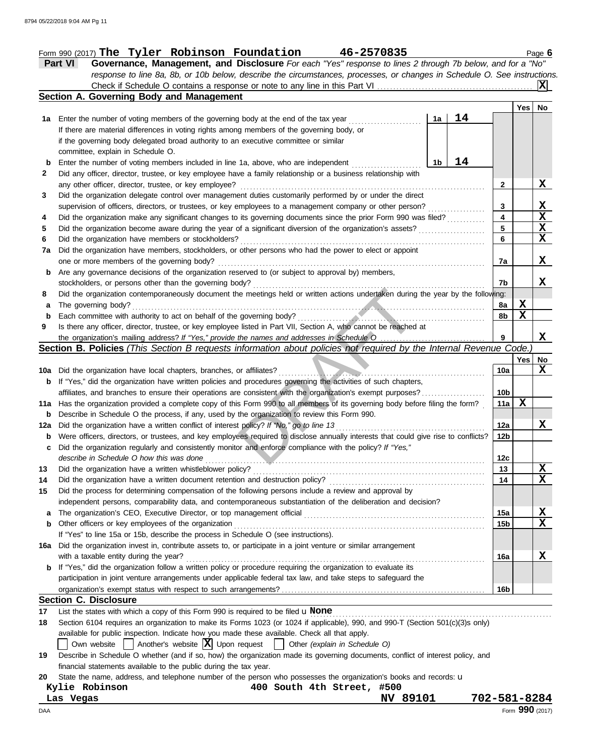Form 990 (2017) **The Tyler Robinson Foundation** **46-2570835** Page **6**

**Part VI** **Governance, Management, and Disclosure** *For each "Yes" response to lines 2 through 7b below, and for a "No" response to line 8a, 8b, or 10b below, describe the circumstances, processes, or changes in Schedule O. See instructions.*

Check if Schedule O contains a response or note to any line in this Part VI ... **X**

## Section A. Governing Body and Management

| | | | | | Yes | No |
|---|---|---|---|---|---|---|
| **1a** | Enter the number of voting members of the governing body at the end of the tax year. If there are material differences in voting rights among members of the governing body, or if the governing body delegated broad authority to an executive committee or similar committee, explain in Schedule O. | 1a | 14 | | | |
| **b** | Enter the number of voting members included in line 1a, above, who are independent | 1b | 14 | | | |
| **2** | Did any officer, director, trustee, or key employee have a family relationship or a business relationship with any other officer, director, trustee, or key employee? | | | 2 | | X |
| **3** | Did the organization delegate control over management duties customarily performed by or under the direct supervision of officers, directors, or trustees, or key employees to a management company or other person? | | | 3 | | X |
| **4** | Did the organization make any significant changes to its governing documents since the prior Form 990 was filed? | | | 4 | | X |
| **5** | Did the organization become aware during the year of a significant diversion of the organization's assets? | | | 5 | | X |
| **6** | Did the organization have members or stockholders? | | | 6 | | X |
| **7a** | Did the organization have members, stockholders, or other persons who had the power to elect or appoint one or more members of the governing body? | | | 7a | | X |
| **b** | Are any governance decisions of the organization reserved to (or subject to approval by) members, stockholders, or persons other than the governing body? | | | 7b | | X |
| **8** | Did the organization contemporaneously document the meetings held or written actions undertaken during the year by the following: | | | | | |
| **a** | The governing body? | | | 8a | X | |
| **b** | Each committee with authority to act on behalf of the governing body? | | | 8b | X | |
| **9** | Is there any officer, director, trustee, or key employee listed in Part VII, Section A, who cannot be reached at the organization's mailing address? *If "Yes," provide the names and addresses in Schedule O* | | | 9 | | X |

## Section B. Policies *(This Section B requests information about policies not required by the Internal Revenue Code.)*

| | | | Yes | No |
|---|---|---|---|---|
| **10a** | Did the organization have local chapters, branches, or affiliates? | 10a | | X |
| **b** | If "Yes," did the organization have written policies and procedures governing the activities of such chapters, affiliates, and branches to ensure their operations are consistent with the organization's exempt purposes? | 10b | | |
| **11a** | Has the organization provided a complete copy of this Form 990 to all members of its governing body before filing the form? | 11a | X | |
| **b** | Describe in Schedule O the process, if any, used by the organization to review this Form 990. | | | |
| **12a** | Did the organization have a written conflict of interest policy? *If "No," go to line 13* | 12a | | X |
| **b** | Were officers, directors, or trustees, and key employees required to disclose annually interests that could give rise to conflicts? | 12b | | |
| **c** | Did the organization regularly and consistently monitor and enforce compliance with the policy? *If "Yes," describe in Schedule O how this was done* | 12c | | |
| **13** | Did the organization have a written whistleblower policy? | 13 | | X |
| **14** | Did the organization have a written document retention and destruction policy? | 14 | | X |
| **15** | Did the process for determining compensation of the following persons include a review and approval by independent persons, comparability data, and contemporaneous substantiation of the deliberation and decision? | | | |
| **a** | The organization's CEO, Executive Director, or top management official | 15a | | X |
| **b** | Other officers or key employees of the organization | 15b | | X |
| | If "Yes" to line 15a or 15b, describe the process in Schedule O (see instructions). | | | |
| **16a** | Did the organization invest in, contribute assets to, or participate in a joint venture or similar arrangement with a taxable entity during the year? | 16a | | X |
| **b** | If "Yes," did the organization follow a written policy or procedure requiring the organization to evaluate its participation in joint venture arrangements under applicable federal tax law, and take steps to safeguard the organization's exempt status with respect to such arrangements? | 16b | | |

## Section C. Disclosure

**17** List the states with which a copy of this Form 990 is required to be filed **None**

**18** Section 6104 requires an organization to make its Forms 1023 (or 1024 if applicable), 990, and 990-T (Section 501(c)(3)s only) available for public inspection. Indicate how you made these available. Check all that apply.

☐ Own website ☐ Another's website ☒ Upon request ☐ Other *(explain in Schedule O)*

**19** Describe in Schedule O whether (and if so, how) the organization made its governing documents, conflict of interest policy, and financial statements available to the public during the tax year.

**20** State the name, address, and telephone number of the person who possesses the organization's books and records:

**Kylie Robinson** **400 South 4th Street, #500**
**Las Vegas** **NV 89101** **702-581-8284**

Form **990** (2017)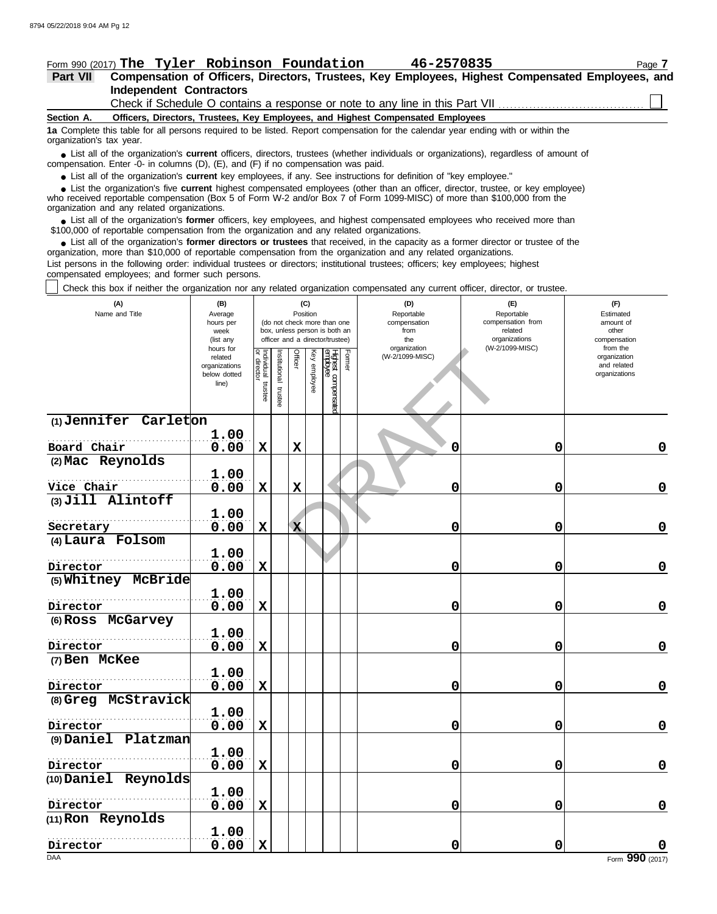Form 990 (2017) **The Tyler Robinson Foundation** **46-2570835** Page **7**

## Part VII Compensation of Officers, Directors, Trustees, Key Employees, Highest Compensated Employees, and Independent Contractors

Check if Schedule O contains a response or note to any line in this Part VII ☐

### Section A. Officers, Directors, Trustees, Key Employees, and Highest Compensated Employees

**1a** Complete this table for all persons required to be listed. Report compensation for the calendar year ending with or within the organization's tax year.

- List all of the organization's **current** officers, directors, trustees (whether individuals or organizations), regardless of amount of compensation. Enter -0- in columns (D), (E), and (F) if no compensation was paid.
- List all of the organization's **current** key employees, if any. See instructions for definition of "key employee."
- List the organization's five **current** highest compensated employees (other than an officer, director, trustee, or key employee) who received reportable compensation (Box 5 of Form W-2 and/or Box 7 of Form 1099-MISC) of more than $100,000 from the organization and any related organizations.
- List all of the organization's **former** officers, key employees, and highest compensated employees who received more than $100,000 of reportable compensation from the organization and any related organizations.
- List all of the organization's **former directors or trustees** that received, in the capacity as a former director or trustee of the organization, more than $10,000 of reportable compensation from the organization and any related organizations.

List persons in the following order: individual trustees or directors; institutional trustees; officers; key employees; highest compensated employees; and former such persons.

☐ Check this box if neither the organization nor any related organization compensated any current officer, director, or trustee.

| (A) Name and Title | (B) Average hours per week (list any hours for related organizations below dotted line) | (C) Position (do not check more than one box, unless person is both an officer and a director/trustee) | | | | | | (D) Reportable compensation from the organization (W-2/1099-MISC) | (E) Reportable compensation from related organizations (W-2/1099-MISC) | (F) Estimated amount of other compensation from the organization and related organizations |
|---|---|---|---|---|---|---|---|---|---|---|
| | | Individual trustee or director | Institutional trustee | Officer | Key employee | Highest compensated employee | Former | | | |
| (1) Jennifer Carleton<br>Board Chair | 1.00<br>0.00 | X | | X | | | | 0 | 0 | 0 |
| (2) Mac Reynolds<br>Vice Chair | 1.00<br>0.00 | X | | X | | | | 0 | 0 | 0 |
| (3) Jill Alintoff<br>Secretary | 1.00<br>0.00 | X | | X | | | | 0 | 0 | 0 |
| (4) Laura Folsom<br>Director | 1.00<br>0.00 | X | | | | | | 0 | 0 | 0 |
| (5) Whitney McBride<br>Director | 1.00<br>0.00 | X | | | | | | 0 | 0 | 0 |
| (6) Ross McGarvey<br>Director | 1.00<br>0.00 | X | | | | | | 0 | 0 | 0 |
| (7) Ben McKee<br>Director | 1.00<br>0.00 | X | | | | | | 0 | 0 | 0 |
| (8) Greg McStravick<br>Director | 1.00<br>0.00 | X | | | | | | 0 | 0 | 0 |
| (9) Daniel Platzman<br>Director | 1.00<br>0.00 | X | | | | | | 0 | 0 | 0 |
| (10) Daniel Reynolds<br>Director | 1.00<br>0.00 | X | | | | | | 0 | 0 | 0 |
| (11) Ron Reynolds<br>Director | 1.00<br>0.00 | X | | | | | | 0 | 0 | 0 |

Form **990** (2017)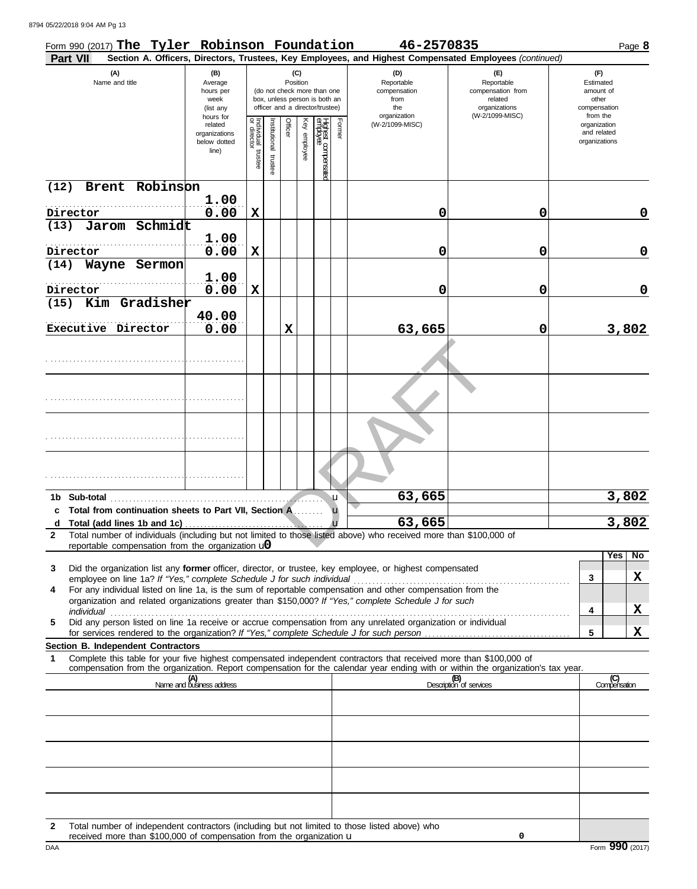Form 990 (2017) **The Tyler Robinson Foundation** **46-2570835** Page **8**

**Part VII** **Section A. Officers, Directors, Trustees, Key Employees, and Highest Compensated Employees** *(continued)*

| (A) Name and title | (B) Average hours per week (list any hours for related organizations below dotted line) | (C) Position: Individual trustee or director | Institutional trustee | Officer | Key employee | Highest compensated employee | Former | (D) Reportable compensation from the organization (W-2/1099-MISC) | (E) Reportable compensation from related organizations (W-2/1099-MISC) | (F) Estimated amount of other compensation from the organization and related organizations |
|---|---|---|---|---|---|---|---|---|---|---|
| (12) Brent Robinson<br>Director | 1.00<br>0.00 | X | | | | | | 0 | 0 | 0 |
| (13) Jarom Schmidt<br>Director | 1.00<br>0.00 | X | | | | | | 0 | 0 | 0 |
| (14) Wayne Sermon<br>Director | 1.00<br>0.00 | X | | | | | | 0 | 0 | 0 |
| (15) Kim Gradisher<br>Executive Director | 40.00<br>0.00 | | | X | | | | 63,665 | 0 | 3,802 |
| | | | | | | | | | | |
| | | | | | | | | | | |
| | | | | | | | | | | |
| | | | | | | | | | | |

| | | (D) | (E) | (F) |
|---|---|---|---|---|
| 1b | Sub-total | 63,665 | | 3,802 |
| c | Total from continuation sheets to Part VII, Section A | | | |
| d | Total (add lines 1b and 1c) | 63,665 | | 3,802 |

**2** Total number of individuals (including but not limited to those listed above) who received more than $100,000 of reportable compensation from the organization **0**

| | | | Yes | No |
|---|---|---|---|---|
| 3 | Did the organization list any **former** officer, director, or trustee, key employee, or highest compensated employee on line 1a? *If "Yes," complete Schedule J for such individual* | 3 | | X |
| 4 | For any individual listed on line 1a, is the sum of reportable compensation and other compensation from the organization and related organizations greater than $150,000? *If "Yes," complete Schedule J for such individual* | 4 | | X |
| 5 | Did any person listed on line 1a receive or accrue compensation from any unrelated organization or individual for services rendered to the organization? *If "Yes," complete Schedule J for such person* | 5 | | X |

**Section B. Independent Contractors**

**1** Complete this table for your five highest compensated independent contractors that received more than $100,000 of compensation from the organization. Report compensation for the calendar year ending with or within the organization's tax year.

| (A) Name and business address | (B) Description of services | (C) Compensation |
|---|---|---|
| | | |
| | | |
| | | |
| | | |
| | | |

**2** Total number of independent contractors (including but not limited to those listed above) who received more than $100,000 of compensation from the organization **0**

DAA Form **990** (2017)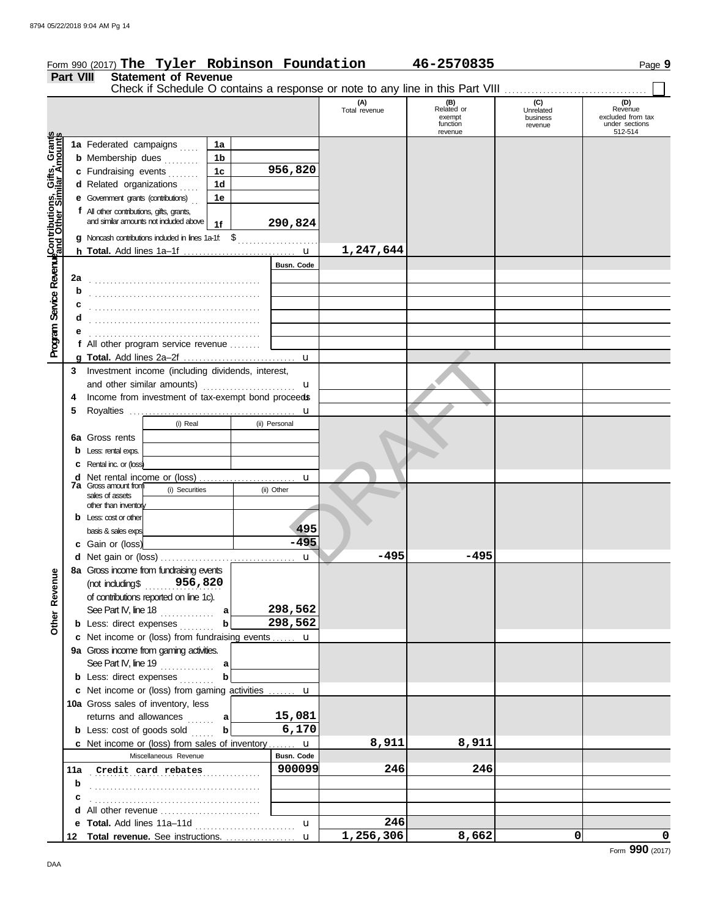Form 990 (2017) **The Tyler Robinson Foundation** **46-2570835** Page **9**

## Part VIII Statement of Revenue

Check if Schedule O contains a response or note to any line in this Part VIII ☐

| | | | (A) Total revenue | (B) Related or exempt function revenue | (C) Unrelated business revenue | (D) Revenue excluded from tax under sections 512-514 |
|---|---|---|---|---|---|---|
| **Contributions, Gifts, Grants and Other Similar Amounts** | 1a Federated campaigns | 1a | | | | |
| | b Membership dues | 1b | | | | |
| | c Fundraising events | 1c 956,820 | | | | |
| | d Related organizations | 1d | | | | |
| | e Government grants (contributions) | 1e | | | | |
| | f All other contributions, gifts, grants, and similar amounts not included above | 1f 290,824 | | | | |
| | g Noncash contributions included in lines 1a-1f: $ | | | | | |
| | h **Total.** Add lines 1a–1f | u | 1,247,644 | | | |
| **Program Service Revenue** | | Busn. Code | | | | |
| | 2a | | | | | |
| | b | | | | | |
| | c | | | | | |
| | d | | | | | |
| | e | | | | | |
| | f All other program service revenue | | | | | |
| | g **Total.** Add lines 2a–2f | u | | | | |
| | 3 Investment income (including dividends, interest, and other similar amounts) | u | | | | |
| | 4 Income from investment of tax-exempt bond proceeds | u | | | | |
| | 5 Royalties | u | | | | |
| | | (i) Real / (ii) Personal | | | | |
| | 6a Gross rents | | | | | |
| | b Less: rental exps. | | | | | |
| | c Rental inc. or (loss) | | | | | |
| | d Net rental income or (loss) | u | | | | |
| | 7a Gross amount from sales of assets other than inventory | (i) Securities / (ii) Other | | | | |
| | b Less: cost or other basis & sales exps. | (ii) 495 | | | | |
| | c Gain or (loss) | (ii) -495 | | | | |
| | d Net gain or (loss) | u | -495 | -495 | | |
| **Other Revenue** | 8a Gross income from fundraising events (not including $ 956,820 of contributions reported on line 1c). See Part IV, line 18 | a 298,562 | | | | |
| | b Less: direct expenses | b 298,562 | | | | |
| | c Net income or (loss) from fundraising events | u | | | | |
| | 9a Gross income from gaming activities. See Part IV, line 19 | a | | | | |
| | b Less: direct expenses | b | | | | |
| | c Net income or (loss) from gaming activities | u | | | | |
| | 10a Gross sales of inventory, less returns and allowances | a 15,081 | | | | |
| | b Less: cost of goods sold | b 6,170 | | | | |
| | c Net income or (loss) from sales of inventory | u | 8,911 | 8,911 | | |
| | Miscellaneous Revenue | Busn. Code | | | | |
| | 11a Credit card rebates | 900099 | 246 | 246 | | |
| | b | | | | | |
| | c | | | | | |
| | d All other revenue | | | | | |
| | e **Total.** Add lines 11a–11d | u | 246 | | | |
| | 12 **Total revenue.** See instructions. | u | 1,256,306 | 8,662 | 0 | 0 |

Form **990** (2017)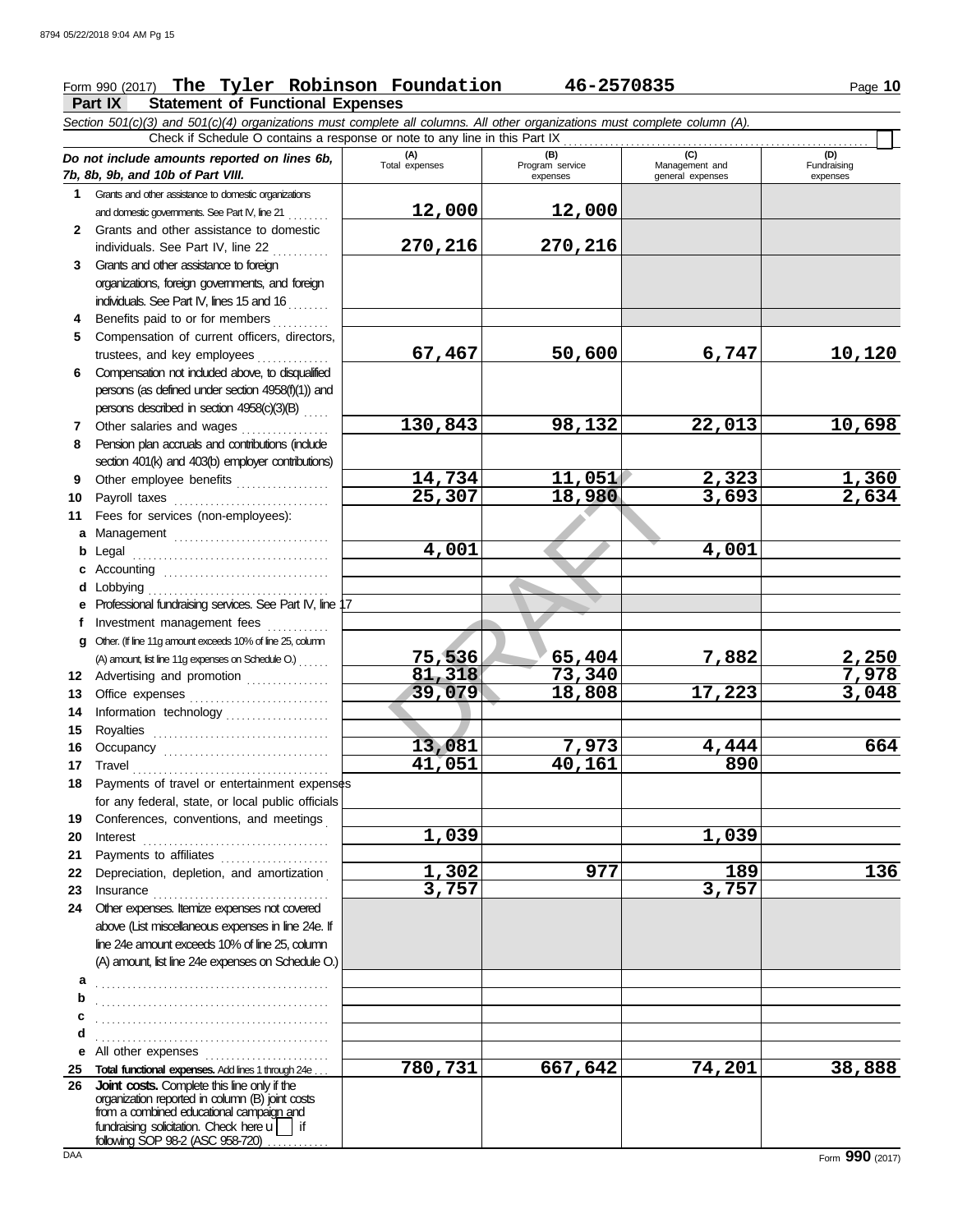Form 990 (2017) **The Tyler Robinson Foundation** **46-2570835** Page **10**

## Part IX Statement of Functional Expenses

*Section 501(c)(3) and 501(c)(4) organizations must complete all columns. All other organizations must complete column (A).*

Check if Schedule O contains a response or note to any line in this Part IX . . . . . . . . . . . . . . . . . . . . . . . . . . . . . . . . . . . . ☐

| *Do not include amounts reported on lines 6b, 7b, 8b, 9b, and 10b of Part VIII.* | (A) Total expenses | (B) Program service expenses | (C) Management and general expenses | (D) Fundraising expenses |
|---|---|---|---|---|
| **1** Grants and other assistance to domestic organizations and domestic governments. See Part IV, line 21 | **12,000** | **12,000** | | |
| **2** Grants and other assistance to domestic individuals. See Part IV, line 22 | **270,216** | **270,216** | | |
| **3** Grants and other assistance to foreign organizations, foreign governments, and foreign individuals. See Part IV, lines 15 and 16 | | | | |
| **4** Benefits paid to or for members | | | | |
| **5** Compensation of current officers, directors, trustees, and key employees | **67,467** | **50,600** | **6,747** | **10,120** |
| **6** Compensation not included above, to disqualified persons (as defined under section 4958(f)(1)) and persons described in section 4958(c)(3)(B) | | | | |
| **7** Other salaries and wages | **130,843** | **98,132** | **22,013** | **10,698** |
| **8** Pension plan accruals and contributions (include section 401(k) and 403(b) employer contributions) | | | | |
| **9** Other employee benefits | **14,734** | **11,051** | **2,323** | **1,360** |
| **10** Payroll taxes | **25,307** | **18,980** | **3,693** | **2,634** |
| **11** Fees for services (non-employees): | | | | |
| **a** Management | | | | |
| **b** Legal | **4,001** | | **4,001** | |
| **c** Accounting | | | | |
| **d** Lobbying | | | | |
| **e** Professional fundraising services. See Part IV, line 17 | | | | |
| **f** Investment management fees | | | | |
| **g** Other. (If line 11g amount exceeds 10% of line 25, column (A) amount, list line 11g expenses on Schedule O.) | **75,536** | **65,404** | **7,882** | **2,250** |
| **12** Advertising and promotion | **81,318** | **73,340** | | **7,978** |
| **13** Office expenses | **39,079** | **18,808** | **17,223** | **3,048** |
| **14** Information technology | | | | |
| **15** Royalties | | | | |
| **16** Occupancy | **13,081** | **7,973** | **4,444** | **664** |
| **17** Travel | **41,051** | **40,161** | **890** | |
| **18** Payments of travel or entertainment expenses for any federal, state, or local public officials | | | | |
| **19** Conferences, conventions, and meetings | | | | |
| **20** Interest | **1,039** | | **1,039** | |
| **21** Payments to affiliates | | | | |
| **22** Depreciation, depletion, and amortization | **1,302** | **977** | **189** | **136** |
| **23** Insurance | **3,757** | | **3,757** | |
| **24** Other expenses. Itemize expenses not covered above (List miscellaneous expenses in line 24e. If line 24e amount exceeds 10% of line 25, column (A) amount, list line 24e expenses on Schedule O.) | | | | |
| **a** | | | | |
| **b** | | | | |
| **c** | | | | |
| **d** | | | | |
| **e** All other expenses | | | | |
| **25 Total functional expenses.** Add lines 1 through 24e | **780,731** | **667,642** | **74,201** | **38,888** |
| **26 Joint costs.** Complete this line only if the organization reported in column (B) joint costs from a combined educational campaign and fundraising solicitation. Check here ☐ if following SOP 98-2 (ASC 958-720) | | | | |

DAA

Form **990** (2017)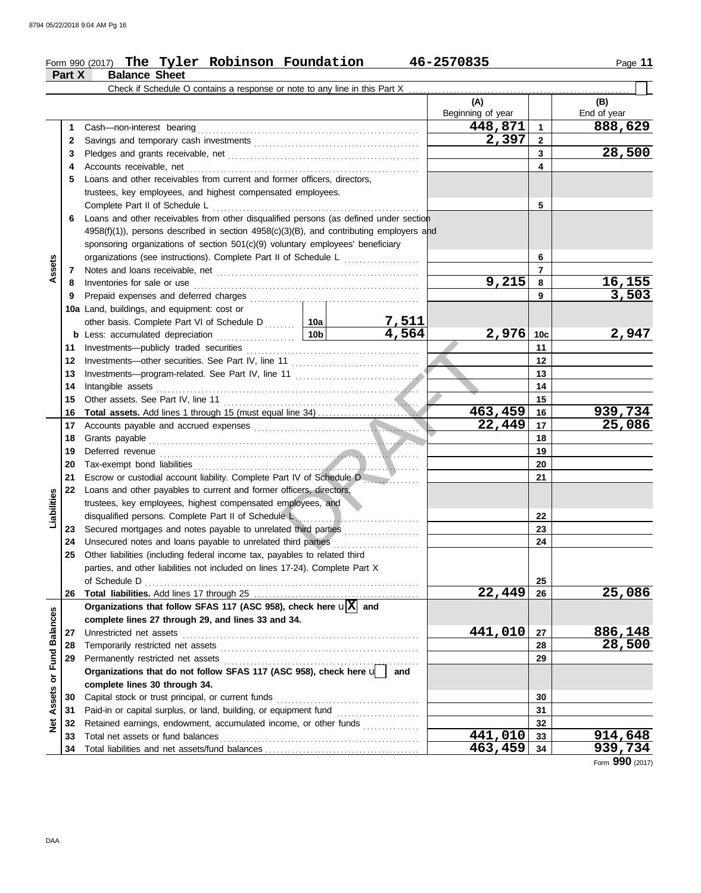Form 990 (2017) **The Tyler Robinson Foundation** 46-2570835 Page **11**

## Part X Balance Sheet

Check if Schedule O contains a response or note to any line in this Part X ☐

| | | | | (A) Beginning of year | | (B) End of year |
|---|---|---|---|---|---|---|
| **Assets** | 1 | Cash—non-interest bearing | | 448,871 | 1 | 888,629 |
| | 2 | Savings and temporary cash investments | | 2,397 | 2 | |
| | 3 | Pledges and grants receivable, net | | | 3 | 28,500 |
| | 4 | Accounts receivable, net | | | 4 | |
| | 5 | Loans and other receivables from current and former officers, directors, trustees, key employees, and highest compensated employees. Complete Part II of Schedule L | | | 5 | |
| | 6 | Loans and other receivables from other disqualified persons (as defined under section 4958(f)(1)), persons described in section 4958(c)(3)(B), and contributing employers and sponsoring organizations of section 501(c)(9) voluntary employees' beneficiary organizations (see instructions). Complete Part II of Schedule L | | | 6 | |
| | 7 | Notes and loans receivable, net | | | 7 | |
| | 8 | Inventories for sale or use | | 9,215 | 8 | 16,155 |
| | 9 | Prepaid expenses and deferred charges | | | 9 | 3,503 |
| | 10a | Land, buildings, and equipment: cost or other basis. Complete Part VI of Schedule D | 10a 7,511 | | | |
| | b | Less: accumulated depreciation | 10b 4,564 | 2,976 | 10c | 2,947 |
| | 11 | Investments—publicly traded securities | | | 11 | |
| | 12 | Investments—other securities. See Part IV, line 11 | | | 12 | |
| | 13 | Investments—program-related. See Part IV, line 11 | | | 13 | |
| | 14 | Intangible assets | | | 14 | |
| | 15 | Other assets. See Part IV, line 11 | | | 15 | |
| | 16 | **Total assets.** Add lines 1 through 15 (must equal line 34) | | 463,459 | 16 | 939,734 |
| **Liabilities** | 17 | Accounts payable and accrued expenses | | 22,449 | 17 | 25,086 |
| | 18 | Grants payable | | | 18 | |
| | 19 | Deferred revenue | | | 19 | |
| | 20 | Tax-exempt bond liabilities | | | 20 | |
| | 21 | Escrow or custodial account liability. Complete Part IV of Schedule D | | | 21 | |
| | 22 | Loans and other payables to current and former officers, directors, trustees, key employees, highest compensated employees, and disqualified persons. Complete Part II of Schedule L | | | 22 | |
| | 23 | Secured mortgages and notes payable to unrelated third parties | | | 23 | |
| | 24 | Unsecured notes and loans payable to unrelated third parties | | | 24 | |
| | 25 | Other liabilities (including federal income tax, payables to related third parties, and other liabilities not included on lines 17-24). Complete Part X of Schedule D | | | 25 | |
| | 26 | **Total liabilities.** Add lines 17 through 25 | | 22,449 | 26 | 25,086 |
| **Net Assets or Fund Balances** | | **Organizations that follow SFAS 117 (ASC 958), check here** ☒ **and complete lines 27 through 29, and lines 33 and 34.** | | | | |
| | 27 | Unrestricted net assets | | 441,010 | 27 | 886,148 |
| | 28 | Temporarily restricted net assets | | | 28 | 28,500 |
| | 29 | Permanently restricted net assets | | | 29 | |
| | | **Organizations that do not follow SFAS 117 (ASC 958), check here** ☐ **and complete lines 30 through 34.** | | | | |
| | 30 | Capital stock or trust principal, or current funds | | | 30 | |
| | 31 | Paid-in or capital surplus, or land, building, or equipment fund | | | 31 | |
| | 32 | Retained earnings, endowment, accumulated income, or other funds | | | 32 | |
| | 33 | Total net assets or fund balances | | 441,010 | 33 | 914,648 |
| | 34 | Total liabilities and net assets/fund balances | | 463,459 | 34 | 939,734 |

Form **990** (2017)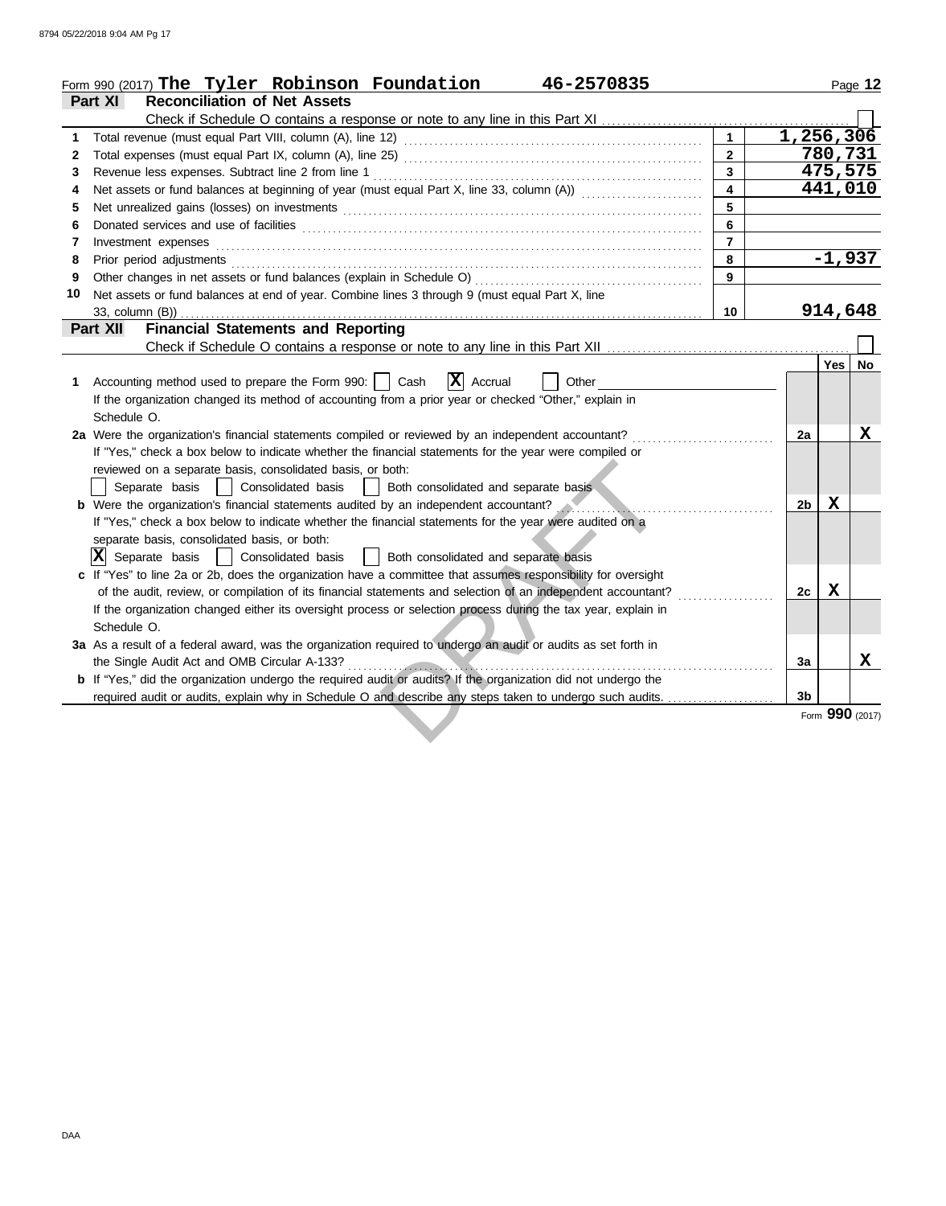Form 990 (2017) **The Tyler Robinson Foundation** **46-2570835**

## Part XI Reconciliation of Net Assets

Check if Schedule O contains a response or note to any line in this Part XI ☐

| | | | |
|---|---|---|---|
| 1 | Total revenue (must equal Part VIII, column (A), line 12) | 1 | 1,256,306 |
| 2 | Total expenses (must equal Part IX, column (A), line 25) | 2 | 780,731 |
| 3 | Revenue less expenses. Subtract line 2 from line 1 | 3 | 475,575 |
| 4 | Net assets or fund balances at beginning of year (must equal Part X, line 33, column (A)) | 4 | 441,010 |
| 5 | Net unrealized gains (losses) on investments | 5 | |
| 6 | Donated services and use of facilities | 6 | |
| 7 | Investment expenses | 7 | |
| 8 | Prior period adjustments | 8 | -1,937 |
| 9 | Other changes in net assets or fund balances (explain in Schedule O) | 9 | |
| 10 | Net assets or fund balances at end of year. Combine lines 3 through 9 (must equal Part X, line 33, column (B)) | 10 | 914,648 |

## Part XII Financial Statements and Reporting

Check if Schedule O contains a response or note to any line in this Part XII ☐

| | | | Yes | No |
|---|---|---|---|---|
| 1 | Accounting method used to prepare the Form 990: ☐ Cash ☒ Accrual ☐ Other<br>If the organization changed its method of accounting from a prior year or checked "Other," explain in Schedule O. | | | |
| 2a | Were the organization's financial statements compiled or reviewed by an independent accountant? | 2a | | X |
| | If "Yes," check a box below to indicate whether the financial statements for the year were compiled or reviewed on a separate basis, consolidated basis, or both:<br>☐ Separate basis ☐ Consolidated basis ☐ Both consolidated and separate basis | | | |
| b | Were the organization's financial statements audited by an independent accountant? | 2b | X | |
| | If "Yes," check a box below to indicate whether the financial statements for the year were audited on a separate basis, consolidated basis, or both:<br>☒ Separate basis ☐ Consolidated basis ☐ Both consolidated and separate basis | | | |
| c | If "Yes" to line 2a or 2b, does the organization have a committee that assumes responsibility for oversight of the audit, review, or compilation of its financial statements and selection of an independent accountant? | 2c | X | |
| | If the organization changed either its oversight process or selection process during the tax year, explain in Schedule O. | | | |
| 3a | As a result of a federal award, was the organization required to undergo an audit or audits as set forth in the Single Audit Act and OMB Circular A-133? | 3a | | X |
| b | If "Yes," did the organization undergo the required audit or audits? If the organization did not undergo the required audit or audits, explain why in Schedule O and describe any steps taken to undergo such audits. | 3b | | |

Form **990** (2017)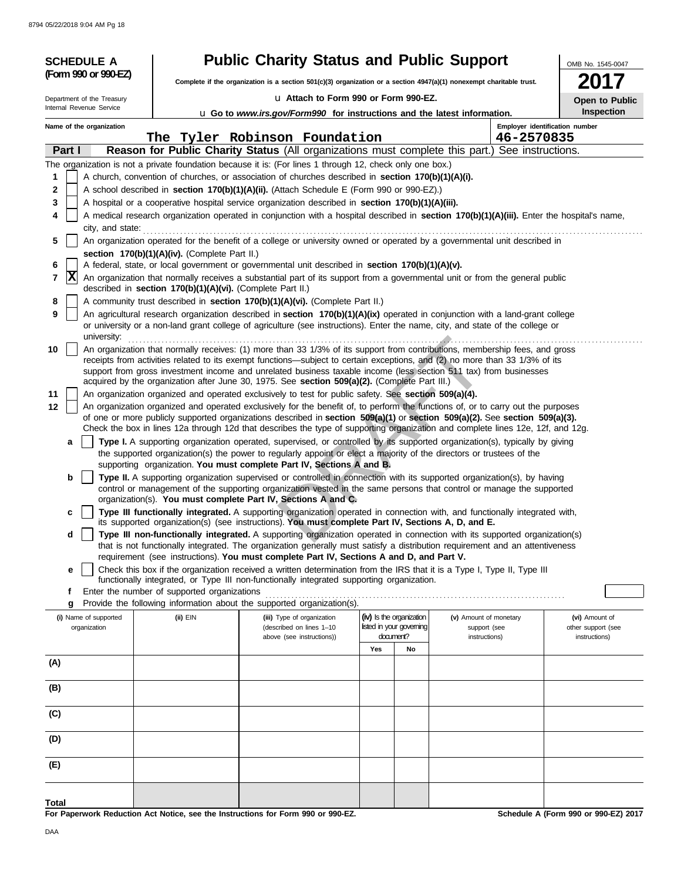**SCHEDULE A (Form 990 or 990-EZ)**

Department of the Treasury
Internal Revenue Service

# Public Charity Status and Public Support

**Complete if the organization is a section 501(c)(3) organization or a section 4947(a)(1) nonexempt charitable trust.**

u Attach to Form 990 or Form 990-EZ.

u Go to *www.irs.gov/Form990* for instructions and the latest information.

OMB No. 1545-0047

**2017**

**Open to Public Inspection**

Name of the organization: The Tyler Robinson Foundation

Employer identification number: 46-2570835

## Part I — Reason for Public Charity Status (All organizations must complete this part.) See instructions.

The organization is not a private foundation because it is: (For lines 1 through 12, check only one box.)

1 [ ] A church, convention of churches, or association of churches described in **section 170(b)(1)(A)(i).**

2 [ ] A school described in **section 170(b)(1)(A)(ii).** (Attach Schedule E (Form 990 or 990-EZ).)

3 [ ] A hospital or a cooperative hospital service organization described in **section 170(b)(1)(A)(iii).**

4 [ ] A medical research organization operated in conjunction with a hospital described in **section 170(b)(1)(A)(iii).** Enter the hospital's name, city, and state:

5 [ ] An organization operated for the benefit of a college or university owned or operated by a governmental unit described in **section 170(b)(1)(A)(iv).** (Complete Part II.)

6 [ ] A federal, state, or local government or governmental unit described in **section 170(b)(1)(A)(v).**

7 [X] An organization that normally receives a substantial part of its support from a governmental unit or from the general public described in **section 170(b)(1)(A)(vi).** (Complete Part II.)

8 [ ] A community trust described in **section 170(b)(1)(A)(vi).** (Complete Part II.)

9 [ ] An agricultural research organization described in **section 170(b)(1)(A)(ix)** operated in conjunction with a land-grant college or university or a non-land grant college of agriculture (see instructions). Enter the name, city, and state of the college or university:

10 [ ] An organization that normally receives: (1) more than 33 1/3% of its support from contributions, membership fees, and gross receipts from activities related to its exempt functions—subject to certain exceptions, and (2) no more than 33 1/3% of its support from gross investment income and unrelated business taxable income (less section 511 tax) from businesses acquired by the organization after June 30, 1975. See **section 509(a)(2).** (Complete Part III.)

11 [ ] An organization organized and operated exclusively to test for public safety. See **section 509(a)(4).**

12 [ ] An organization organized and operated exclusively for the benefit of, to perform the functions of, or to carry out the purposes of one or more publicly supported organizations described in **section 509(a)(1)** or **section 509(a)(2).** See **section 509(a)(3).** Check the box in lines 12a through 12d that describes the type of supporting organization and complete lines 12e, 12f, and 12g.

a [ ] **Type I.** A supporting organization operated, supervised, or controlled by its supported organization(s), typically by giving the supported organization(s) the power to regularly appoint or elect a majority of the directors or trustees of the supporting organization. **You must complete Part IV, Sections A and B.**

b [ ] **Type II.** A supporting organization supervised or controlled in connection with its supported organization(s), by having control or management of the supporting organization vested in the same persons that control or manage the supported organization(s). **You must complete Part IV, Sections A and C.**

c [ ] **Type III functionally integrated.** A supporting organization operated in connection with, and functionally integrated with, its supported organization(s) (see instructions). **You must complete Part IV, Sections A, D, and E.**

d [ ] **Type III non-functionally integrated.** A supporting organization operated in connection with its supported organization(s) that is not functionally integrated. The organization generally must satisfy a distribution requirement and an attentiveness requirement (see instructions). **You must complete Part IV, Sections A and D, and Part V.**

e [ ] Check this box if the organization received a written determination from the IRS that it is a Type I, Type II, Type III functionally integrated, or Type III non-functionally integrated supporting organization.

f Enter the number of supported organizations

g Provide the following information about the supported organization(s).

| (i) Name of supported organization | (ii) EIN | (iii) Type of organization (described on lines 1–10 above (see instructions)) | (iv) Is the organization listed in your governing document? Yes | No | (v) Amount of monetary support (see instructions) | (vi) Amount of other support (see instructions) |
|---|---|---|---|---|---|---|
| (A) | | | | | | |
| (B) | | | | | | |
| (C) | | | | | | |
| (D) | | | | | | |
| (E) | | | | | | |
| Total | | | | | | |

**For Paperwork Reduction Act Notice, see the Instructions for Form 990 or 990-EZ.**

**Schedule A (Form 990 or 990-EZ) 2017**

DAA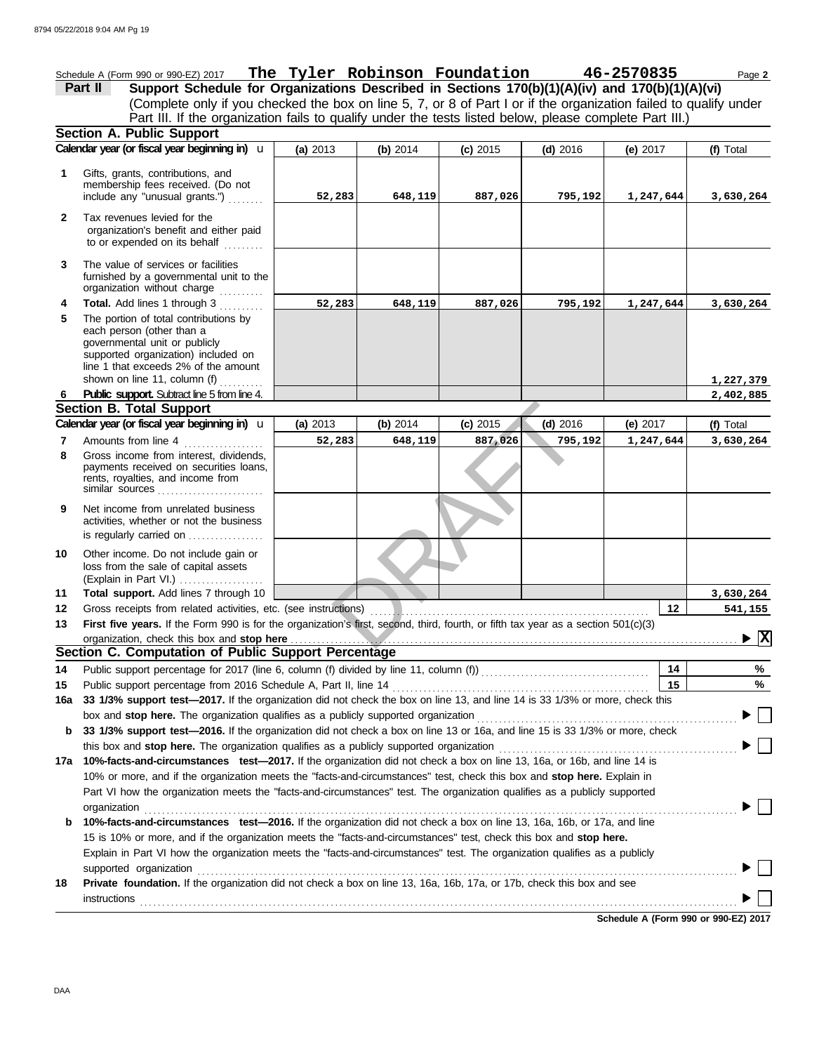Schedule A (Form 990 or 990-EZ) 2017 **The Tyler Robinson Foundation** **46-2570835**

**Part II** **Support Schedule for Organizations Described in Sections 170(b)(1)(A)(iv) and 170(b)(1)(A)(vi)**
(Complete only if you checked the box on line 5, 7, or 8 of Part I or if the organization failed to qualify under Part III. If the organization fails to qualify under the tests listed below, please complete Part III.)

**Section A. Public Support**

| Calendar year (or fiscal year beginning in) | (a) 2013 | (b) 2014 | (c) 2015 | (d) 2016 | (e) 2017 | (f) Total |
|---|---|---|---|---|---|---|
| 1 Gifts, grants, contributions, and membership fees received. (Do not include any "unusual grants.") | 52,283 | 648,119 | 887,026 | 795,192 | 1,247,644 | 3,630,264 |
| 2 Tax revenues levied for the organization's benefit and either paid to or expended on its behalf | | | | | | |
| 3 The value of services or facilities furnished by a governmental unit to the organization without charge | | | | | | |
| 4 **Total.** Add lines 1 through 3 | 52,283 | 648,119 | 887,026 | 795,192 | 1,247,644 | 3,630,264 |
| 5 The portion of total contributions by each person (other than a governmental unit or publicly supported organization) included on line 1 that exceeds 2% of the amount shown on line 11, column (f) | | | | | | 1,227,379 |
| 6 **Public support.** Subtract line 5 from line 4. | | | | | | 2,402,885 |

**Section B. Total Support**

| Calendar year (or fiscal year beginning in) | (a) 2013 | (b) 2014 | (c) 2015 | (d) 2016 | (e) 2017 | (f) Total |
|---|---|---|---|---|---|---|
| 7 Amounts from line 4 | 52,283 | 648,119 | 887,026 | 795,192 | 1,247,644 | 3,630,264 |
| 8 Gross income from interest, dividends, payments received on securities loans, rents, royalties, and income from similar sources | | | | | | |
| 9 Net income from unrelated business activities, whether or not the business is regularly carried on | | | | | | |
| 10 Other income. Do not include gain or loss from the sale of capital assets (Explain in Part VI.) | | | | | | |
| 11 **Total support.** Add lines 7 through 10 | | | | | | 3,630,264 |

12 Gross receipts from related activities, etc. (see instructions) — **12** — 541,155

13 **First five years.** If the Form 990 is for the organization's first, second, third, fourth, or fifth tax year as a section 501(c)(3) organization, check this box and **stop here** ▶ [X]

**Section C. Computation of Public Support Percentage**

14 Public support percentage for 2017 (line 6, column (f) divided by line 11, column (f)) — **14** — %

15 Public support percentage from 2016 Schedule A, Part II, line 14 — **15** — %

16a **33 1/3% support test—2017.** If the organization did not check the box on line 13, and line 14 is 33 1/3% or more, check this box and **stop here.** The organization qualifies as a publicly supported organization ▶ [ ]

b **33 1/3% support test—2016.** If the organization did not check a box on line 13 or 16a, and line 15 is 33 1/3% or more, check this box and **stop here.** The organization qualifies as a publicly supported organization ▶ [ ]

17a **10%-facts-and-circumstances test—2017.** If the organization did not check a box on line 13, 16a, or 16b, and line 14 is 10% or more, and if the organization meets the "facts-and-circumstances" test, check this box and **stop here.** Explain in Part VI how the organization meets the "facts-and-circumstances" test. The organization qualifies as a publicly supported organization ▶ [ ]

b **10%-facts-and-circumstances test—2016.** If the organization did not check a box on line 13, 16a, 16b, or 17a, and line 15 is 10% or more, and if the organization meets the "facts-and-circumstances" test, check this box and **stop here.** Explain in Part VI how the organization meets the "facts-and-circumstances" test. The organization qualifies as a publicly supported organization ▶ [ ]

18 **Private foundation.** If the organization did not check a box on line 13, 16a, 16b, 17a, or 17b, check this box and see instructions ▶ [ ]

**Schedule A (Form 990 or 990-EZ) 2017**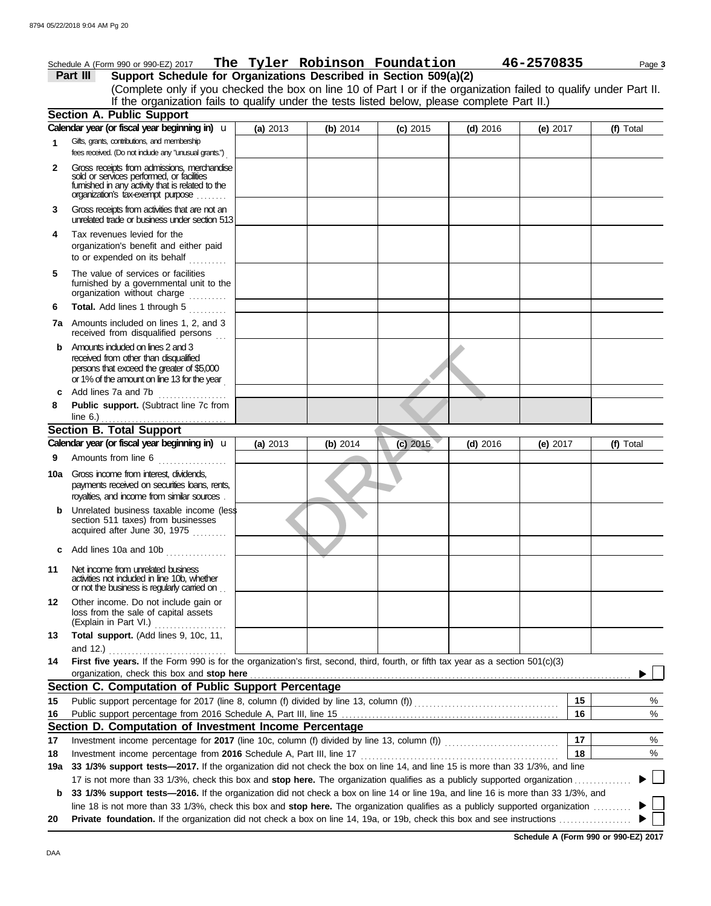Schedule A (Form 990 or 990-EZ) 2017 **The Tyler Robinson Foundation** **46-2570835** Page **3**

## Part III Support Schedule for Organizations Described in Section 509(a)(2)

(Complete only if you checked the box on line 10 of Part I or if the organization failed to qualify under Part II. If the organization fails to qualify under the tests listed below, please complete Part II.)

### Section A. Public Support

| Calendar year (or fiscal year beginning in) | (a) 2013 | (b) 2014 | (c) 2015 | (d) 2016 | (e) 2017 | (f) Total |
|---|---|---|---|---|---|---|
| **1** Gifts, grants, contributions, and membership fees received. (Do not include any "unusual grants.") | | | | | | |
| **2** Gross receipts from admissions, merchandise sold or services performed, or facilities furnished in any activity that is related to the organization's tax-exempt purpose | | | | | | |
| **3** Gross receipts from activities that are not an unrelated trade or business under section 513 | | | | | | |
| **4** Tax revenues levied for the organization's benefit and either paid to or expended on its behalf | | | | | | |
| **5** The value of services or facilities furnished by a governmental unit to the organization without charge | | | | | | |
| **6** **Total.** Add lines 1 through 5 | | | | | | |
| **7a** Amounts included on lines 1, 2, and 3 received from disqualified persons | | | | | | |
| **b** Amounts included on lines 2 and 3 received from other than disqualified persons that exceed the greater of $5,000 or 1% of the amount on line 13 for the year | | | | | | |
| **c** Add lines 7a and 7b | | | | | | |
| **8** **Public support.** (Subtract line 7c from line 6.) | | | | | | |

### Section B. Total Support

| Calendar year (or fiscal year beginning in) | (a) 2013 | (b) 2014 | (c) 2015 | (d) 2016 | (e) 2017 | (f) Total |
|---|---|---|---|---|---|---|
| **9** Amounts from line 6 | | | | | | |
| **10a** Gross income from interest, dividends, payments received on securities loans, rents, royalties, and income from similar sources | | | | | | |
| **b** Unrelated business taxable income (less section 511 taxes) from businesses acquired after June 30, 1975 | | | | | | |
| **c** Add lines 10a and 10b | | | | | | |
| **11** Net income from unrelated business activities not included in line 10b, whether or not the business is regularly carried on | | | | | | |
| **12** Other income. Do not include gain or loss from the sale of capital assets (Explain in Part VI.) | | | | | | |
| **13** **Total support.** (Add lines 9, 10c, 11, and 12.) | | | | | | |

**14** **First five years.** If the Form 990 is for the organization's first, second, third, fourth, or fifth tax year as a section 501(c)(3) organization, check this box and **stop here** ▶ ☐

### Section C. Computation of Public Support Percentage

| | | | |
|---|---|---|---|
| **15** | Public support percentage for 2017 (line 8, column (f) divided by line 13, column (f)) | **15** | % |
| **16** | Public support percentage from 2016 Schedule A, Part III, line 15 | **16** | % |

### Section D. Computation of Investment Income Percentage

| | | | |
|---|---|---|---|
| **17** | Investment income percentage for **2017** (line 10c, column (f) divided by line 13, column (f)) | **17** | % |
| **18** | Investment income percentage from **2016** Schedule A, Part III, line 17 | **18** | % |

**19a** **33 1/3% support tests—2017.** If the organization did not check the box on line 14, and line 15 is more than 33 1/3%, and line 17 is not more than 33 1/3%, check this box and **stop here.** The organization qualifies as a publicly supported organization ▶ ☐

**b** **33 1/3% support tests—2016.** If the organization did not check a box on line 14 or line 19a, and line 16 is more than 33 1/3%, and line 18 is not more than 33 1/3%, check this box and **stop here.** The organization qualifies as a publicly supported organization ▶ ☐

**20** **Private foundation.** If the organization did not check a box on line 14, 19a, or 19b, check this box and see instructions ▶ ☐

**Schedule A (Form 990 or 990-EZ) 2017**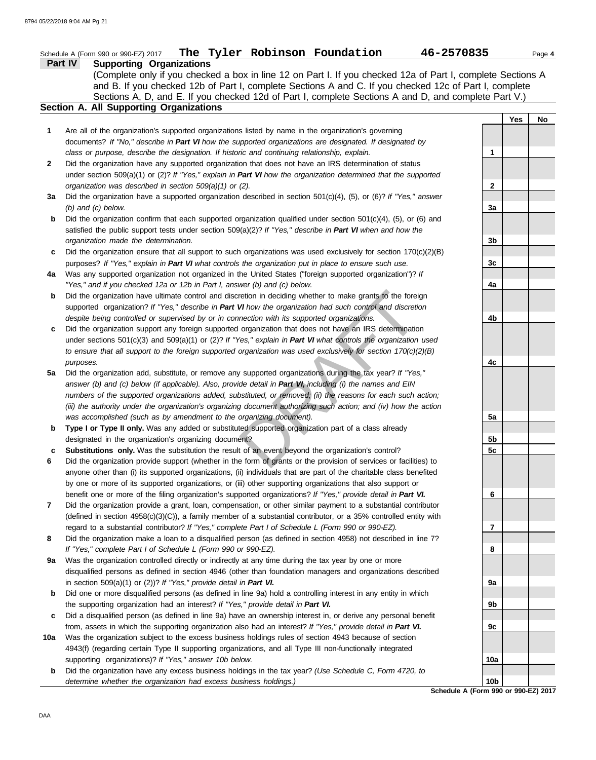Schedule A (Form 990 or 990-EZ) 2017 **The Tyler Robinson Foundation** **46-2570835**

## Part IV Supporting Organizations

(Complete only if you checked a box in line 12 on Part I. If you checked 12a of Part I, complete Sections A and B. If you checked 12b of Part I, complete Sections A and C. If you checked 12c of Part I, complete Sections A, D, and E. If you checked 12d of Part I, complete Sections A and D, and complete Part V.)

### Section A. All Supporting Organizations

| | | | Yes | No |
|---|---|---|---|---|
| 1 | Are all of the organization's supported organizations listed by name in the organization's governing documents? *If "No," describe in **Part VI** how the supported organizations are designated. If designated by class or purpose, describe the designation. If historic and continuing relationship, explain.* | 1 | | |
| 2 | Did the organization have any supported organization that does not have an IRS determination of status under section 509(a)(1) or (2)? *If "Yes," explain in **Part VI** how the organization determined that the supported organization was described in section 509(a)(1) or (2).* | 2 | | |
| 3a | Did the organization have a supported organization described in section 501(c)(4), (5), or (6)? *If "Yes," answer (b) and (c) below.* | 3a | | |
| b | Did the organization confirm that each supported organization qualified under section 501(c)(4), (5), or (6) and satisfied the public support tests under section 509(a)(2)? *If "Yes," describe in **Part VI** when and how the organization made the determination.* | 3b | | |
| c | Did the organization ensure that all support to such organizations was used exclusively for section 170(c)(2)(B) purposes? *If "Yes," explain in **Part VI** what controls the organization put in place to ensure such use.* | 3c | | |
| 4a | Was any supported organization not organized in the United States ("foreign supported organization")? *If "Yes," and if you checked 12a or 12b in Part I, answer (b) and (c) below.* | 4a | | |
| b | Did the organization have ultimate control and discretion in deciding whether to make grants to the foreign supported organization? *If "Yes," describe in **Part VI** how the organization had such control and discretion despite being controlled or supervised by or in connection with its supported organizations.* | 4b | | |
| c | Did the organization support any foreign supported organization that does not have an IRS determination under sections 501(c)(3) and 509(a)(1) or (2)? *If "Yes," explain in **Part VI** what controls the organization used to ensure that all support to the foreign supported organization was used exclusively for section 170(c)(2)(B) purposes.* | 4c | | |
| 5a | Did the organization add, substitute, or remove any supported organizations during the tax year? *If "Yes," answer (b) and (c) below (if applicable). Also, provide detail in **Part VI,** including (i) the names and EIN numbers of the supported organizations added, substituted, or removed; (ii) the reasons for each such action; (iii) the authority under the organization's organizing document authorizing such action; and (iv) how the action was accomplished (such as by amendment to the organizing document).* | 5a | | |
| b | **Type I or Type II only.** Was any added or substituted supported organization part of a class already designated in the organization's organizing document? | 5b | | |
| c | **Substitutions only.** Was the substitution the result of an event beyond the organization's control? | 5c | | |
| 6 | Did the organization provide support (whether in the form of grants or the provision of services or facilities) to anyone other than (i) its supported organizations, (ii) individuals that are part of the charitable class benefited by one or more of its supported organizations, or (iii) other supporting organizations that also support or benefit one or more of the filing organization's supported organizations? *If "Yes," provide detail in **Part VI.*** | 6 | | |
| 7 | Did the organization provide a grant, loan, compensation, or other similar payment to a substantial contributor (defined in section 4958(c)(3)(C)), a family member of a substantial contributor, or a 35% controlled entity with regard to a substantial contributor? *If "Yes," complete Part I of Schedule L (Form 990 or 990-EZ).* | 7 | | |
| 8 | Did the organization make a loan to a disqualified person (as defined in section 4958) not described in line 7? *If "Yes," complete Part I of Schedule L (Form 990 or 990-EZ).* | 8 | | |
| 9a | Was the organization controlled directly or indirectly at any time during the tax year by one or more disqualified persons as defined in section 4946 (other than foundation managers and organizations described in section 509(a)(1) or (2))? *If "Yes," provide detail in **Part VI.*** | 9a | | |
| b | Did one or more disqualified persons (as defined in line 9a) hold a controlling interest in any entity in which the supporting organization had an interest? *If "Yes," provide detail in **Part VI.*** | 9b | | |
| c | Did a disqualified person (as defined in line 9a) have an ownership interest in, or derive any personal benefit from, assets in which the supporting organization also had an interest? *If "Yes," provide detail in **Part VI.*** | 9c | | |
| 10a | Was the organization subject to the excess business holdings rules of section 4943 because of section 4943(f) (regarding certain Type II supporting organizations, and all Type III non-functionally integrated supporting organizations)? *If "Yes," answer 10b below.* | 10a | | |
| b | Did the organization have any excess business holdings in the tax year? *(Use Schedule C, Form 4720, to determine whether the organization had excess business holdings.)* | 10b | | |

DRAFT

Schedule A (Form 990 or 990-EZ) 2017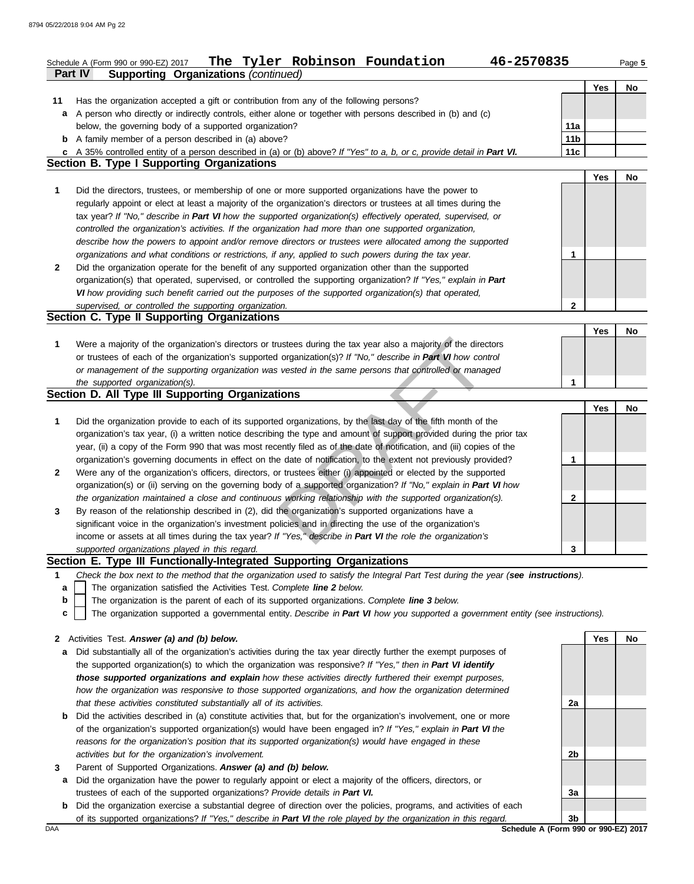Schedule A (Form 990 or 990-EZ) 2017 **The Tyler Robinson Foundation** **46-2570835** Page 5

**Part IV** **Supporting Organizations** *(continued)*

| | | | Yes | No |
|---|---|---|---|---|
| **11** | Has the organization accepted a gift or contribution from any of the following persons? | | | |
| **a** | A person who directly or indirectly controls, either alone or together with persons described in (b) and (c) below, the governing body of a supported organization? | 11a | | |
| **b** | A family member of a person described in (a) above? | 11b | | |
| **c** | A 35% controlled entity of a person described in (a) or (b) above? *If "Yes" to a, b, or c, provide detail in* ***Part VI.*** | 11c | | |

## Section B. Type I Supporting Organizations

| | | | Yes | No |
|---|---|---|---|---|
| **1** | Did the directors, trustees, or membership of one or more supported organizations have the power to regularly appoint or elect at least a majority of the organization's directors or trustees at all times during the tax year? *If "No," describe in* ***Part VI*** *how the supported organization(s) effectively operated, supervised, or controlled the organization's activities. If the organization had more than one supported organization, describe how the powers to appoint and/or remove directors or trustees were allocated among the supported organizations and what conditions or restrictions, if any, applied to such powers during the tax year.* | 1 | | |
| **2** | Did the organization operate for the benefit of any supported organization other than the supported organization(s) that operated, supervised, or controlled the supporting organization? *If "Yes," explain in* ***Part VI*** *how providing such benefit carried out the purposes of the supported organization(s) that operated, supervised, or controlled the supporting organization.* | 2 | | |

## Section C. Type II Supporting Organizations

| | | | Yes | No |
|---|---|---|---|---|
| **1** | Were a majority of the organization's directors or trustees during the tax year also a majority of the directors or trustees of each of the organization's supported organization(s)? *If "No," describe in* ***Part VI*** *how control or management of the supporting organization was vested in the same persons that controlled or managed the supported organization(s).* | 1 | | |

## Section D. All Type III Supporting Organizations

| | | | Yes | No |
|---|---|---|---|---|
| **1** | Did the organization provide to each of its supported organizations, by the last day of the fifth month of the organization's tax year, (i) a written notice describing the type and amount of support provided during the prior tax year, (ii) a copy of the Form 990 that was most recently filed as of the date of notification, and (iii) copies of the organization's governing documents in effect on the date of notification, to the extent not previously provided? | 1 | | |
| **2** | Were any of the organization's officers, directors, or trustees either (i) appointed or elected by the supported organization(s) or (ii) serving on the governing body of a supported organization? *If "No," explain in* ***Part VI*** *how the organization maintained a close and continuous working relationship with the supported organization(s).* | 2 | | |
| **3** | By reason of the relationship described in (2), did the organization's supported organizations have a significant voice in the organization's investment policies and in directing the use of the organization's income or assets at all times during the tax year? *If "Yes," describe in* ***Part VI*** *the role the organization's supported organizations played in this regard.* | 3 | | |

## Section E. Type III Functionally-Integrated Supporting Organizations

**1** *Check the box next to the method that the organization used to satisfy the Integral Part Test during the year (****see instructions****).*

- **a** ☐ The organization satisfied the Activities Test. *Complete* ***line 2*** *below.*
- **b** ☐ The organization is the parent of each of its supported organizations. *Complete* ***line 3*** *below.*
- **c** ☐ The organization supported a governmental entity. *Describe in* ***Part VI*** *how you supported a government entity (see instructions).*

| | | | Yes | No |
|---|---|---|---|---|
| **2** | Activities Test. ***Answer (a) and (b) below.*** | | | |
| **a** | Did substantially all of the organization's activities during the tax year directly further the exempt purposes of the supported organization(s) to which the organization was responsive? *If "Yes," then in* ***Part VI identify those supported organizations and explain*** *how these activities directly furthered their exempt purposes, how the organization was responsive to those supported organizations, and how the organization determined that these activities constituted substantially all of its activities.* | 2a | | |
| **b** | Did the activities described in (a) constitute activities that, but for the organization's involvement, one or more of the organization's supported organization(s) would have been engaged in? *If "Yes," explain in* ***Part VI*** *the reasons for the organization's position that its supported organization(s) would have engaged in these activities but for the organization's involvement.* | 2b | | |
| **3** | Parent of Supported Organizations. ***Answer (a) and (b) below.*** | | | |
| **a** | Did the organization have the power to regularly appoint or elect a majority of the officers, directors, or trustees of each of the supported organizations? *Provide details in* ***Part VI.*** | 3a | | |
| **b** | Did the organization exercise a substantial degree of direction over the policies, programs, and activities of each of its supported organizations? *If "Yes," describe in* ***Part VI*** *the role played by the organization in this regard.* | 3b | | |

DAA **Schedule A (Form 990 or 990-EZ) 2017**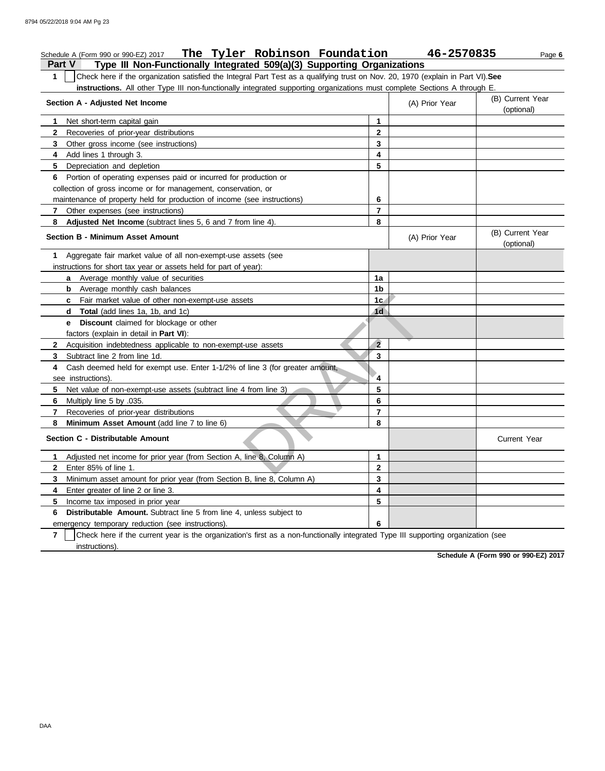Schedule A (Form 990 or 990-EZ) 2017 **The Tyler Robinson Foundation** **46-2570835**

## Part V Type III Non-Functionally Integrated 509(a)(3) Supporting Organizations

**1** ☐ Check here if the organization satisfied the Integral Part Test as a qualifying trust on Nov. 20, 1970 (explain in Part VI). **See instructions.** All other Type III non-functionally integrated supporting organizations must complete Sections A through E.

| Section A - Adjusted Net Income | | (A) Prior Year | (B) Current Year (optional) |
|---|---|---|---|
| **1** Net short-term capital gain | 1 | | |
| **2** Recoveries of prior-year distributions | 2 | | |
| **3** Other gross income (see instructions) | 3 | | |
| **4** Add lines 1 through 3. | 4 | | |
| **5** Depreciation and depletion | 5 | | |
| **6** Portion of operating expenses paid or incurred for production or collection of gross income or for management, conservation, or maintenance of property held for production of income (see instructions) | 6 | | |
| **7** Other expenses (see instructions) | 7 | | |
| **8** **Adjusted Net Income** (subtract lines 5, 6 and 7 from line 4). | 8 | | |

| Section B - Minimum Asset Amount | | (A) Prior Year | (B) Current Year (optional) |
|---|---|---|---|
| **1** Aggregate fair market value of all non-exempt-use assets (see instructions for short tax year or assets held for part of year): | | | |
| **a** Average monthly value of securities | 1a | | |
| **b** Average monthly cash balances | 1b | | |
| **c** Fair market value of other non-exempt-use assets | 1c | | |
| **d** **Total** (add lines 1a, 1b, and 1c) | 1d | | |
| **e** **Discount** claimed for blockage or other factors (explain in detail in **Part VI**): | | | |
| **2** Acquisition indebtedness applicable to non-exempt-use assets | 2 | | |
| **3** Subtract line 2 from line 1d. | 3 | | |
| **4** Cash deemed held for exempt use. Enter 1-1/2% of line 3 (for greater amount, see instructions). | 4 | | |
| **5** Net value of non-exempt-use assets (subtract line 4 from line 3) | 5 | | |
| **6** Multiply line 5 by .035. | 6 | | |
| **7** Recoveries of prior-year distributions | 7 | | |
| **8** **Minimum Asset Amount** (add line 7 to line 6) | 8 | | |

| Section C - Distributable Amount | | | Current Year |
|---|---|---|---|
| **1** Adjusted net income for prior year (from Section A, line 8, Column A) | 1 | | |
| **2** Enter 85% of line 1. | 2 | | |
| **3** Minimum asset amount for prior year (from Section B, line 8, Column A) | 3 | | |
| **4** Enter greater of line 2 or line 3. | 4 | | |
| **5** Income tax imposed in prior year | 5 | | |
| **6** **Distributable Amount.** Subtract line 5 from line 4, unless subject to emergency temporary reduction (see instructions). | 6 | | |

**7** ☐ Check here if the current year is the organization's first as a non-functionally integrated Type III supporting organization (see instructions).

**Schedule A (Form 990 or 990-EZ) 2017**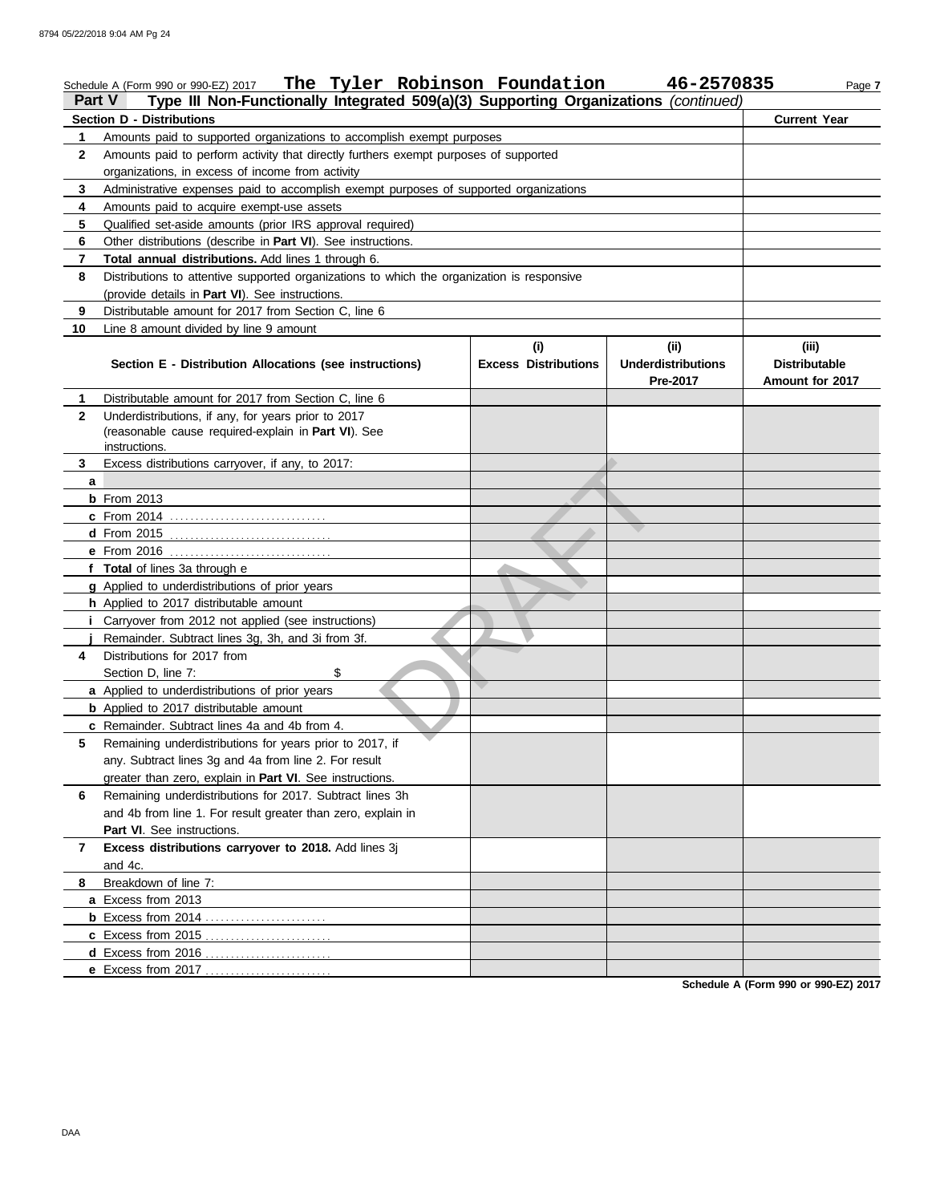Schedule A (Form 990 or 990-EZ) 2017 **The Tyler Robinson Foundation** **46-2570835**

## Part V Type III Non-Functionally Integrated 509(a)(3) Supporting Organizations *(continued)*

| **Section D - Distributions** | | **Current Year** |
|---|---|---|
| **1** | Amounts paid to supported organizations to accomplish exempt purposes | |
| **2** | Amounts paid to perform activity that directly furthers exempt purposes of supported organizations, in excess of income from activity | |
| **3** | Administrative expenses paid to accomplish exempt purposes of supported organizations | |
| **4** | Amounts paid to acquire exempt-use assets | |
| **5** | Qualified set-aside amounts (prior IRS approval required) | |
| **6** | Other distributions (describe in **Part VI**). See instructions. | |
| **7** | **Total annual distributions.** Add lines 1 through 6. | |
| **8** | Distributions to attentive supported organizations to which the organization is responsive (provide details in **Part VI**). See instructions. | |
| **9** | Distributable amount for 2017 from Section C, line 6 | |
| **10** | Line 8 amount divided by line 9 amount | |

| | **Section E - Distribution Allocations (see instructions)** | **(i) Excess Distributions** | **(ii) Underdistributions Pre-2017** | **(iii) Distributable Amount for 2017** |
|---|---|---|---|---|
| **1** | Distributable amount for 2017 from Section C, line 6 | | | |
| **2** | Underdistributions, if any, for years prior to 2017 (reasonable cause required-explain in **Part VI**). See instructions. | | | |
| **3** | Excess distributions carryover, if any, to 2017: | | | |
| **a** | | | | |
| **b** | From 2013 | | | |
| **c** | From 2014 | | | |
| **d** | From 2015 | | | |
| **e** | From 2016 | | | |
| **f** | **Total** of lines 3a through e | | | |
| **g** | Applied to underdistributions of prior years | | | |
| **h** | Applied to 2017 distributable amount | | | |
| **i** | Carryover from 2012 not applied (see instructions) | | | |
| **j** | Remainder. Subtract lines 3g, 3h, and 3i from 3f. | | | |
| **4** | Distributions for 2017 from Section D, line 7: $ | | | |
| **a** | Applied to underdistributions of prior years | | | |
| **b** | Applied to 2017 distributable amount | | | |
| **c** | Remainder. Subtract lines 4a and 4b from 4. | | | |
| **5** | Remaining underdistributions for years prior to 2017, if any. Subtract lines 3g and 4a from line 2. For result greater than zero, explain in **Part VI**. See instructions. | | | |
| **6** | Remaining underdistributions for 2017. Subtract lines 3h and 4b from line 1. For result greater than zero, explain in **Part VI**. See instructions. | | | |
| **7** | **Excess distributions carryover to 2018.** Add lines 3j and 4c. | | | |
| **8** | Breakdown of line 7: | | | |
| **a** | Excess from 2013 | | | |
| **b** | Excess from 2014 | | | |
| **c** | Excess from 2015 | | | |
| **d** | Excess from 2016 | | | |
| **e** | Excess from 2017 | | | |

DRAFT

**Schedule A (Form 990 or 990-EZ) 2017**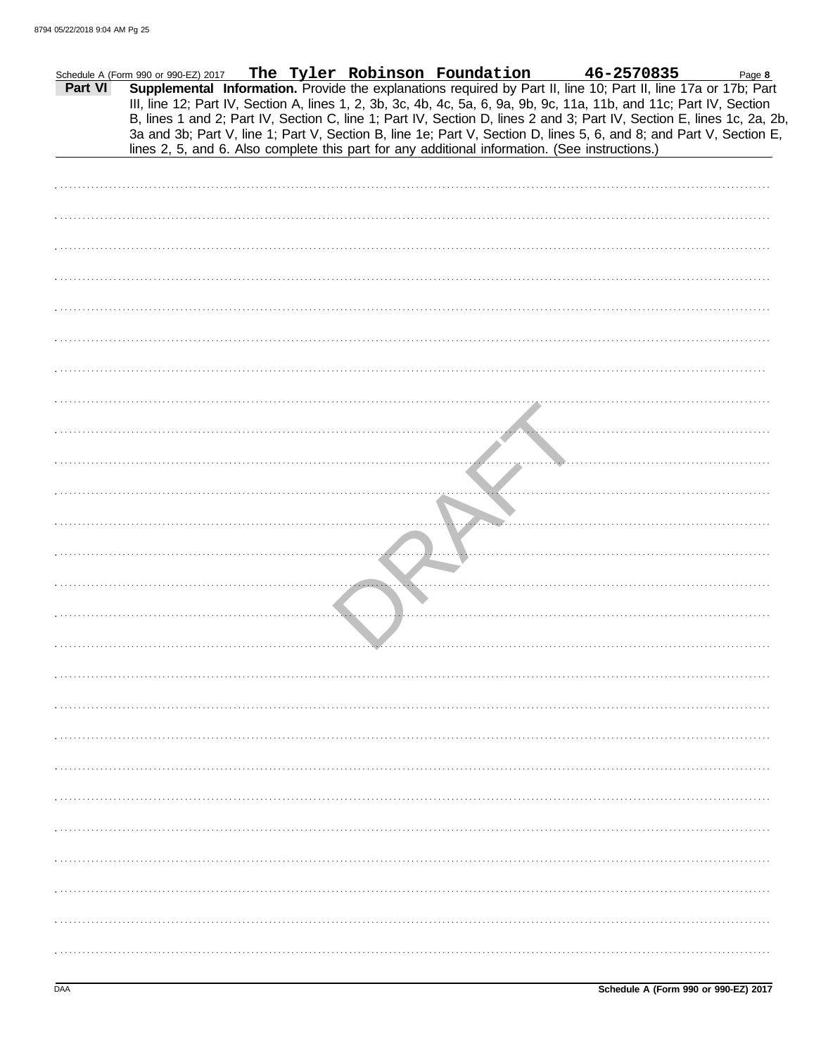Schedule A (Form 990 or 990-EZ) 2017 **The Tyler Robinson Foundation** **46-2570835** Page **8**

**Part VI** **Supplemental Information.** Provide the explanations required by Part II, line 10; Part II, line 17a or 17b; Part III, line 12; Part IV, Section A, lines 1, 2, 3b, 3c, 4b, 4c, 5a, 6, 9a, 9b, 9c, 11a, 11b, and 11c; Part IV, Section B, lines 1 and 2; Part IV, Section C, line 1; Part IV, Section D, lines 2 and 3; Part IV, Section E, lines 1c, 2a, 2b, 3a and 3b; Part V, line 1; Part V, Section B, line 1e; Part V, Section D, lines 5, 6, and 8; and Part V, Section E, lines 2, 5, and 6. Also complete this part for any additional information. (See instructions.)

DRAFT

**Schedule A (Form 990 or 990-EZ) 2017**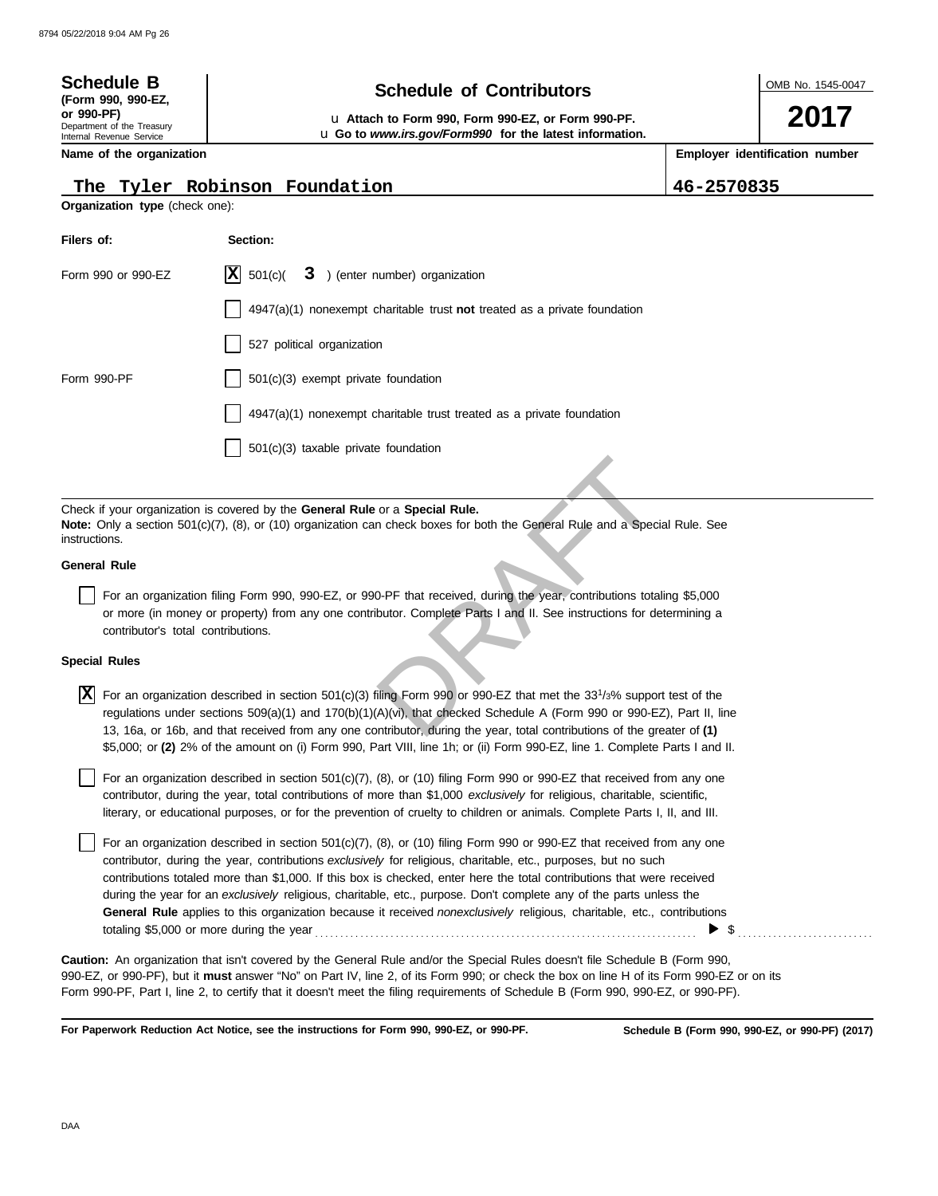**Schedule B**
**(Form 990, 990-EZ, or 990-PF)**
Department of the Treasury
Internal Revenue Service

# Schedule of Contributors

u **Attach to Form 990, Form 990-EZ, or Form 990-PF.**
u **Go to *www.irs.gov/Form990* for the latest information.**

OMB No. 1545-0047

**2017**

| **Name of the organization** | **Employer identification number** |
|---|---|
| The Tyler Robinson Foundation | 46-2570835 |

**Organization type** (check one):

| **Filers of:** | **Section:** |
|---|---|
| Form 990 or 990-EZ | [X] 501(c)( 3 ) (enter number) organization |
| | [ ] 4947(a)(1) nonexempt charitable trust **not** treated as a private foundation |
| | [ ] 527 political organization |
| Form 990-PF | [ ] 501(c)(3) exempt private foundation |
| | [ ] 4947(a)(1) nonexempt charitable trust treated as a private foundation |
| | [ ] 501(c)(3) taxable private foundation |

Check if your organization is covered by the **General Rule** or a **Special Rule.**
**Note:** Only a section 501(c)(7), (8), or (10) organization can check boxes for both the General Rule and a Special Rule. See instructions.

**General Rule**

[ ] For an organization filing Form 990, 990-EZ, or 990-PF that received, during the year, contributions totaling $5,000 or more (in money or property) from any one contributor. Complete Parts I and II. See instructions for determining a contributor's total contributions.

**Special Rules**

[X] For an organization described in section 501(c)(3) filing Form 990 or 990-EZ that met the 33 1/3% support test of the regulations under sections 509(a)(1) and 170(b)(1)(A)(vi), that checked Schedule A (Form 990 or 990-EZ), Part II, line 13, 16a, or 16b, and that received from any one contributor, during the year, total contributions of the greater of **(1)** $5,000; or **(2)** 2% of the amount on (i) Form 990, Part VIII, line 1h; or (ii) Form 990-EZ, line 1. Complete Parts I and II.

[ ] For an organization described in section 501(c)(7), (8), or (10) filing Form 990 or 990-EZ that received from any one contributor, during the year, total contributions of more than $1,000 *exclusively* for religious, charitable, scientific, literary, or educational purposes, or for the prevention of cruelty to children or animals. Complete Parts I, II, and III.

[ ] For an organization described in section 501(c)(7), (8), or (10) filing Form 990 or 990-EZ that received from any one contributor, during the year, contributions *exclusively* for religious, charitable, etc., purposes, but no such contributions totaled more than $1,000. If this box is checked, enter here the total contributions that were received during the year for an *exclusively* religious, charitable, etc., purpose. Don't complete any of the parts unless the **General Rule** applies to this organization because it received *nonexclusively* religious, charitable, etc., contributions totaling $5,000 or more during the year . . . . . . . . . . ▶ $ . . . . . . . . . .

**Caution:** An organization that isn't covered by the General Rule and/or the Special Rules doesn't file Schedule B (Form 990, 990-EZ, or 990-PF), but it **must** answer "No" on Part IV, line 2, of its Form 990; or check the box on line H of its Form 990-EZ or on its Form 990-PF, Part I, line 2, to certify that it doesn't meet the filing requirements of Schedule B (Form 990, 990-EZ, or 990-PF).

**For Paperwork Reduction Act Notice, see the instructions for Form 990, 990-EZ, or 990-PF.** **Schedule B (Form 990, 990-EZ, or 990-PF) (2017)**

DAA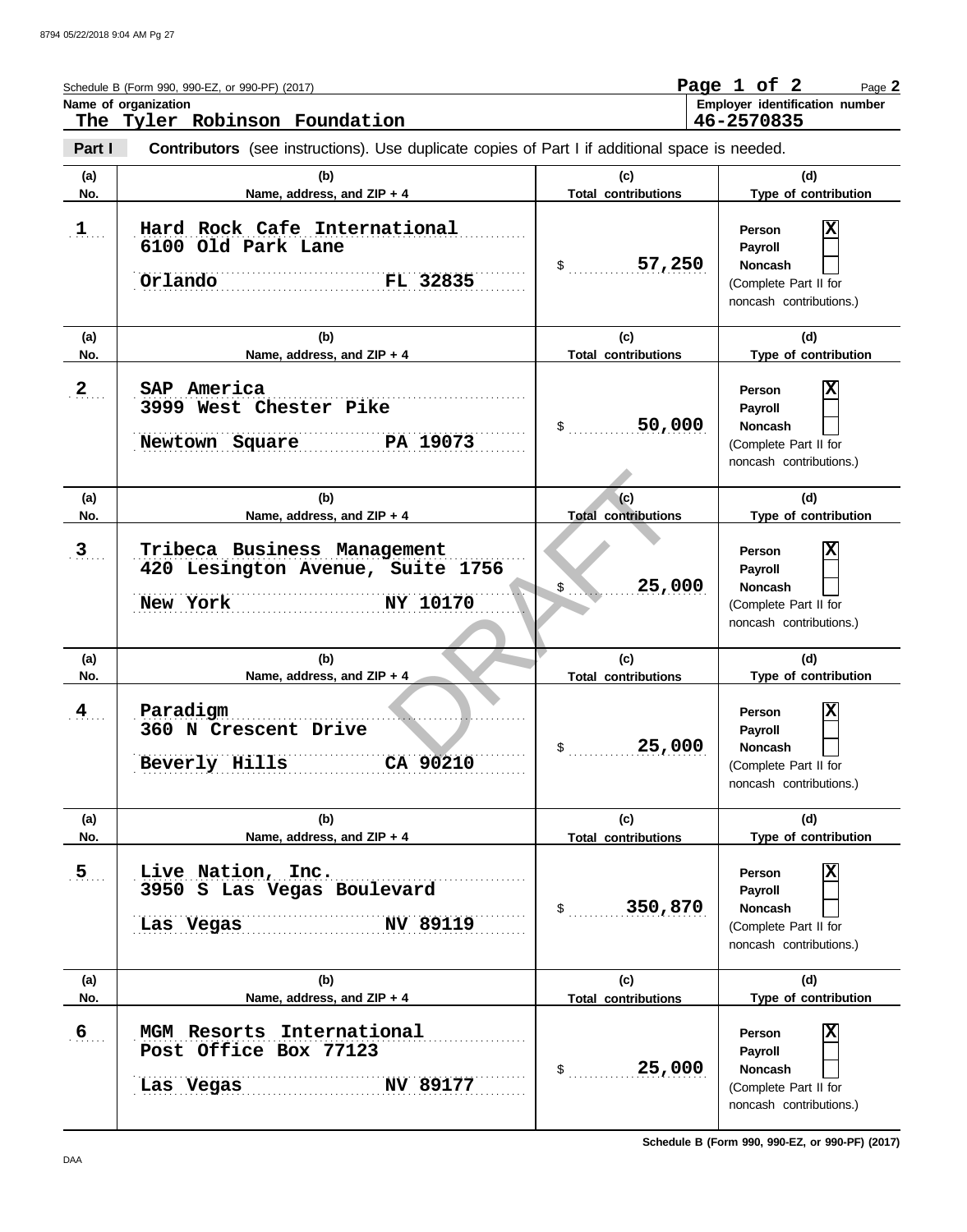Schedule B (Form 990, 990-EZ, or 990-PF) (2017)

**Name of organization**
The Tyler Robinson Foundation

**Employer identification number**
46-2570835

**Part I** **Contributors** (see instructions). Use duplicate copies of Part I if additional space is needed.

| (a) No. | (b) Name, address, and ZIP + 4 | (c) Total contributions | (d) Type of contribution |
|---|---|---|---|
| 1 | Hard Rock Cafe International<br>6100 Old Park Lane<br>Orlando FL 32835 | $ 57,250 | Person [X]<br>Payroll [ ]<br>Noncash [ ]<br>(Complete Part II for noncash contributions.) |
| 2 | SAP America<br>3999 West Chester Pike<br>Newtown Square PA 19073 | $ 50,000 | Person [X]<br>Payroll [ ]<br>Noncash [ ]<br>(Complete Part II for noncash contributions.) |
| 3 | Tribeca Business Management<br>420 Lesington Avenue, Suite 1756<br>New York NY 10170 | $ 25,000 | Person [X]<br>Payroll [ ]<br>Noncash [ ]<br>(Complete Part II for noncash contributions.) |
| 4 | Paradigm<br>360 N Crescent Drive<br>Beverly Hills CA 90210 | $ 25,000 | Person [X]<br>Payroll [ ]<br>Noncash [ ]<br>(Complete Part II for noncash contributions.) |
| 5 | Live Nation, Inc.<br>3950 S Las Vegas Boulevard<br>Las Vegas NV 89119 | $ 350,870 | Person [X]<br>Payroll [ ]<br>Noncash [ ]<br>(Complete Part II for noncash contributions.) |
| 6 | MGM Resorts International<br>Post Office Box 77123<br>Las Vegas NV 89177 | $ 25,000 | Person [X]<br>Payroll [ ]<br>Noncash [ ]<br>(Complete Part II for noncash contributions.) |

DRAFT

Schedule B (Form 990, 990-EZ, or 990-PF) (2017)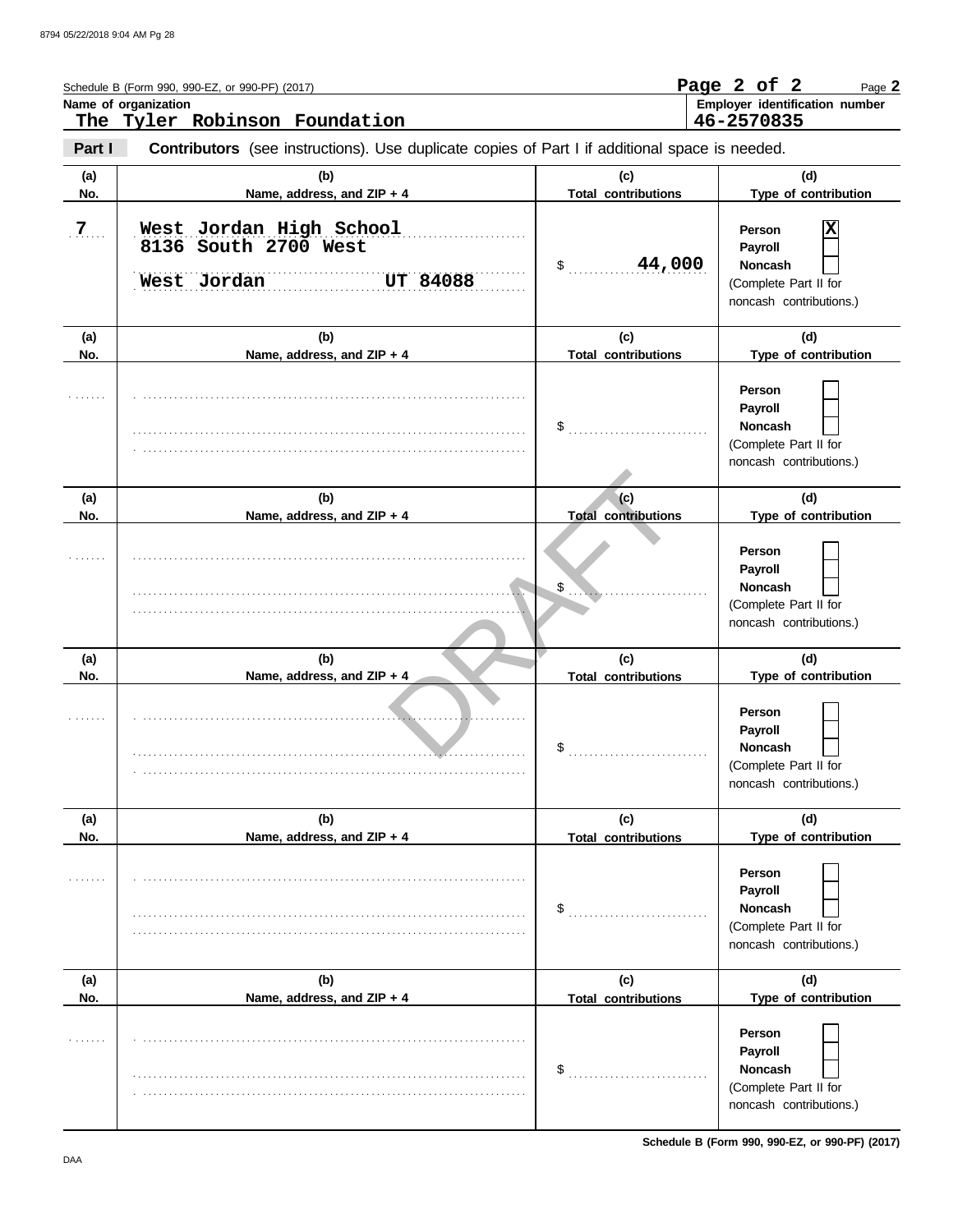Schedule B (Form 990, 990-EZ, or 990-PF) (2017)

**Name of organization**
The Tyler Robinson Foundation

**Employer identification number**
46-2570835

**Part I** **Contributors** (see instructions). Use duplicate copies of Part I if additional space is needed.

| (a) No. | (b) Name, address, and ZIP + 4 | (c) Total contributions | (d) Type of contribution |
|---|---|---|---|
| 7 | West Jordan High School<br>8136 South 2700 West<br>West Jordan UT 84088 | $ 44,000 | Person [X]<br>Payroll [ ]<br>Noncash [ ]<br>(Complete Part II for noncash contributions.) |
| | | $ | Person [ ]<br>Payroll [ ]<br>Noncash [ ]<br>(Complete Part II for noncash contributions.) |
| | | $ | Person [ ]<br>Payroll [ ]<br>Noncash [ ]<br>(Complete Part II for noncash contributions.) |
| | | $ | Person [ ]<br>Payroll [ ]<br>Noncash [ ]<br>(Complete Part II for noncash contributions.) |
| | | $ | Person [ ]<br>Payroll [ ]<br>Noncash [ ]<br>(Complete Part II for noncash contributions.) |
| | | $ | Person [ ]<br>Payroll [ ]<br>Noncash [ ]<br>(Complete Part II for noncash contributions.) |

DRAFT

Schedule B (Form 990, 990-EZ, or 990-PF) (2017)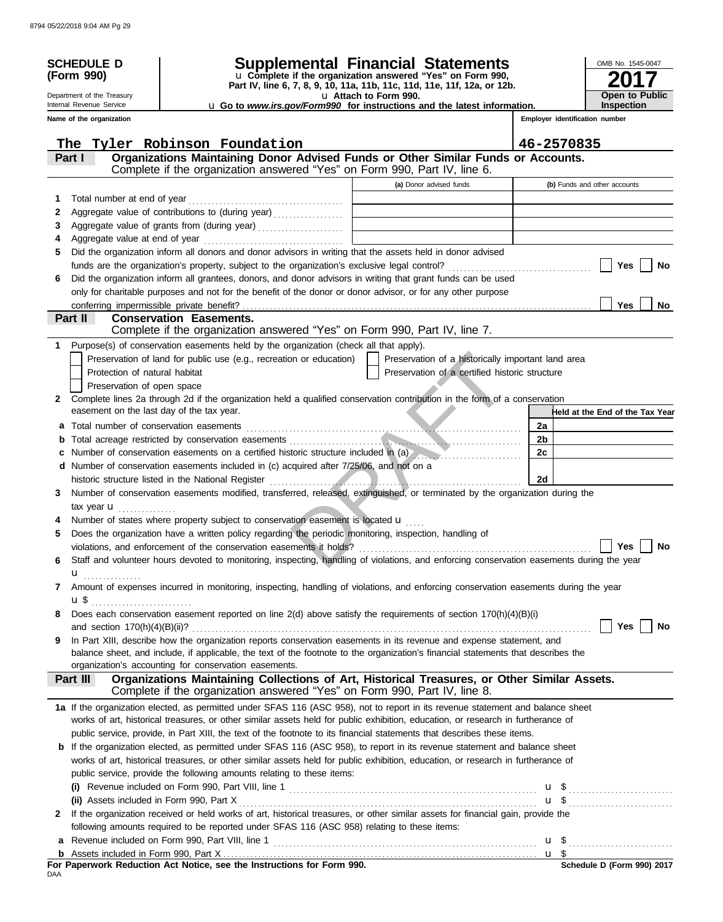**SCHEDULE D (Form 990)**

Department of the Treasury
Internal Revenue Service

# Supplemental Financial Statements

u Complete if the organization answered "Yes" on Form 990, Part IV, line 6, 7, 8, 9, 10, 11a, 11b, 11c, 11d, 11e, 11f, 12a, or 12b.
u Attach to Form 990.
u Go to *www.irs.gov/Form990* for instructions and the latest information.

OMB No. 1545-0047
**2017**
**Open to Public Inspection**

**Name of the organization:** The Tyler Robinson Foundation
**Employer identification number:** 46-2570835

## Part I — Organizations Maintaining Donor Advised Funds or Other Similar Funds or Accounts.
Complete if the organization answered "Yes" on Form 990, Part IV, line 6.

| | | (a) Donor advised funds | (b) Funds and other accounts |
|---|---|---|---|
| 1 | Total number at end of year | | |
| 2 | Aggregate value of contributions to (during year) | | |
| 3 | Aggregate value of grants from (during year) | | |
| 4 | Aggregate value at end of year | | |

5 Did the organization inform all donors and donor advisors in writing that the assets held in donor advised funds are the organization's property, subject to the organization's exclusive legal control? ☐ Yes ☐ No

6 Did the organization inform all grantees, donors, and donor advisors in writing that grant funds can be used only for charitable purposes and not for the benefit of the donor or donor advisor, or for any other purpose conferring impermissible private benefit? ☐ Yes ☐ No

## Part II — Conservation Easements.
Complete if the organization answered "Yes" on Form 990, Part IV, line 7.

1 Purpose(s) of conservation easements held by the organization (check all that apply).
- ☐ Preservation of land for public use (e.g., recreation or education)
- ☐ Protection of natural habitat
- ☐ Preservation of open space
- ☐ Preservation of a historically important land area
- ☐ Preservation of a certified historic structure

2 Complete lines 2a through 2d if the organization held a qualified conservation contribution in the form of a conservation easement on the last day of the tax year.

| | | | Held at the End of the Tax Year |
|---|---|---|---|
| a | Total number of conservation easements | 2a | |
| b | Total acreage restricted by conservation easements | 2b | |
| c | Number of conservation easements on a certified historic structure included in (a) | 2c | |
| d | Number of conservation easements included in (c) acquired after 7/25/06, and not on a historic structure listed in the National Register | 2d | |

3 Number of conservation easements modified, transferred, released, extinguished, or terminated by the organization during the tax year u

4 Number of states where property subject to conservation easement is located u

5 Does the organization have a written policy regarding the periodic monitoring, inspection, handling of violations, and enforcement of the conservation easements it holds? ☐ Yes ☐ No

6 Staff and volunteer hours devoted to monitoring, inspecting, handling of violations, and enforcing conservation easements during the year u

7 Amount of expenses incurred in monitoring, inspecting, handling of violations, and enforcing conservation easements during the year u $

8 Does each conservation easement reported on line 2(d) above satisfy the requirements of section 170(h)(4)(B)(i) and section 170(h)(4)(B)(ii)? ☐ Yes ☐ No

9 In Part XIII, describe how the organization reports conservation easements in its revenue and expense statement, and balance sheet, and include, if applicable, the text of the footnote to the organization's financial statements that describes the organization's accounting for conservation easements.

## Part III — Organizations Maintaining Collections of Art, Historical Treasures, or Other Similar Assets.
Complete if the organization answered "Yes" on Form 990, Part IV, line 8.

1a If the organization elected, as permitted under SFAS 116 (ASC 958), not to report in its revenue statement and balance sheet works of art, historical treasures, or other similar assets held for public exhibition, education, or research in furtherance of public service, provide, in Part XIII, the text of the footnote to its financial statements that describes these items.

b If the organization elected, as permitted under SFAS 116 (ASC 958), to report in its revenue statement and balance sheet works of art, historical treasures, or other similar assets held for public exhibition, education, or research in furtherance of public service, provide the following amounts relating to these items:

(i) Revenue included on Form 990, Part VIII, line 1 u $

(ii) Assets included in Form 990, Part X u $

2 If the organization received or held works of art, historical treasures, or other similar assets for financial gain, provide the following amounts required to be reported under SFAS 116 (ASC 958) relating to these items:

a Revenue included on Form 990, Part VIII, line 1 u $

b Assets included in Form 990, Part X u $

**For Paperwork Reduction Act Notice, see the Instructions for Form 990.** — Schedule D (Form 990) 2017

DAA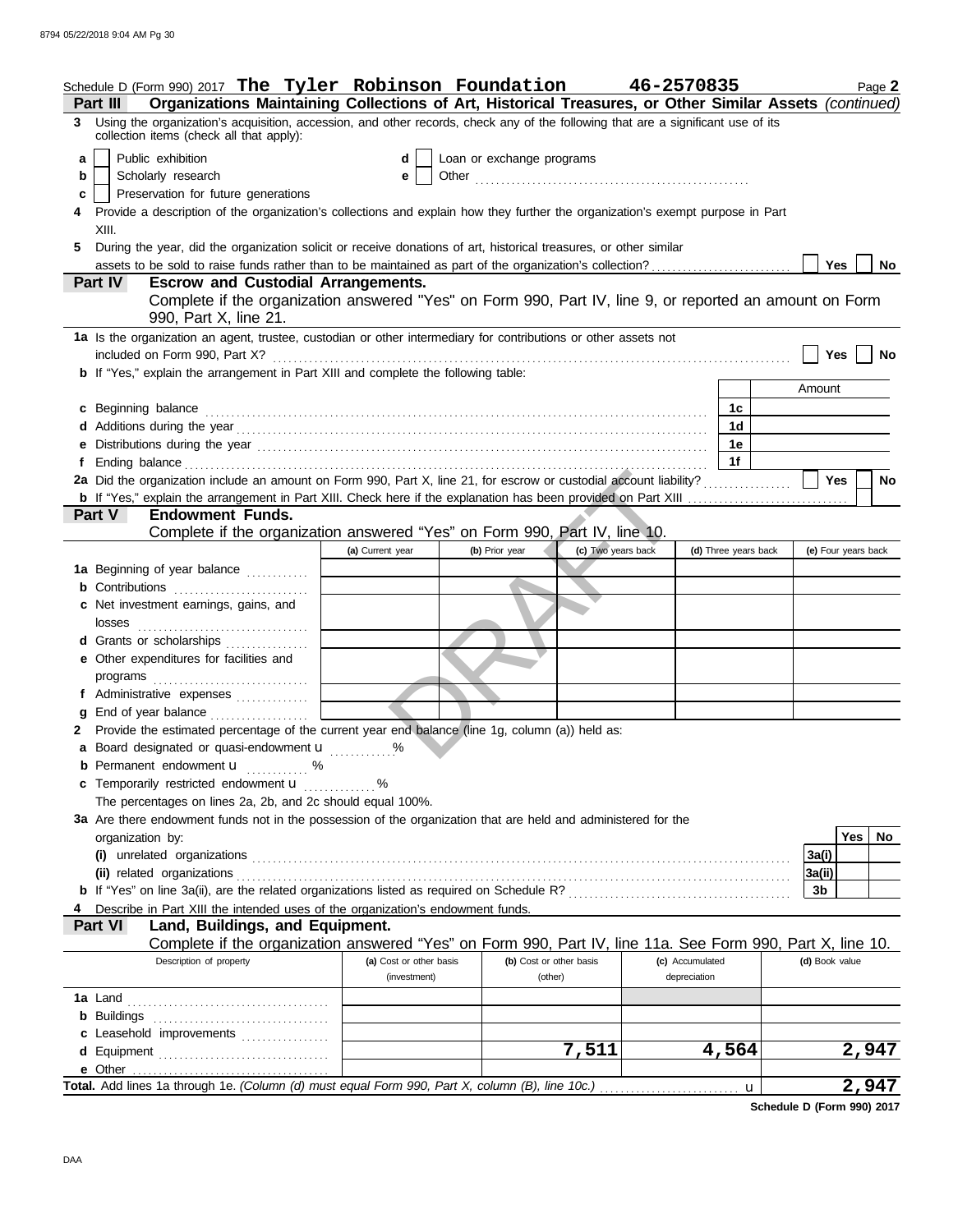Schedule D (Form 990) 2017 **The Tyler Robinson Foundation** **46-2570835** Page **2**

## Part III Organizations Maintaining Collections of Art, Historical Treasures, or Other Similar Assets *(continued)*

**3** Using the organization's acquisition, accession, and other records, check any of the following that are a significant use of its collection items (check all that apply):

- **a** ☐ Public exhibition
- **b** ☐ Scholarly research
- **c** ☐ Preservation for future generations
- **d** ☐ Loan or exchange programs
- **e** ☐ Other

**4** Provide a description of the organization's collections and explain how they further the organization's exempt purpose in Part XIII.

**5** During the year, did the organization solicit or receive donations of art, historical treasures, or other similar assets to be sold to raise funds rather than to be maintained as part of the organization's collection? ☐ Yes ☐ No

## Part IV Escrow and Custodial Arrangements.

Complete if the organization answered "Yes" on Form 990, Part IV, line 9, or reported an amount on Form 990, Part X, line 21.

**1a** Is the organization an agent, trustee, custodian or other intermediary for contributions or other assets not included on Form 990, Part X? ☐ Yes ☐ No

**b** If "Yes," explain the arrangement in Part XIII and complete the following table:

| | | Amount |
|---|---|---|
| **c** Beginning balance | 1c | |
| **d** Additions during the year | 1d | |
| **e** Distributions during the year | 1e | |
| **f** Ending balance | 1f | |

**2a** Did the organization include an amount on Form 990, Part X, line 21, for escrow or custodial account liability? ☐ Yes ☐ No

**b** If "Yes," explain the arrangement in Part XIII. Check here if the explanation has been provided on Part XIII ☐

## Part V Endowment Funds.

Complete if the organization answered "Yes" on Form 990, Part IV, line 10.

| | (a) Current year | (b) Prior year | (c) Two years back | (d) Three years back | (e) Four years back |
|---|---|---|---|---|---|
| **1a** Beginning of year balance | | | | | |
| **b** Contributions | | | | | |
| **c** Net investment earnings, gains, and losses | | | | | |
| **d** Grants or scholarships | | | | | |
| **e** Other expenditures for facilities and programs | | | | | |
| **f** Administrative expenses | | | | | |
| **g** End of year balance | | | | | |

**2** Provide the estimated percentage of the current year end balance (line 1g, column (a)) held as:

- **a** Board designated or quasi-endowment u %
- **b** Permanent endowment u %
- **c** Temporarily restricted endowment u %

The percentages on lines 2a, 2b, and 2c should equal 100%.

**3a** Are there endowment funds not in the possession of the organization that are held and administered for the organization by:

| | | Yes | No |
|---|---|---|---|
| **(i)** unrelated organizations | 3a(i) | | |
| **(ii)** related organizations | 3a(ii) | | |
| **b** If "Yes" on line 3a(ii), are the related organizations listed as required on Schedule R? | 3b | | |

**4** Describe in Part XIII the intended uses of the organization's endowment funds.

## Part VI Land, Buildings, and Equipment.

Complete if the organization answered "Yes" on Form 990, Part IV, line 11a. See Form 990, Part X, line 10.

| Description of property | (a) Cost or other basis (investment) | (b) Cost or other basis (other) | (c) Accumulated depreciation | (d) Book value |
|---|---|---|---|---|
| **1a** Land | | | | |
| **b** Buildings | | | | |
| **c** Leasehold improvements | | | | |
| **d** Equipment | | 7,511 | 4,564 | 2,947 |
| **e** Other | | | | |
| **Total.** Add lines 1a through 1e. *(Column (d) must equal Form 990, Part X, column (B), line 10c.)* u | | | | 2,947 |

**Schedule D (Form 990) 2017**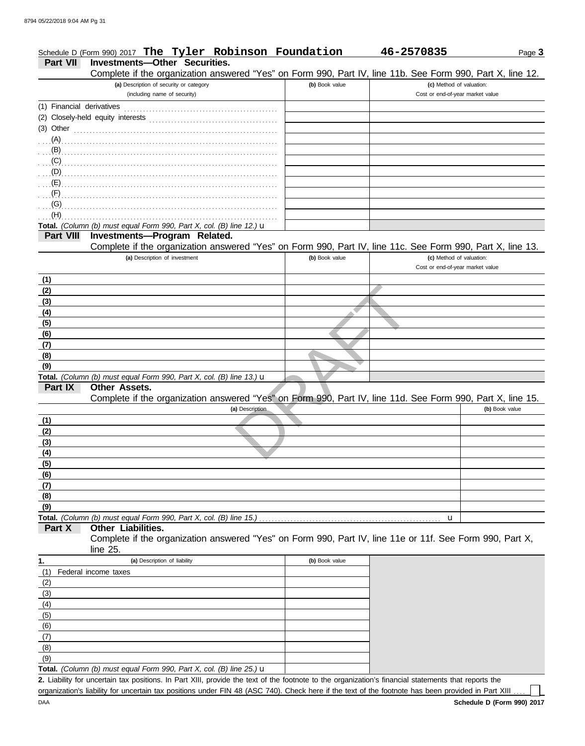Schedule D (Form 990) 2017 **The Tyler Robinson Foundation** **46-2570835** Page **3**

## Part VII Investments—Other Securities.

Complete if the organization answered "Yes" on Form 990, Part IV, line 11b. See Form 990, Part X, line 12.

| (a) Description of security or category (including name of security) | (b) Book value | (c) Method of valuation: Cost or end-of-year market value |
|---|---|---|
| (1) Financial derivatives | | |
| (2) Closely-held equity interests | | |
| (3) Other | | |
| (A) | | |
| (B) | | |
| (C) | | |
| (D) | | |
| (E) | | |
| (F) | | |
| (G) | | |
| (H) | | |
| **Total.** *(Column (b) must equal Form 990, Part X, col. (B) line 12.)* u | | |

## Part VIII Investments—Program Related.

Complete if the organization answered "Yes" on Form 990, Part IV, line 11c. See Form 990, Part X, line 13.

| (a) Description of investment | (b) Book value | (c) Method of valuation: Cost or end-of-year market value |
|---|---|---|
| (1) | | |
| (2) | | |
| (3) | | |
| (4) | | |
| (5) | | |
| (6) | | |
| (7) | | |
| (8) | | |
| (9) | | |
| **Total.** *(Column (b) must equal Form 990, Part X, col. (B) line 13.)* u | | |

## Part IX Other Assets.

Complete if the organization answered "Yes" on Form 990, Part IV, line 11d. See Form 990, Part X, line 15.

| (a) Description | (b) Book value |
|---|---|
| (1) | |
| (2) | |
| (3) | |
| (4) | |
| (5) | |
| (6) | |
| (7) | |
| (8) | |
| (9) | |
| **Total.** *(Column (b) must equal Form 990, Part X, col. (B) line 15.)* u | |

## Part X Other Liabilities.

Complete if the organization answered "Yes" on Form 990, Part IV, line 11e or 11f. See Form 990, Part X, line 25.

| 1. (a) Description of liability | (b) Book value |
|---|---|
| (1) Federal income taxes | |
| (2) | |
| (3) | |
| (4) | |
| (5) | |
| (6) | |
| (7) | |
| (8) | |
| (9) | |
| **Total.** *(Column (b) must equal Form 990, Part X, col. (B) line 25.)* u | |

**2.** Liability for uncertain tax positions. In Part XIII, provide the text of the footnote to the organization's financial statements that reports the organization's liability for uncertain tax positions under FIN 48 (ASC 740). Check here if the text of the footnote has been provided in Part XIII ☐

DAA **Schedule D (Form 990) 2017**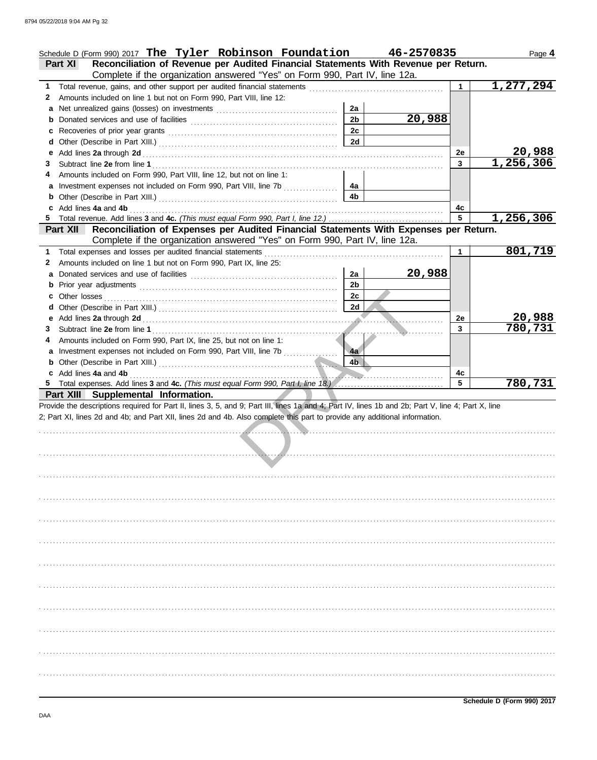Schedule D (Form 990) 2017 **The Tyler Robinson Foundation** **46-2570835** Page **4**

## Part XI Reconciliation of Revenue per Audited Financial Statements With Revenue per Return.

Complete if the organization answered "Yes" on Form 990, Part IV, line 12a.

| | | | | | |
|---|---|---|---|---|---|
| **1** | Total revenue, gains, and other support per audited financial statements | | | 1 | 1,277,294 |
| **2** | Amounts included on line 1 but not on Form 990, Part VIII, line 12: | | | | |
| **a** | Net unrealized gains (losses) on investments | 2a | | | |
| **b** | Donated services and use of facilities | 2b | 20,988 | | |
| **c** | Recoveries of prior year grants | 2c | | | |
| **d** | Other (Describe in Part XIII.) | 2d | | | |
| **e** | Add lines **2a** through **2d** | | | 2e | 20,988 |
| **3** | Subtract line **2e** from line **1** | | | 3 | 1,256,306 |
| **4** | Amounts included on Form 990, Part VIII, line 12, but not on line 1: | | | | |
| **a** | Investment expenses not included on Form 990, Part VIII, line 7b | 4a | | | |
| **b** | Other (Describe in Part XIII.) | 4b | | | |
| **c** | Add lines **4a** and **4b** | | | 4c | |
| **5** | Total revenue. Add lines **3** and **4c.** *(This must equal Form 990, Part I, line 12.)* | | | 5 | 1,256,306 |

## Part XII Reconciliation of Expenses per Audited Financial Statements With Expenses per Return.

Complete if the organization answered "Yes" on Form 990, Part IV, line 12a.

| | | | | | |
|---|---|---|---|---|---|
| **1** | Total expenses and losses per audited financial statements | | | 1 | 801,719 |
| **2** | Amounts included on line 1 but not on Form 990, Part IX, line 25: | | | | |
| **a** | Donated services and use of facilities | 2a | 20,988 | | |
| **b** | Prior year adjustments | 2b | | | |
| **c** | Other losses | 2c | | | |
| **d** | Other (Describe in Part XIII.) | 2d | | | |
| **e** | Add lines **2a** through **2d** | | | 2e | 20,988 |
| **3** | Subtract line **2e** from line **1** | | | 3 | 780,731 |
| **4** | Amounts included on Form 990, Part IX, line 25, but not on line 1: | | | | |
| **a** | Investment expenses not included on Form 990, Part VIII, line 7b | 4a | | | |
| **b** | Other (Describe in Part XIII.) | 4b | | | |
| **c** | Add lines **4a** and **4b** | | | 4c | |
| **5** | Total expenses. Add lines **3** and **4c.** *(This must equal Form 990, Part I, line 18.)* | | | 5 | 780,731 |

## Part XIII Supplemental Information.

Provide the descriptions required for Part II, lines 3, 5, and 9; Part III, lines 1a and 4; Part IV, lines 1b and 2b; Part V, line 4; Part X, line 2; Part XI, lines 2d and 4b; and Part XII, lines 2d and 4b. Also complete this part to provide any additional information.

**Schedule D (Form 990) 2017**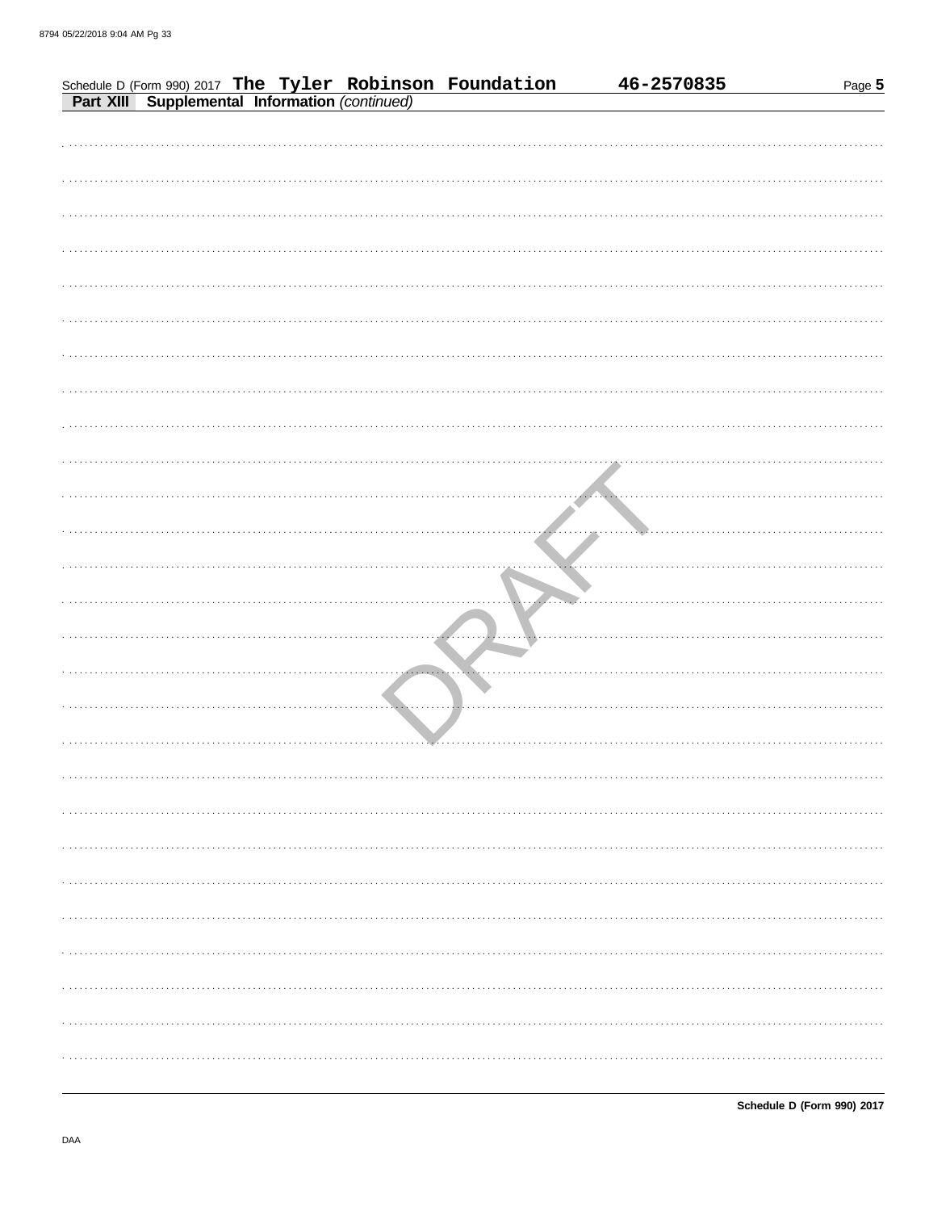Schedule D (Form 990) 2017 **The Tyler Robinson Foundation** **46-2570835**

**Part XIII** **Supplemental Information** *(continued)*

DRAFT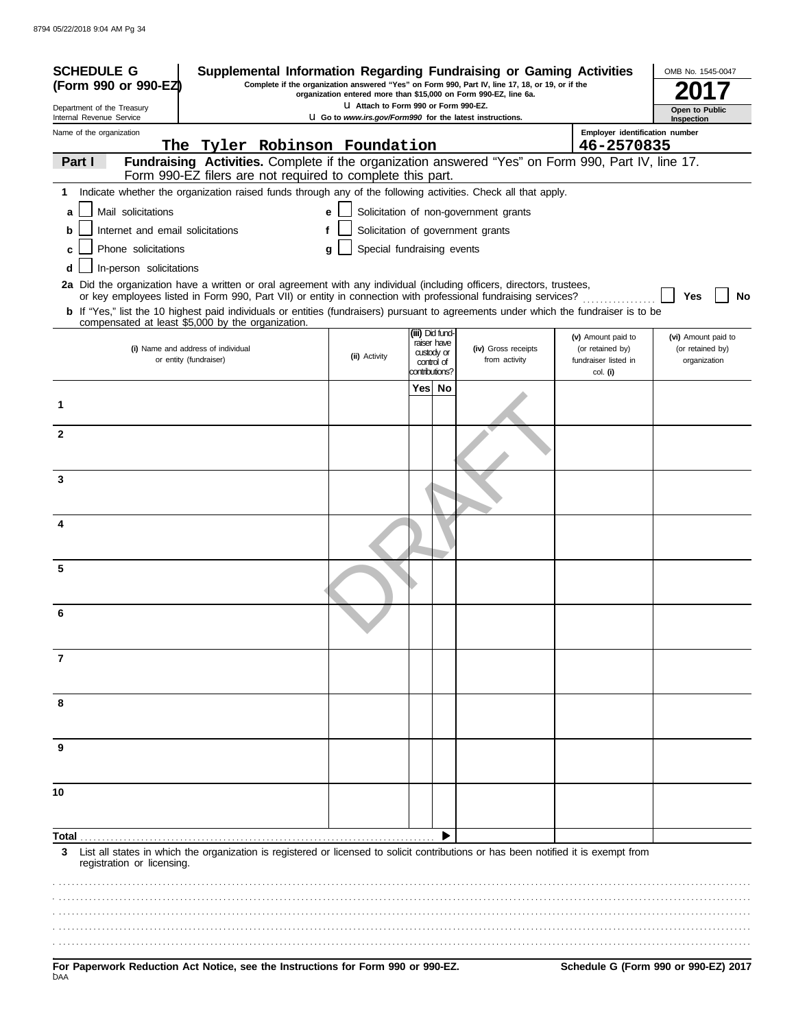**SCHEDULE G (Form 990 or 990-EZ)**

Department of the Treasury
Internal Revenue Service

# Supplemental Information Regarding Fundraising or Gaming Activities

**Complete if the organization answered "Yes" on Form 990, Part IV, line 17, 18, or 19, or if the organization entered more than $15,000 on Form 990-EZ, line 6a.**

**Attach to Form 990 or Form 990-EZ.**

**Go to *www.irs.gov/Form990* for the latest instructions.**

OMB No. 1545-0047

**2017**

**Open to Public Inspection**

Name of the organization: The Tyler Robinson Foundation

Employer identification number: 46-2570835

## Part I Fundraising Activities.

Complete if the organization answered "Yes" on Form 990, Part IV, line 17. Form 990-EZ filers are not required to complete this part.

**1** Indicate whether the organization raised funds through any of the following activities. Check all that apply.

- **a** ☐ Mail solicitations
- **b** ☐ Internet and email solicitations
- **c** ☐ Phone solicitations
- **d** ☐ In-person solicitations
- **e** ☐ Solicitation of non-government grants
- **f** ☐ Solicitation of government grants
- **g** ☐ Special fundraising events

**2a** Did the organization have a written or oral agreement with any individual (including officers, directors, trustees, or key employees listed in Form 990, Part VII) or entity in connection with professional fundraising services? ☐ Yes ☐ No

**b** If "Yes," list the 10 highest paid individuals or entities (fundraisers) pursuant to agreements under which the fundraiser is to be compensated at least $5,000 by the organization.

| | (i) Name and address of individual or entity (fundraiser) | (ii) Activity | (iii) Did fund-raiser have custody or control of contributions? Yes | No | (iv) Gross receipts from activity | (v) Amount paid to (or retained by) fundraiser listed in col. (i) | (vi) Amount paid to (or retained by) organization |
|---|---|---|---|---|---|---|---|
| 1 | | | | | | | |
| 2 | | | | | | | |
| 3 | | | | | | | |
| 4 | | | | | | | |
| 5 | | | | | | | |
| 6 | | | | | | | |
| 7 | | | | | | | |
| 8 | | | | | | | |
| 9 | | | | | | | |
| 10 | | | | | | | |
| Total | | | | | | | |

**3** List all states in which the organization is registered or licensed to solicit contributions or has been notified it is exempt from registration or licensing.

**For Paperwork Reduction Act Notice, see the Instructions for Form 990 or 990-EZ.**

DAA

**Schedule G (Form 990 or 990-EZ) 2017**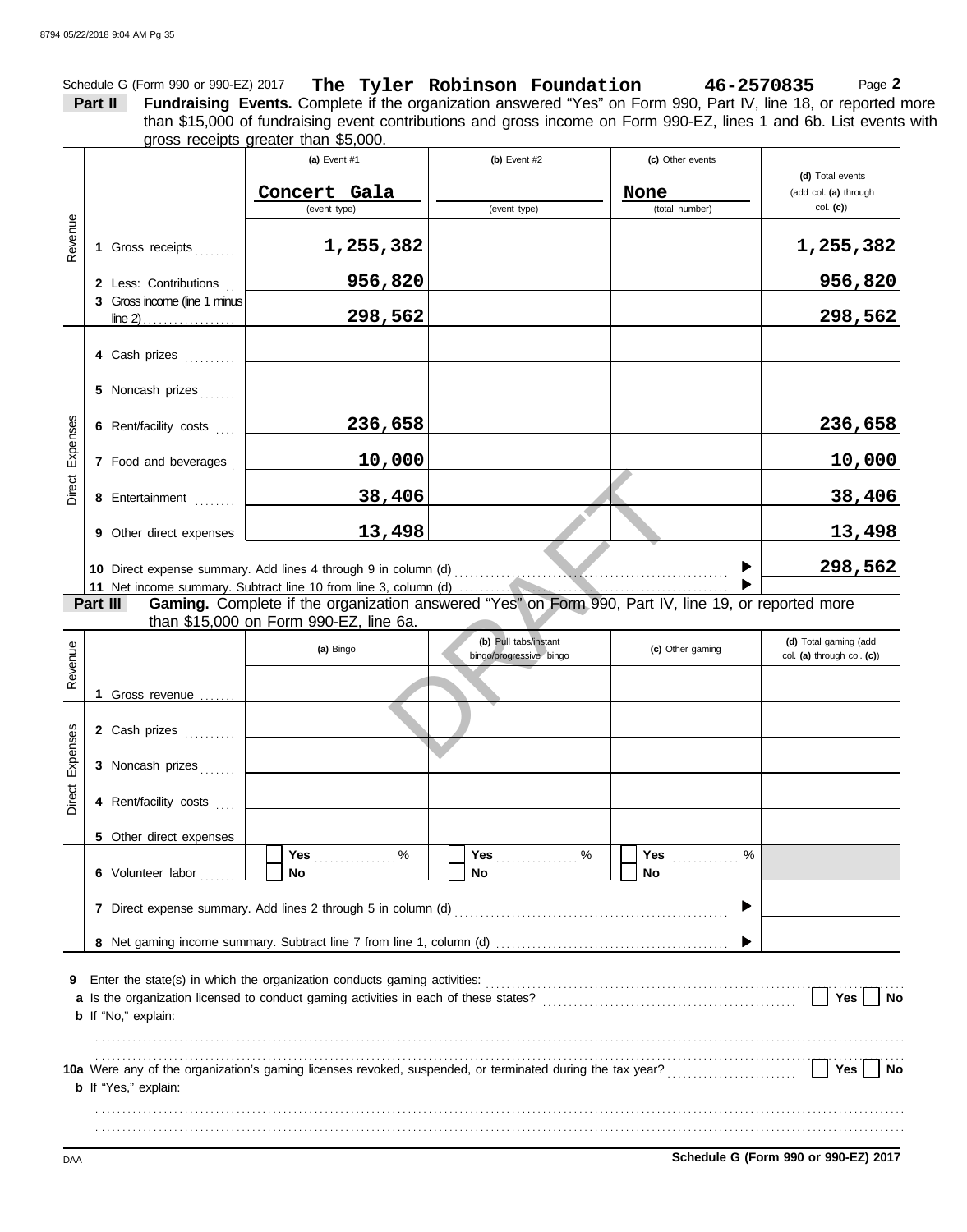Schedule G (Form 990 or 990-EZ) 2017 **The Tyler Robinson Foundation** **46-2570835** Page **2**

## Part II Fundraising Events.

**Fundraising Events.** Complete if the organization answered "Yes" on Form 990, Part IV, line 18, or reported more than $15,000 of fundraising event contributions and gross income on Form 990-EZ, lines 1 and 6b. List events with gross receipts greater than $5,000.

| | | (a) Event #1 | (b) Event #2 | (c) Other events | (d) Total events (add col. (a) through col. (c)) |
|---|---|---|---|---|---|
| | | Concert Gala (event type) | (event type) | None (total number) | |
| Revenue | 1 Gross receipts | 1,255,382 | | | 1,255,382 |
| | 2 Less: Contributions | 956,820 | | | 956,820 |
| | 3 Gross income (line 1 minus line 2) | 298,562 | | | 298,562 |
| Direct Expenses | 4 Cash prizes | | | | |
| | 5 Noncash prizes | | | | |
| | 6 Rent/facility costs | 236,658 | | | 236,658 |
| | 7 Food and beverages | 10,000 | | | 10,000 |
| | 8 Entertainment | 38,406 | | | 38,406 |
| | 9 Other direct expenses | 13,498 | | | 13,498 |

10 Direct expense summary. Add lines 4 through 9 in column (d) ▶ **298,562**

11 Net income summary. Subtract line 10 from line 3, column (d) ▶

## Part III Gaming.

**Gaming.** Complete if the organization answered "Yes" on Form 990, Part IV, line 19, or reported more than $15,000 on Form 990-EZ, line 6a.

| | | (a) Bingo | (b) Pull tabs/instant bingo/progressive bingo | (c) Other gaming | (d) Total gaming (add col. (a) through col. (c)) |
|---|---|---|---|---|---|
| Revenue | 1 Gross revenue | | | | |
| Direct Expenses | 2 Cash prizes | | | | |
| | 3 Noncash prizes | | | | |
| | 4 Rent/facility costs | | | | |
| | 5 Other direct expenses | | | | |
| | 6 Volunteer labor | Yes ____ % / No | Yes ____ % / No | Yes ____ % / No | |

7 Direct expense summary. Add lines 2 through 5 in column (d) ▶

8 Net gaming income summary. Subtract line 7 from line 1, column (d) ▶

9 Enter the state(s) in which the organization conducts gaming activities:

a Is the organization licensed to conduct gaming activities in each of these states? ☐ Yes ☐ No

b If "No," explain:

10a Were any of the organization's gaming licenses revoked, suspended, or terminated during the tax year? ☐ Yes ☐ No

b If "Yes," explain:

Schedule G (Form 990 or 990-EZ) 2017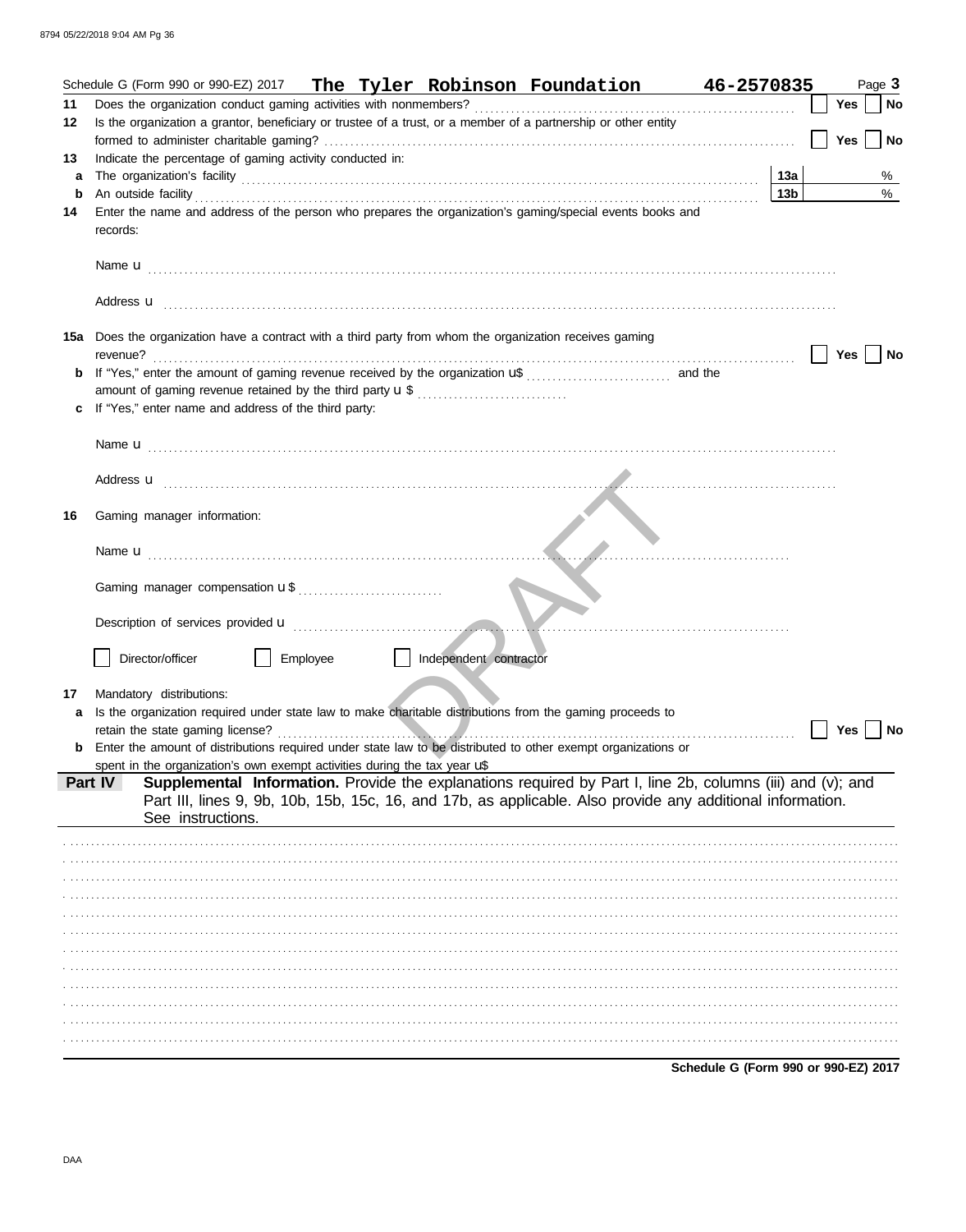Schedule G (Form 990 or 990-EZ) 2017 **The Tyler Robinson Foundation** **46-2570835** Page **3**

**11** Does the organization conduct gaming activities with nonmembers? ☐ Yes ☐ No

**12** Is the organization a grantor, beneficiary or trustee of a trust, or a member of a partnership or other entity formed to administer charitable gaming? ☐ Yes ☐ No

**13** Indicate the percentage of gaming activity conducted in:

**a** The organization's facility **13a** %

**b** An outside facility **13b** %

**14** Enter the name and address of the person who prepares the organization's gaming/special events books and records:

Name u

Address u

**15a** Does the organization have a contract with a third party from whom the organization receives gaming revenue? ☐ Yes ☐ No

**b** If "Yes," enter the amount of gaming revenue received by the organization u$ and the amount of gaming revenue retained by the third party u $

**c** If "Yes," enter name and address of the third party:

Name u

Address u

**16** Gaming manager information:

Name u

Gaming manager compensation u $

Description of services provided u

☐ Director/officer ☐ Employee ☐ Independent contractor

**17** Mandatory distributions:

**a** Is the organization required under state law to make charitable distributions from the gaming proceeds to retain the state gaming license? ☐ Yes ☐ No

**b** Enter the amount of distributions required under state law to be distributed to other exempt organizations or spent in the organization's own exempt activities during the tax year u$

**Part IV** **Supplemental Information.** Provide the explanations required by Part I, line 2b, columns (iii) and (v); and Part III, lines 9, 9b, 10b, 15b, 15c, 16, and 17b, as applicable. Also provide any additional information. See instructions.

**Schedule G (Form 990 or 990-EZ) 2017**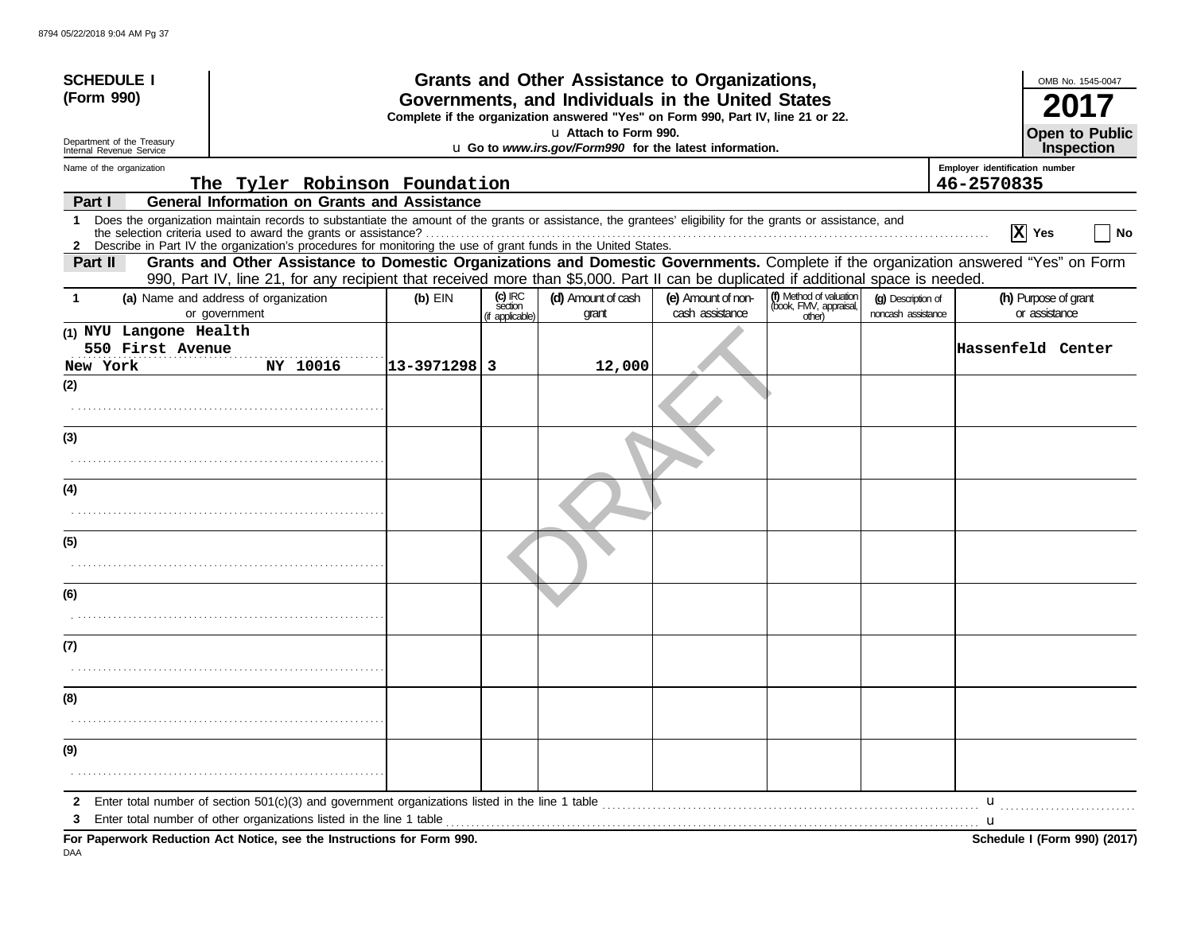**SCHEDULE I (Form 990)**

Department of the Treasury
Internal Revenue Service

# Grants and Other Assistance to Organizations, Governments, and Individuals in the United States

**Complete if the organization answered "Yes" on Form 990, Part IV, line 21 or 22.**

**u Attach to Form 990.**

**u Go to *www.irs.gov/Form990* for the latest information.**

OMB No. 1545-0047

**2017**

**Open to Public Inspection**

Name of the organization: **The Tyler Robinson Foundation**

Employer identification number: **46-2570835**

## Part I — General Information on Grants and Assistance

**1** Does the organization maintain records to substantiate the amount of the grants or assistance, the grantees' eligibility for the grants or assistance, and the selection criteria used to award the grants or assistance? **[X] Yes** [ ] No

**2** Describe in Part IV the organization's procedures for monitoring the use of grant funds in the United States.

## Part II — Grants and Other Assistance to Domestic Organizations and Domestic Governments.

Complete if the organization answered "Yes" on Form 990, Part IV, line 21, for any recipient that received more than $5,000. Part II can be duplicated if additional space is needed.

| 1 (a) Name and address of organization or government | (b) EIN | (c) IRC section (if applicable) | (d) Amount of cash grant | (e) Amount of non-cash assistance | (f) Method of valuation (book, FMV, appraisal, other) | (g) Description of noncash assistance | (h) Purpose of grant or assistance |
|---|---|---|---|---|---|---|---|
| (1) NYU Langone Health 550 First Avenue New York NY 10016 | 13-3971298 | 3 | 12,000 | | | | Hassenfeld Center |
| (2) | | | | | | | |
| (3) | | | | | | | |
| (4) | | | | | | | |
| (5) | | | | | | | |
| (6) | | | | | | | |
| (7) | | | | | | | |
| (8) | | | | | | | |
| (9) | | | | | | | |

**2** Enter total number of section 501(c)(3) and government organizations listed in the line 1 table u

**3** Enter total number of other organizations listed in the line 1 table u

**For Paperwork Reduction Act Notice, see the Instructions for Form 990.** **Schedule I (Form 990) (2017)**

DAA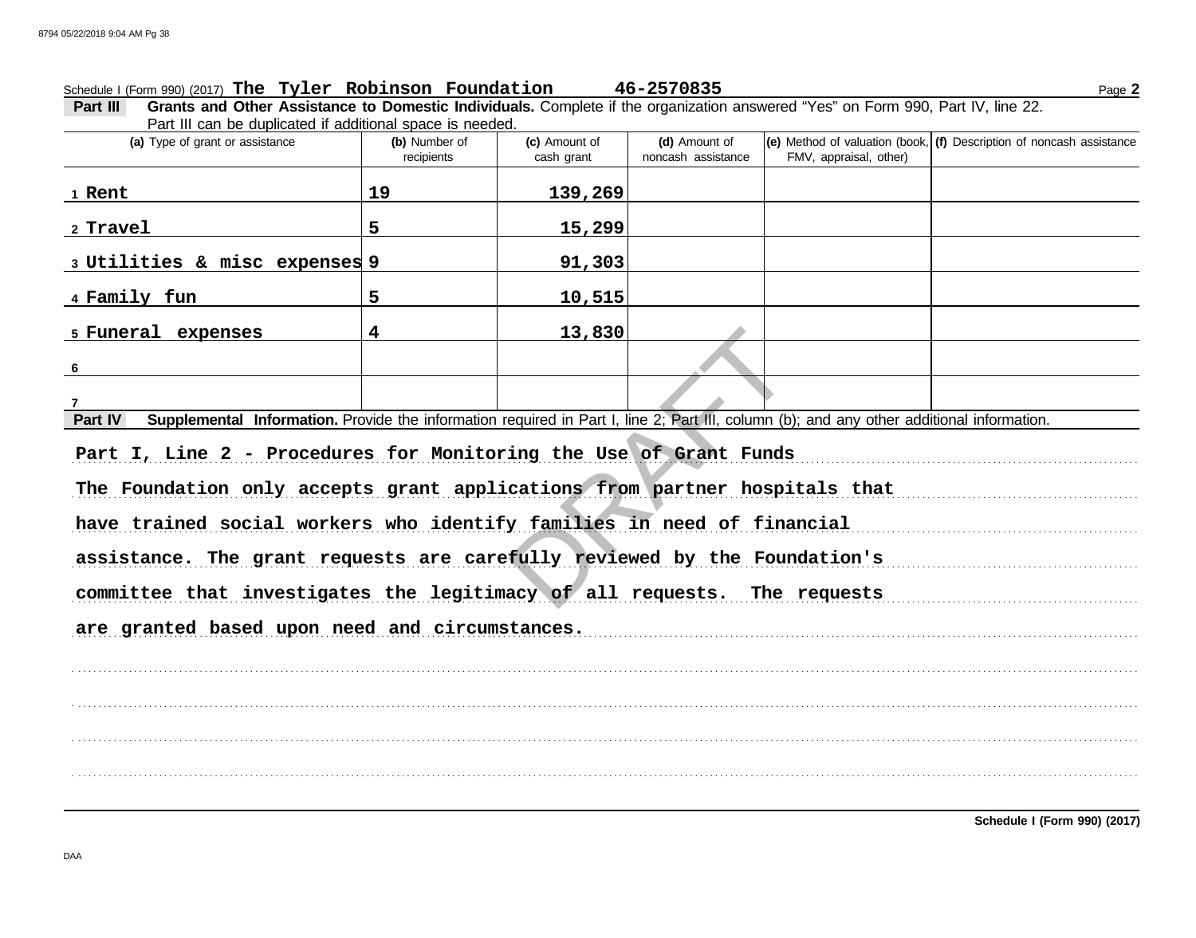Schedule I (Form 990) (2017) **The Tyler Robinson Foundation** **46-2570835**

**Part III** **Grants and Other Assistance to Domestic Individuals.** Complete if the organization answered "Yes" on Form 990, Part IV, line 22. Part III can be duplicated if additional space is needed.

| | (a) Type of grant or assistance | (b) Number of recipients | (c) Amount of cash grant | (d) Amount of noncash assistance | (e) Method of valuation (book, FMV, appraisal, other) | (f) Description of noncash assistance |
|---|---|---|---|---|---|---|
| 1 | Rent | 19 | 139,269 | | | |
| 2 | Travel | 5 | 15,299 | | | |
| 3 | Utilities & misc expenses | 9 | 91,303 | | | |
| 4 | Family fun | 5 | 10,515 | | | |
| 5 | Funeral expenses | 4 | 13,830 | | | |
| 6 | | | | | | |
| 7 | | | | | | |

**Part IV** **Supplemental Information.** Provide the information required in Part I, line 2; Part III, column (b); and any other additional information.

Part I, Line 2 - Procedures for Monitoring the Use of Grant Funds

The Foundation only accepts grant applications from partner hospitals that have trained social workers who identify families in need of financial assistance. The grant requests are carefully reviewed by the Foundation's committee that investigates the legitimacy of all requests. The requests are granted based upon need and circumstances.

DRAFT

**Schedule I (Form 990) (2017)**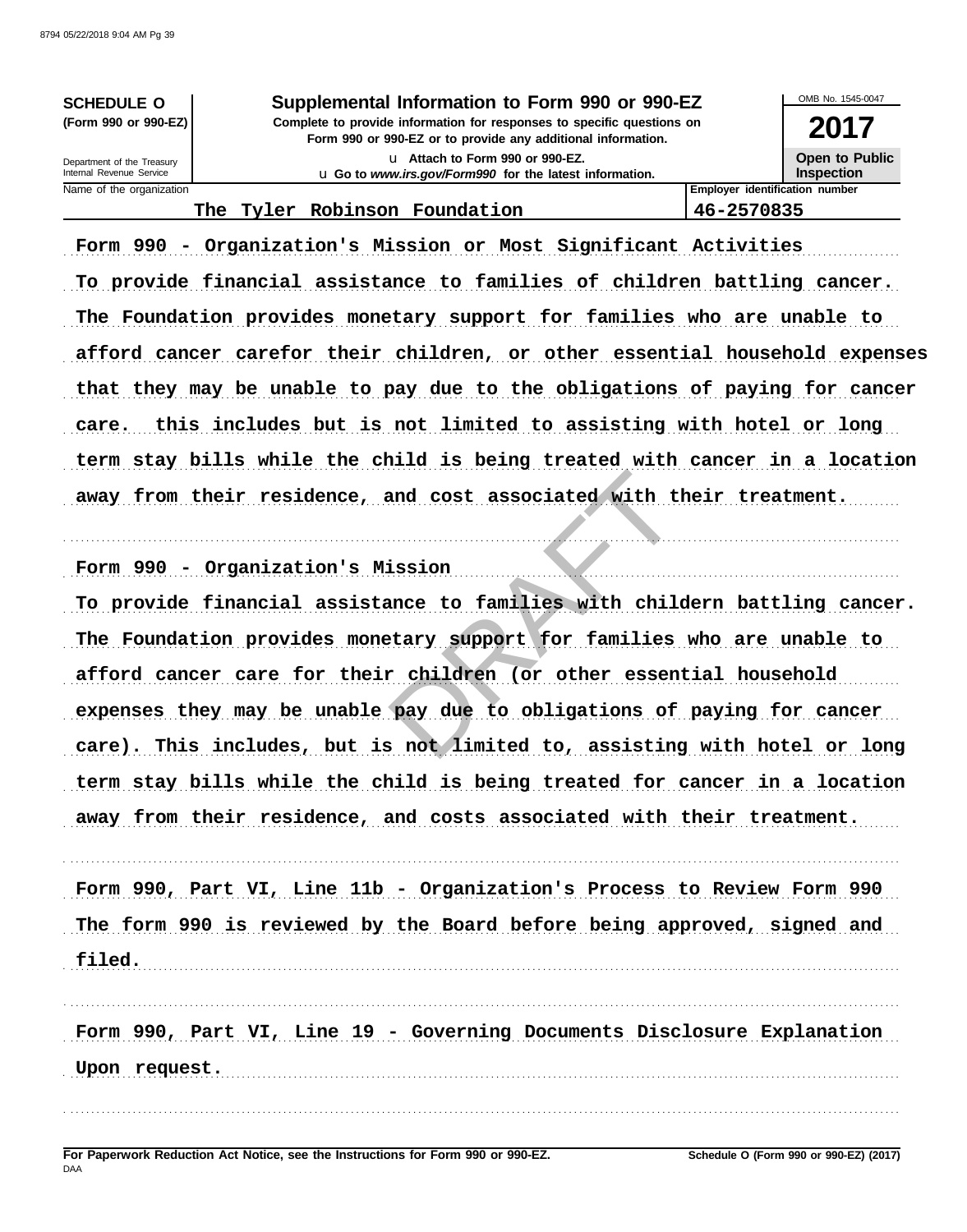**SCHEDULE O**
**(Form 990 or 990-EZ)**

Department of the Treasury
Internal Revenue Service

# Supplemental Information to Form 990 or 990-EZ

**Complete to provide information for responses to specific questions on Form 990 or 990-EZ or to provide any additional information.**

u Attach to Form 990 or 990-EZ.
u Go to *www.irs.gov/Form990* for the latest information.

OMB No. 1545-0047

**2017**

**Open to Public Inspection**

| Name of the organization | Employer identification number |
|---|---|
| The Tyler Robinson Foundation | 46-2570835 |

**Form 990 - Organization's Mission or Most Significant Activities**

To provide financial assistance to families of children battling cancer. The Foundation provides monetary support for families who are unable to afford cancer carefor their children, or other essential household expenses that they may be unable to pay due to the obligations of paying for cancer care. this includes but is not limited to assisting with hotel or long term stay bills while the child is being treated with cancer in a location away from their residence, and cost associated with their treatment.

**Form 990 - Organization's Mission**

To provide financial assistance to families with childern battling cancer. The Foundation provides monetary support for families who are unable to afford cancer care for their children (or other essential household expenses they may be unable pay due to obligations of paying for cancer care). This includes, but is not limited to, assisting with hotel or long term stay bills while the child is being treated for cancer in a location away from their residence, and costs associated with their treatment.

**Form 990, Part VI, Line 11b - Organization's Process to Review Form 990**

The form 990 is reviewed by the Board before being approved, signed and filed.

**Form 990, Part VI, Line 19 - Governing Documents Disclosure Explanation**

Upon request.

**For Paperwork Reduction Act Notice, see the Instructions for Form 990 or 990-EZ.**

DAA

**Schedule O (Form 990 or 990-EZ) (2017)**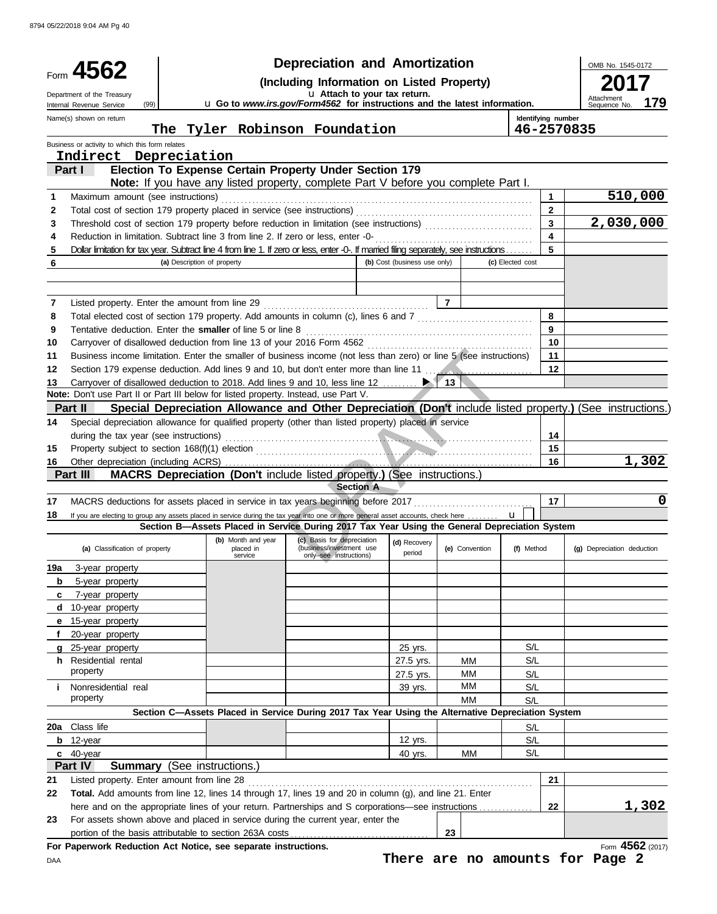# Form 4562

## Depreciation and Amortization

**(Including Information on Listed Property)**

Department of the Treasury (99) Internal Revenue Service

u Attach to your tax return.

u Go to *www.irs.gov/Form4562* for instructions and the latest information.

OMB No. 1545-0172

**2017**

Attachment Sequence No. **179**

Name(s) shown on return: **The Tyler Robinson Foundation**

Identifying number: **46-2570835**

Business or activity to which this form relates: **Indirect Depreciation**

### Part I — Election To Expense Certain Property Under Section 179

**Note:** If you have any listed property, complete Part V before you complete Part I.

| Line | Description | Box | Amount |
|---|---|---|---|
| 1 | Maximum amount (see instructions) | 1 | 510,000 |
| 2 | Total cost of section 179 property placed in service (see instructions) | 2 | |
| 3 | Threshold cost of section 179 property before reduction in limitation (see instructions) | 3 | 2,030,000 |
| 4 | Reduction in limitation. Subtract line 3 from line 2. If zero or less, enter -0- | 4 | |
| 5 | Dollar limitation for tax year. Subtract line 4 from line 1. If zero or less, enter -0-. If married filing separately, see instructions | 5 | |

| 6 | (a) Description of property | (b) Cost (business use only) | (c) Elected cost |
|---|---|---|---|
| | | | |
| | | | |

| Line | Description | Box | Amount |
|---|---|---|---|
| 7 | Listed property. Enter the amount from line 29 | 7 | |
| 8 | Total elected cost of section 179 property. Add amounts in column (c), lines 6 and 7 | 8 | |
| 9 | Tentative deduction. Enter the **smaller** of line 5 or line 8 | 9 | |
| 10 | Carryover of disallowed deduction from line 13 of your 2016 Form 4562 | 10 | |
| 11 | Business income limitation. Enter the smaller of business income (not less than zero) or line 5 (see instructions) | 11 | |
| 12 | Section 179 expense deduction. Add lines 9 and 10, but don't enter more than line 11 | 12 | |
| 13 | Carryover of disallowed deduction to 2018. Add lines 9 and 10, less line 12 | 13 | |

**Note:** Don't use Part II or Part III below for listed property. Instead, use Part V.

### Part II — Special Depreciation Allowance and Other Depreciation (Don't include listed property.) (See instructions.)

| Line | Description | Box | Amount |
|---|---|---|---|
| 14 | Special depreciation allowance for qualified property (other than listed property) placed in service during the tax year (see instructions) | 14 | |
| 15 | Property subject to section 168(f)(1) election | 15 | |
| 16 | Other depreciation (including ACRS) | 16 | 1,302 |

### Part III — MACRS Depreciation (Don't include listed property.) (See instructions.)

**Section A**

| Line | Description | Box | Amount |
|---|---|---|---|
| 17 | MACRS deductions for assets placed in service in tax years beginning before 2017 | 17 | 0 |
| 18 | If you are electing to group any assets placed in service during the tax year into one or more general asset accounts, check here u | | |

**Section B—Assets Placed in Service During 2017 Tax Year Using the General Depreciation System**

| (a) Classification of property | (b) Month and year placed in service | (c) Basis for depreciation (business/investment use only–see instructions) | (d) Recovery period | (e) Convention | (f) Method | (g) Depreciation deduction |
|---|---|---|---|---|---|---|
| 19a 3-year property | | | | | | |
| b 5-year property | | | | | | |
| c 7-year property | | | | | | |
| d 10-year property | | | | | | |
| e 15-year property | | | | | | |
| f 20-year property | | | | | | |
| g 25-year property | | | 25 yrs. | | S/L | |
| h Residential rental property | | | 27.5 yrs. | MM | S/L | |
| | | | 27.5 yrs. | MM | S/L | |
| i Nonresidential real property | | | 39 yrs. | MM | S/L | |
| | | | | MM | S/L | |

**Section C—Assets Placed in Service During 2017 Tax Year Using the Alternative Depreciation System**

| (a) Classification of property | (b) Month and year placed in service | (c) Basis for depreciation | (d) Recovery period | (e) Convention | (f) Method | (g) Depreciation deduction |
|---|---|---|---|---|---|---|
| 20a Class life | | | | | S/L | |
| b 12-year | | | 12 yrs. | | S/L | |
| c 40-year | | | 40 yrs. | MM | S/L | |

### Part IV — Summary (See instructions.)

| Line | Description | Box | Amount |
|---|---|---|---|
| 21 | Listed property. Enter amount from line 28 | 21 | |
| 22 | **Total.** Add amounts from line 12, lines 14 through 17, lines 19 and 20 in column (g), and line 21. Enter here and on the appropriate lines of your return. Partnerships and S corporations—see instructions | 22 | 1,302 |
| 23 | For assets shown above and placed in service during the current year, enter the portion of the basis attributable to section 263A costs | 23 | |

**For Paperwork Reduction Act Notice, see separate instructions.**

Form **4562** (2017)

DAA

**There are no amounts for Page 2**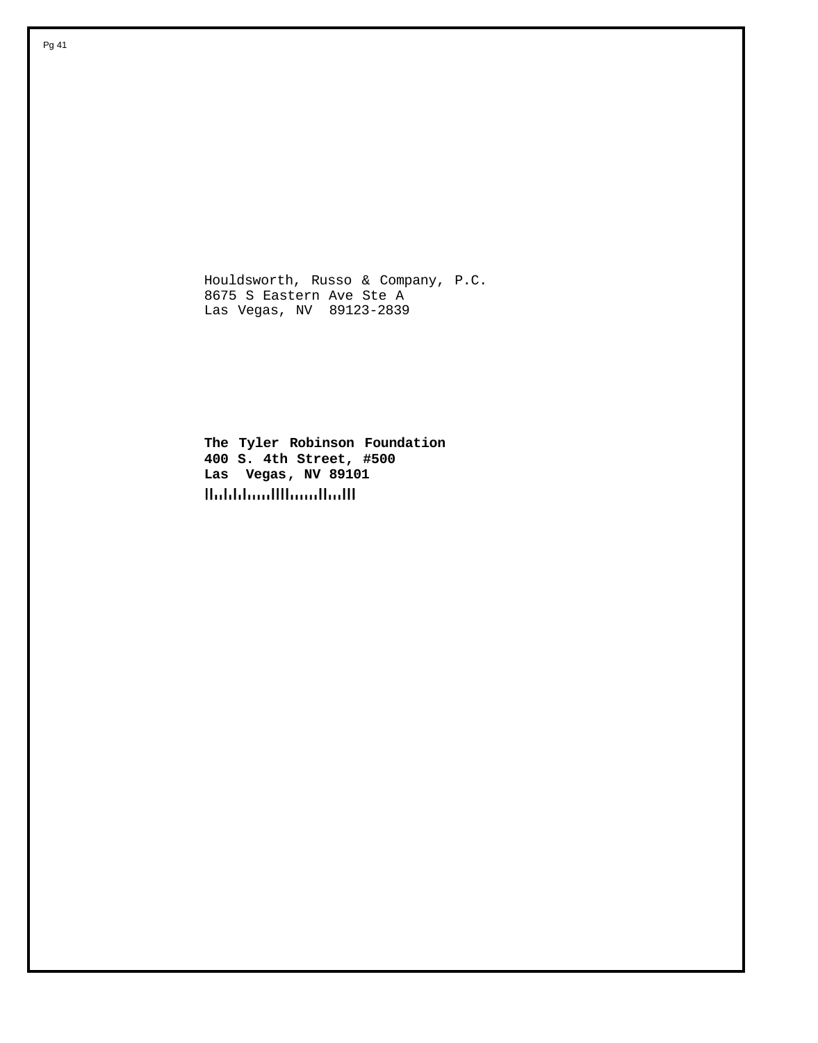Houldsworth, Russo & Company, P.C.
8675 S Eastern Ave Ste A
Las Vegas, NV 89123-2839

**The Tyler Robinson Foundation**
**400 S. 4th Street, #500**
**Las Vegas, NV 89101**